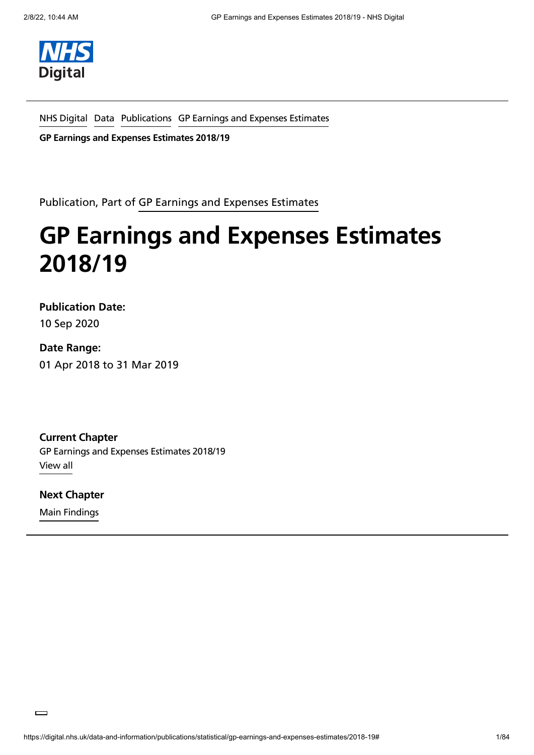NHS Digital

NHS Digital Data Publications GP Earnings and Expenses Estimates

**GP Earnings and Expenses Estimates 2018/19**

Publication, Part of GP Earnings and Expenses Estimates

# GP Earnings and Expenses Estimates 2018/19

**Publication Date:**
10 Sep 2020

**Date Range:**
01 Apr 2018 to 31 Mar 2019

**Current Chapter**
GP Earnings and Expenses Estimates 2018/19
View all

**Next Chapter**
Main Findings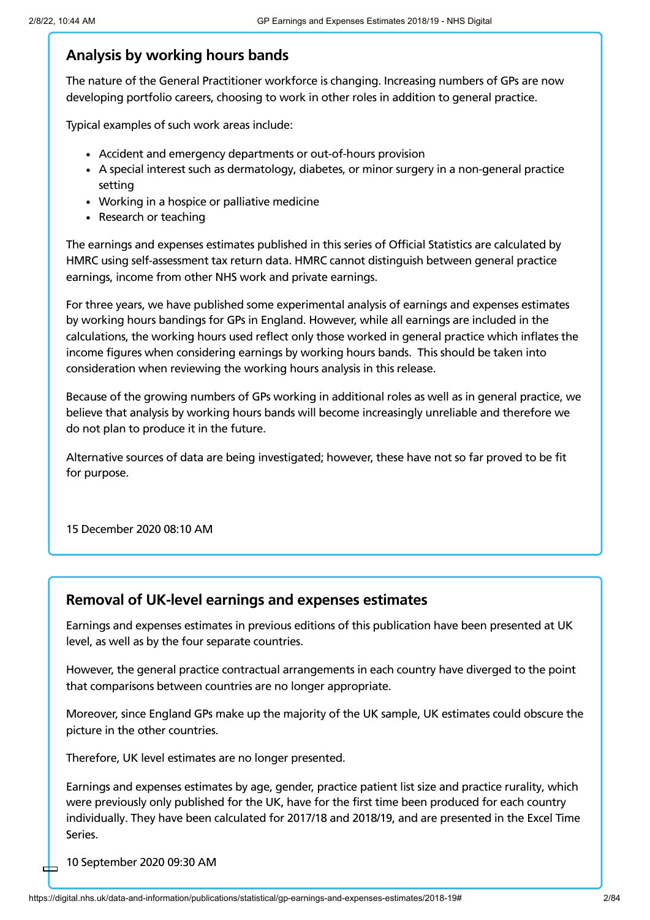## Analysis by working hours bands

The nature of the General Practitioner workforce is changing. Increasing numbers of GPs are now developing portfolio careers, choosing to work in other roles in addition to general practice.

Typical examples of such work areas include:

- Accident and emergency departments or out-of-hours provision
- A special interest such as dermatology, diabetes, or minor surgery in a non-general practice setting
- Working in a hospice or palliative medicine
- Research or teaching

The earnings and expenses estimates published in this series of Official Statistics are calculated by HMRC using self-assessment tax return data. HMRC cannot distinguish between general practice earnings, income from other NHS work and private earnings.

For three years, we have published some experimental analysis of earnings and expenses estimates by working hours bandings for GPs in England. However, while all earnings are included in the calculations, the working hours used reflect only those worked in general practice which inflates the income figures when considering earnings by working hours bands. This should be taken into consideration when reviewing the working hours analysis in this release.

Because of the growing numbers of GPs working in additional roles as well as in general practice, we believe that analysis by working hours bands will become increasingly unreliable and therefore we do not plan to produce it in the future.

Alternative sources of data are being investigated; however, these have not so far proved to be fit for purpose.

15 December 2020 08:10 AM

## Removal of UK-level earnings and expenses estimates

Earnings and expenses estimates in previous editions of this publication have been presented at UK level, as well as by the four separate countries.

However, the general practice contractual arrangements in each country have diverged to the point that comparisons between countries are no longer appropriate.

Moreover, since England GPs make up the majority of the UK sample, UK estimates could obscure the picture in the other countries.

Therefore, UK level estimates are no longer presented.

Earnings and expenses estimates by age, gender, practice patient list size and practice rurality, which were previously only published for the UK, have for the first time been produced for each country individually. They have been calculated for 2017/18 and 2018/19, and are presented in the Excel Time Series.

10 September 2020 09:30 AM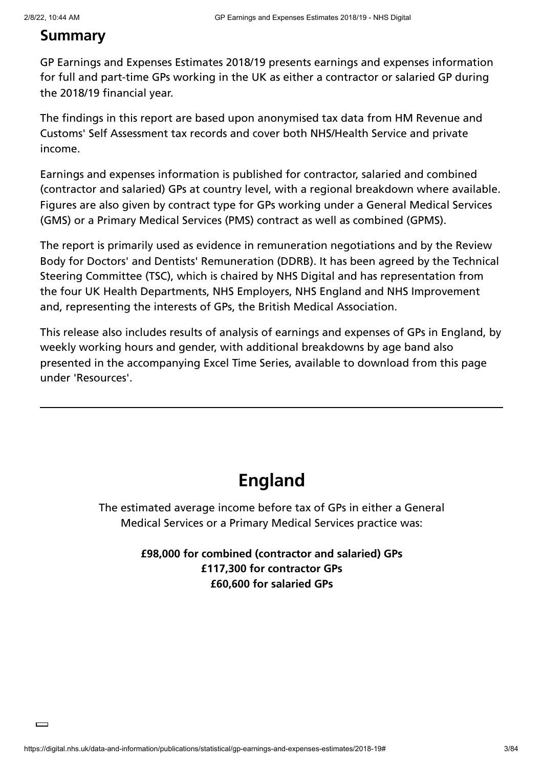## Summary

GP Earnings and Expenses Estimates 2018/19 presents earnings and expenses information for full and part-time GPs working in the UK as either a contractor or salaried GP during the 2018/19 financial year.

The findings in this report are based upon anonymised tax data from HM Revenue and Customs' Self Assessment tax records and cover both NHS/Health Service and private income.

Earnings and expenses information is published for contractor, salaried and combined (contractor and salaried) GPs at country level, with a regional breakdown where available. Figures are also given by contract type for GPs working under a General Medical Services (GMS) or a Primary Medical Services (PMS) contract as well as combined (GPMS).

The report is primarily used as evidence in remuneration negotiations and by the Review Body for Doctors' and Dentists' Remuneration (DDRB). It has been agreed by the Technical Steering Committee (TSC), which is chaired by NHS Digital and has representation from the four UK Health Departments, NHS Employers, NHS England and NHS Improvement and, representing the interests of GPs, the British Medical Association.

This release also includes results of analysis of earnings and expenses of GPs in England, by weekly working hours and gender, with additional breakdowns by age band also presented in the accompanying Excel Time Series, available to download from this page under 'Resources'.

---

# England

The estimated average income before tax of GPs in either a General Medical Services or a Primary Medical Services practice was:

**£98,000 for combined (contractor and salaried) GPs**
**£117,300 for contractor GPs**
**£60,600 for salaried GPs**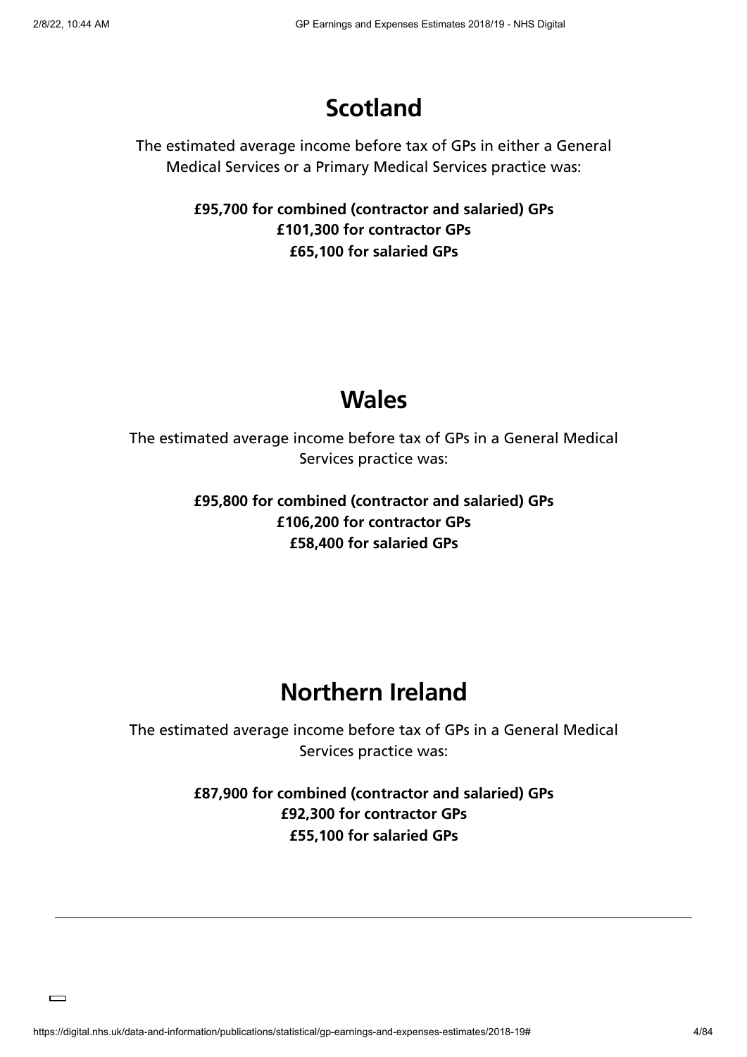## Scotland

The estimated average income before tax of GPs in either a General Medical Services or a Primary Medical Services practice was:

**£95,700 for combined (contractor and salaried) GPs**
**£101,300 for contractor GPs**
**£65,100 for salaried GPs**

## Wales

The estimated average income before tax of GPs in a General Medical Services practice was:

**£95,800 for combined (contractor and salaried) GPs**
**£106,200 for contractor GPs**
**£58,400 for salaried GPs**

## Northern Ireland

The estimated average income before tax of GPs in a General Medical Services practice was:

**£87,900 for combined (contractor and salaried) GPs**
**£92,300 for contractor GPs**
**£55,100 for salaried GPs**

---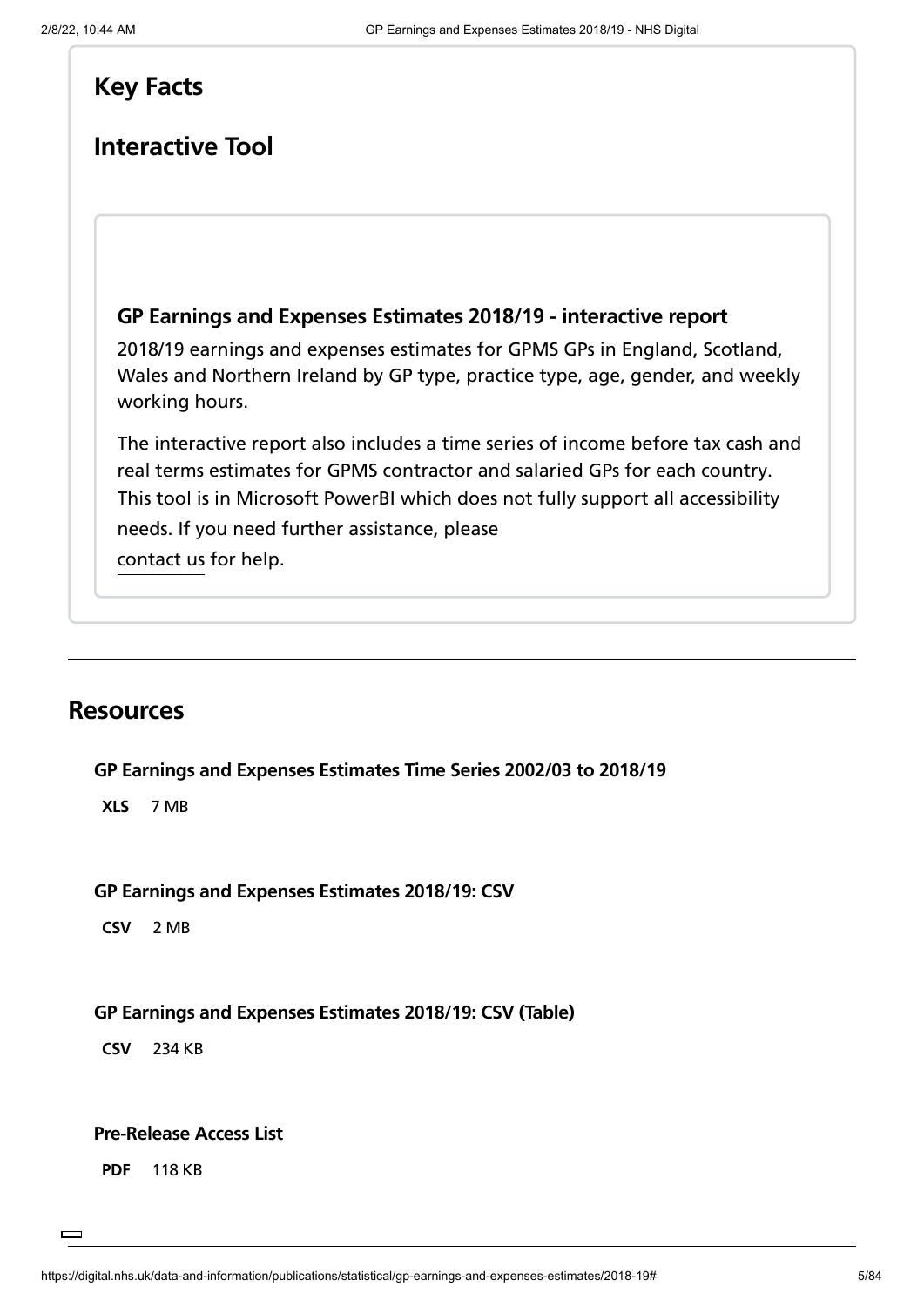## Key Facts

## Interactive Tool

### GP Earnings and Expenses Estimates 2018/19 - interactive report

2018/19 earnings and expenses estimates for GPMS GPs in England, Scotland, Wales and Northern Ireland by GP type, practice type, age, gender, and weekly working hours.

The interactive report also includes a time series of income before tax cash and real terms estimates for GPMS contractor and salaried GPs for each country. This tool is in Microsoft PowerBI which does not fully support all accessibility needs. If you need further assistance, please contact us for help.

---

## Resources

**GP Earnings and Expenses Estimates Time Series 2002/03 to 2018/19**

**XLS** 7 MB

**GP Earnings and Expenses Estimates 2018/19: CSV**

**CSV** 2 MB

**GP Earnings and Expenses Estimates 2018/19: CSV (Table)**

**CSV** 234 KB

**Pre-Release Access List**

**PDF** 118 KB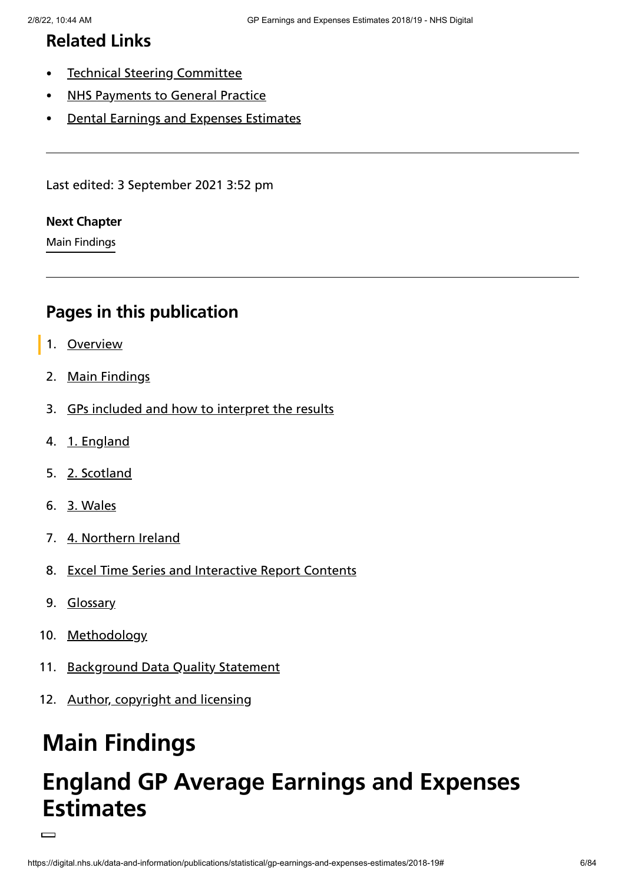## Related Links

- Technical Steering Committee
- NHS Payments to General Practice
- Dental Earnings and Expenses Estimates

---

Last edited: 3 September 2021 3:52 pm

**Next Chapter**

Main Findings

---

## Pages in this publication

1. Overview
2. Main Findings
3. GPs included and how to interpret the results
4. 1. England
5. 2. Scotland
6. 3. Wales
7. 4. Northern Ireland
8. Excel Time Series and Interactive Report Contents
9. Glossary
10. Methodology
11. Background Data Quality Statement
12. Author, copyright and licensing

# Main Findings

# England GP Average Earnings and Expenses Estimates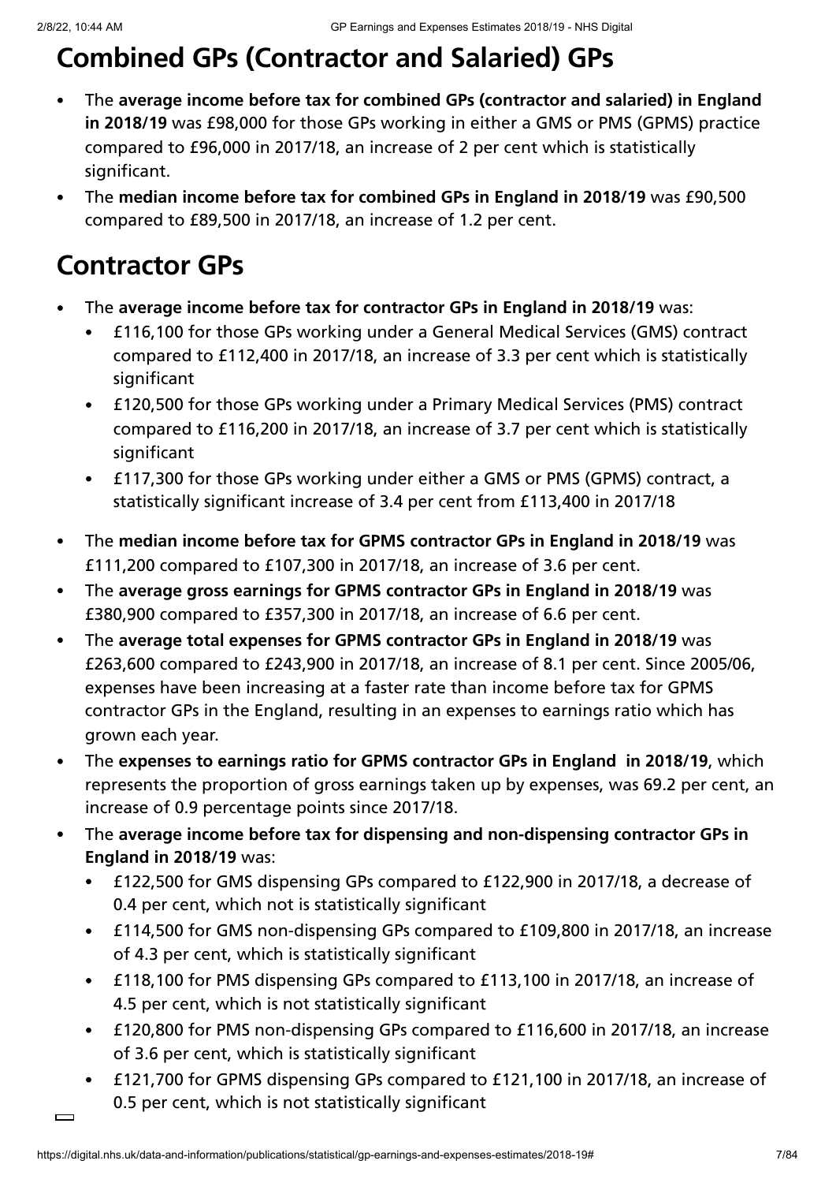## Combined GPs (Contractor and Salaried) GPs

- The **average income before tax for combined GPs (contractor and salaried) in England in 2018/19** was £98,000 for those GPs working in either a GMS or PMS (GPMS) practice compared to £96,000 in 2017/18, an increase of 2 per cent which is statistically significant.
- The **median income before tax for combined GPs in England in 2018/19** was £90,500 compared to £89,500 in 2017/18, an increase of 1.2 per cent.

## Contractor GPs

- The **average income before tax for contractor GPs in England in 2018/19** was:
  - £116,100 for those GPs working under a General Medical Services (GMS) contract compared to £112,400 in 2017/18, an increase of 3.3 per cent which is statistically significant
  - £120,500 for those GPs working under a Primary Medical Services (PMS) contract compared to £116,200 in 2017/18, an increase of 3.7 per cent which is statistically significant
  - £117,300 for those GPs working under either a GMS or PMS (GPMS) contract, a statistically significant increase of 3.4 per cent from £113,400 in 2017/18
- The **median income before tax for GPMS contractor GPs in England in 2018/19** was £111,200 compared to £107,300 in 2017/18, an increase of 3.6 per cent.
- The **average gross earnings for GPMS contractor GPs in England in 2018/19** was £380,900 compared to £357,300 in 2017/18, an increase of 6.6 per cent.
- The **average total expenses for GPMS contractor GPs in England in 2018/19** was £263,600 compared to £243,900 in 2017/18, an increase of 8.1 per cent. Since 2005/06, expenses have been increasing at a faster rate than income before tax for GPMS contractor GPs in the England, resulting in an expenses to earnings ratio which has grown each year.
- The **expenses to earnings ratio for GPMS contractor GPs in England in 2018/19**, which represents the proportion of gross earnings taken up by expenses, was 69.2 per cent, an increase of 0.9 percentage points since 2017/18.
- The **average income before tax for dispensing and non-dispensing contractor GPs in England in 2018/19** was:
  - £122,500 for GMS dispensing GPs compared to £122,900 in 2017/18, a decrease of 0.4 per cent, which not is statistically significant
  - £114,500 for GMS non-dispensing GPs compared to £109,800 in 2017/18, an increase of 4.3 per cent, which is statistically significant
  - £118,100 for PMS dispensing GPs compared to £113,100 in 2017/18, an increase of 4.5 per cent, which is not statistically significant
  - £120,800 for PMS non-dispensing GPs compared to £116,600 in 2017/18, an increase of 3.6 per cent, which is statistically significant
  - £121,700 for GPMS dispensing GPs compared to £121,100 in 2017/18, an increase of 0.5 per cent, which is not statistically significant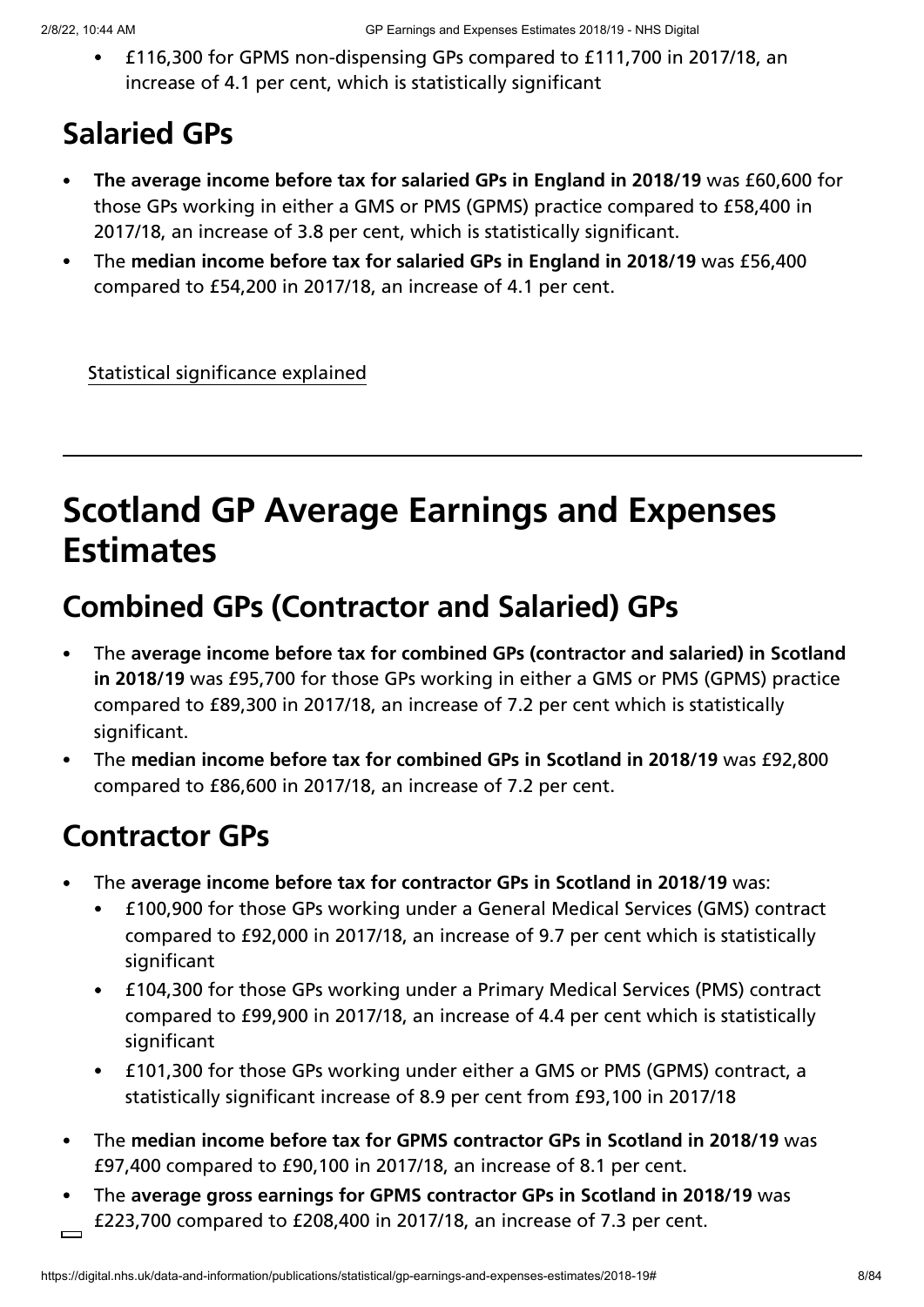- £116,300 for GPMS non-dispensing GPs compared to £111,700 in 2017/18, an increase of 4.1 per cent, which is statistically significant

## Salaried GPs

- **The average income before tax for salaried GPs in England in 2018/19** was £60,600 for those GPs working in either a GMS or PMS (GPMS) practice compared to £58,400 in 2017/18, an increase of 3.8 per cent, which is statistically significant.
- The **median income before tax for salaried GPs in England in 2018/19** was £56,400 compared to £54,200 in 2017/18, an increase of 4.1 per cent.

Statistical significance explained

---

# Scotland GP Average Earnings and Expenses Estimates

## Combined GPs (Contractor and Salaried) GPs

- The **average income before tax for combined GPs (contractor and salaried) in Scotland in 2018/19** was £95,700 for those GPs working in either a GMS or PMS (GPMS) practice compared to £89,300 in 2017/18, an increase of 7.2 per cent which is statistically significant.
- The **median income before tax for combined GPs in Scotland in 2018/19** was £92,800 compared to £86,600 in 2017/18, an increase of 7.2 per cent.

## Contractor GPs

- The **average income before tax for contractor GPs in Scotland in 2018/19** was:
  - £100,900 for those GPs working under a General Medical Services (GMS) contract compared to £92,000 in 2017/18, an increase of 9.7 per cent which is statistically significant
  - £104,300 for those GPs working under a Primary Medical Services (PMS) contract compared to £99,900 in 2017/18, an increase of 4.4 per cent which is statistically significant
  - £101,300 for those GPs working under either a GMS or PMS (GPMS) contract, a statistically significant increase of 8.9 per cent from £93,100 in 2017/18
- The **median income before tax for GPMS contractor GPs in Scotland in 2018/19** was £97,400 compared to £90,100 in 2017/18, an increase of 8.1 per cent.
- The **average gross earnings for GPMS contractor GPs in Scotland in 2018/19** was £223,700 compared to £208,400 in 2017/18, an increase of 7.3 per cent.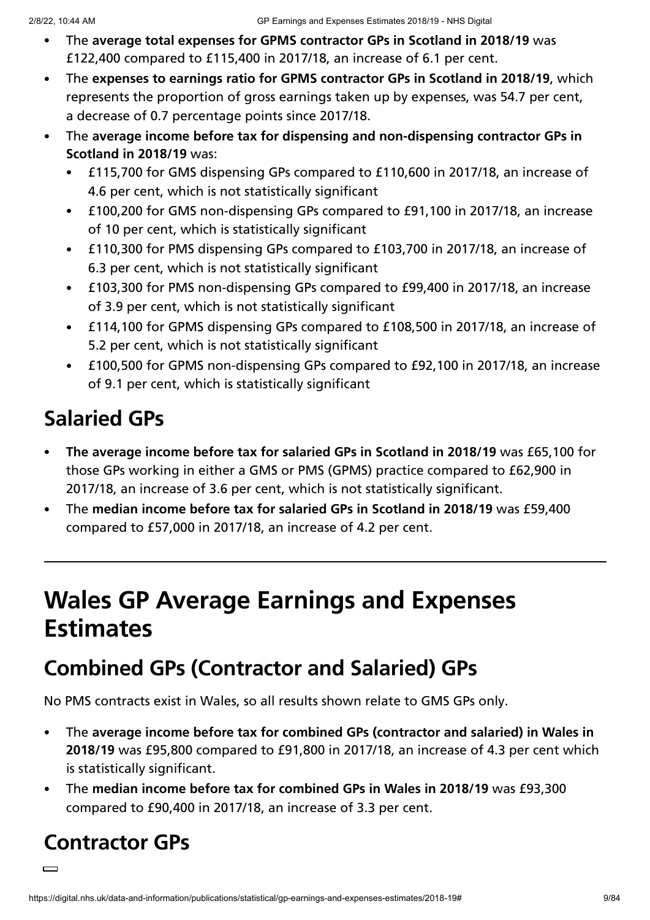- The **average total expenses for GPMS contractor GPs in Scotland in 2018/19** was £122,400 compared to £115,400 in 2017/18, an increase of 6.1 per cent.
- The **expenses to earnings ratio for GPMS contractor GPs in Scotland in 2018/19**, which represents the proportion of gross earnings taken up by expenses, was 54.7 per cent, a decrease of 0.7 percentage points since 2017/18.
- The **average income before tax for dispensing and non-dispensing contractor GPs in Scotland in 2018/19** was:
  - £115,700 for GMS dispensing GPs compared to £110,600 in 2017/18, an increase of 4.6 per cent, which is not statistically significant
  - £100,200 for GMS non-dispensing GPs compared to £91,100 in 2017/18, an increase of 10 per cent, which is statistically significant
  - £110,300 for PMS dispensing GPs compared to £103,700 in 2017/18, an increase of 6.3 per cent, which is not statistically significant
  - £103,300 for PMS non-dispensing GPs compared to £99,400 in 2017/18, an increase of 3.9 per cent, which is not statistically significant
  - £114,100 for GPMS dispensing GPs compared to £108,500 in 2017/18, an increase of 5.2 per cent, which is not statistically significant
  - £100,500 for GPMS non-dispensing GPs compared to £92,100 in 2017/18, an increase of 9.1 per cent, which is statistically significant

## Salaried GPs

- **The average income before tax for salaried GPs in Scotland in 2018/19** was £65,100 for those GPs working in either a GMS or PMS (GPMS) practice compared to £62,900 in 2017/18, an increase of 3.6 per cent, which is not statistically significant.
- The **median income before tax for salaried GPs in Scotland in 2018/19** was £59,400 compared to £57,000 in 2017/18, an increase of 4.2 per cent.

---

# Wales GP Average Earnings and Expenses Estimates

## Combined GPs (Contractor and Salaried) GPs

No PMS contracts exist in Wales, so all results shown relate to GMS GPs only.

- The **average income before tax for combined GPs (contractor and salaried) in Wales in 2018/19** was £95,800 compared to £91,800 in 2017/18, an increase of 4.3 per cent which is statistically significant.
- The **median income before tax for combined GPs in Wales in 2018/19** was £93,300 compared to £90,400 in 2017/18, an increase of 3.3 per cent.

## Contractor GPs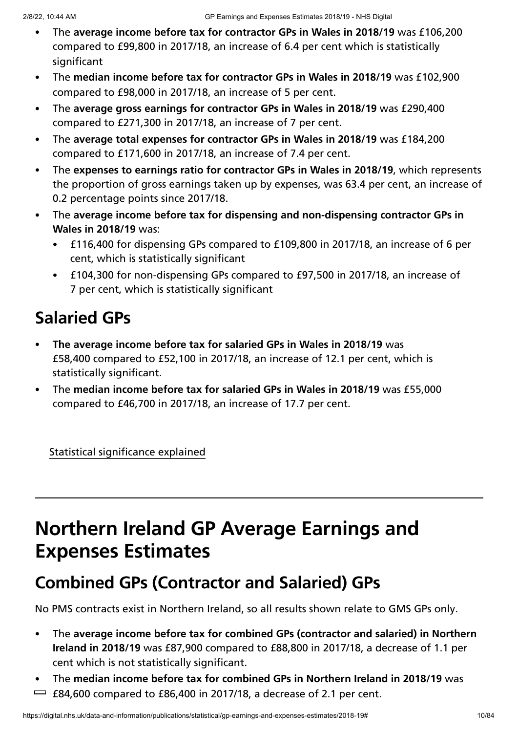- The **average income before tax for contractor GPs in Wales in 2018/19** was £106,200 compared to £99,800 in 2017/18, an increase of 6.4 per cent which is statistically significant
- The **median income before tax for contractor GPs in Wales in 2018/19** was £102,900 compared to £98,000 in 2017/18, an increase of 5 per cent.
- The **average gross earnings for contractor GPs in Wales in 2018/19** was £290,400 compared to £271,300 in 2017/18, an increase of 7 per cent.
- The **average total expenses for contractor GPs in Wales in 2018/19** was £184,200 compared to £171,600 in 2017/18, an increase of 7.4 per cent.
- The **expenses to earnings ratio for contractor GPs in Wales in 2018/19**, which represents the proportion of gross earnings taken up by expenses, was 63.4 per cent, an increase of 0.2 percentage points since 2017/18.
- The **average income before tax for dispensing and non-dispensing contractor GPs in Wales in 2018/19** was:
  - £116,400 for dispensing GPs compared to £109,800 in 2017/18, an increase of 6 per cent, which is statistically significant
  - £104,300 for non-dispensing GPs compared to £97,500 in 2017/18, an increase of 7 per cent, which is statistically significant

## Salaried GPs

- **The average income before tax for salaried GPs in Wales in 2018/19** was £58,400 compared to £52,100 in 2017/18, an increase of 12.1 per cent, which is statistically significant.
- The **median income before tax for salaried GPs in Wales in 2018/19** was £55,000 compared to £46,700 in 2017/18, an increase of 17.7 per cent.

Statistical significance explained

# Northern Ireland GP Average Earnings and Expenses Estimates

## Combined GPs (Contractor and Salaried) GPs

No PMS contracts exist in Northern Ireland, so all results shown relate to GMS GPs only.

- The **average income before tax for combined GPs (contractor and salaried) in Northern Ireland in 2018/19** was £87,900 compared to £88,800 in 2017/18, a decrease of 1.1 per cent which is not statistically significant.
- The **median income before tax for combined GPs in Northern Ireland in 2018/19** was £84,600 compared to £86,400 in 2017/18, a decrease of 2.1 per cent.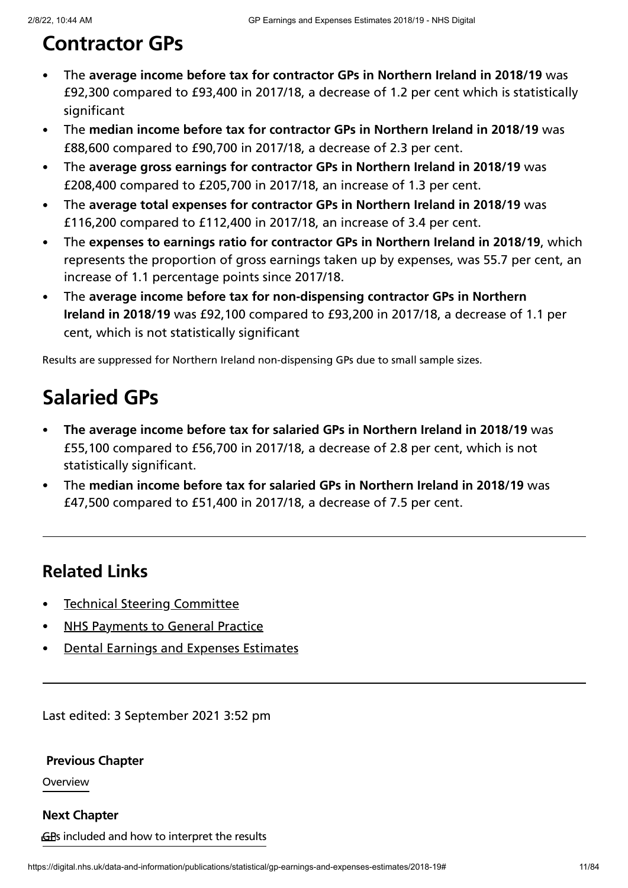## Contractor GPs

- The **average income before tax for contractor GPs in Northern Ireland in 2018/19** was £92,300 compared to £93,400 in 2017/18, a decrease of 1.2 per cent which is statistically significant
- The **median income before tax for contractor GPs in Northern Ireland in 2018/19** was £88,600 compared to £90,700 in 2017/18, a decrease of 2.3 per cent.
- The **average gross earnings for contractor GPs in Northern Ireland in 2018/19** was £208,400 compared to £205,700 in 2017/18, an increase of 1.3 per cent.
- The **average total expenses for contractor GPs in Northern Ireland in 2018/19** was £116,200 compared to £112,400 in 2017/18, an increase of 3.4 per cent.
- The **expenses to earnings ratio for contractor GPs in Northern Ireland in 2018/19**, which represents the proportion of gross earnings taken up by expenses, was 55.7 per cent, an increase of 1.1 percentage points since 2017/18.
- The **average income before tax for non-dispensing contractor GPs in Northern Ireland in 2018/19** was £92,100 compared to £93,200 in 2017/18, a decrease of 1.1 per cent, which is not statistically significant

Results are suppressed for Northern Ireland non-dispensing GPs due to small sample sizes.

## Salaried GPs

- **The average income before tax for salaried GPs in Northern Ireland in 2018/19** was £55,100 compared to £56,700 in 2017/18, a decrease of 2.8 per cent, which is not statistically significant.
- The **median income before tax for salaried GPs in Northern Ireland in 2018/19** was £47,500 compared to £51,400 in 2017/18, a decrease of 7.5 per cent.

---

## Related Links

- Technical Steering Committee
- NHS Payments to General Practice
- Dental Earnings and Expenses Estimates

---

Last edited: 3 September 2021 3:52 pm

**Previous Chapter**

Overview

**Next Chapter**

GPs included and how to interpret the results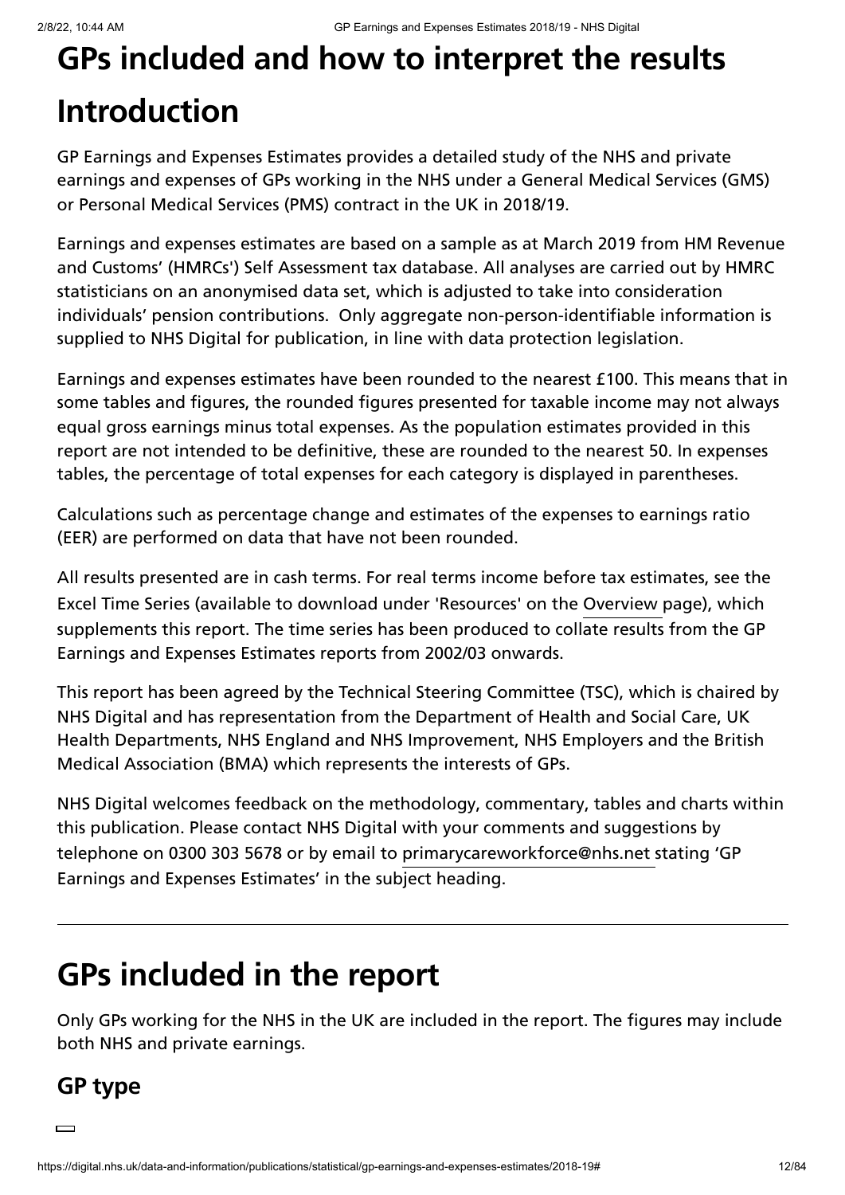# GPs included and how to interpret the results

# Introduction

GP Earnings and Expenses Estimates provides a detailed study of the NHS and private earnings and expenses of GPs working in the NHS under a General Medical Services (GMS) or Personal Medical Services (PMS) contract in the UK in 2018/19.

Earnings and expenses estimates are based on a sample as at March 2019 from HM Revenue and Customs' (HMRCs') Self Assessment tax database. All analyses are carried out by HMRC statisticians on an anonymised data set, which is adjusted to take into consideration individuals' pension contributions. Only aggregate non-person-identifiable information is supplied to NHS Digital for publication, in line with data protection legislation.

Earnings and expenses estimates have been rounded to the nearest £100. This means that in some tables and figures, the rounded figures presented for taxable income may not always equal gross earnings minus total expenses. As the population estimates provided in this report are not intended to be definitive, these are rounded to the nearest 50. In expenses tables, the percentage of total expenses for each category is displayed in parentheses.

Calculations such as percentage change and estimates of the expenses to earnings ratio (EER) are performed on data that have not been rounded.

All results presented are in cash terms. For real terms income before tax estimates, see the Excel Time Series (available to download under 'Resources' on the Overview page), which supplements this report. The time series has been produced to collate results from the GP Earnings and Expenses Estimates reports from 2002/03 onwards.

This report has been agreed by the Technical Steering Committee (TSC), which is chaired by NHS Digital and has representation from the Department of Health and Social Care, UK Health Departments, NHS England and NHS Improvement, NHS Employers and the British Medical Association (BMA) which represents the interests of GPs.

NHS Digital welcomes feedback on the methodology, commentary, tables and charts within this publication. Please contact NHS Digital with your comments and suggestions by telephone on 0300 303 5678 or by email to primarycareworkforce@nhs.net stating 'GP Earnings and Expenses Estimates' in the subject heading.

---

# GPs included in the report

Only GPs working for the NHS in the UK are included in the report. The figures may include both NHS and private earnings.

## GP type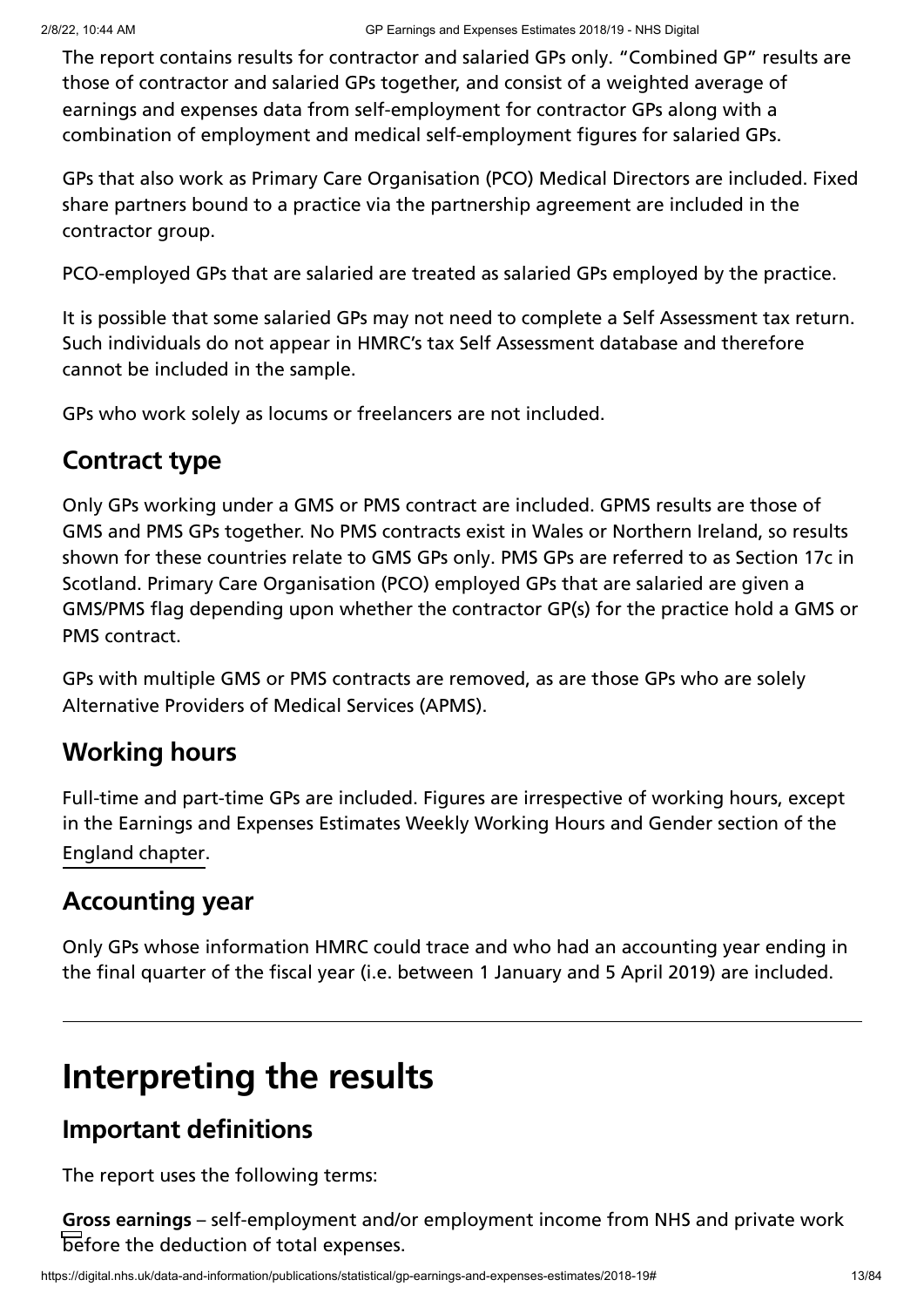The report contains results for contractor and salaried GPs only. "Combined GP" results are those of contractor and salaried GPs together, and consist of a weighted average of earnings and expenses data from self-employment for contractor GPs along with a combination of employment and medical self-employment figures for salaried GPs.

GPs that also work as Primary Care Organisation (PCO) Medical Directors are included. Fixed share partners bound to a practice via the partnership agreement are included in the contractor group.

PCO-employed GPs that are salaried are treated as salaried GPs employed by the practice.

It is possible that some salaried GPs may not need to complete a Self Assessment tax return. Such individuals do not appear in HMRC's tax Self Assessment database and therefore cannot be included in the sample.

GPs who work solely as locums or freelancers are not included.

## Contract type

Only GPs working under a GMS or PMS contract are included. GPMS results are those of GMS and PMS GPs together. No PMS contracts exist in Wales or Northern Ireland, so results shown for these countries relate to GMS GPs only. PMS GPs are referred to as Section 17c in Scotland. Primary Care Organisation (PCO) employed GPs that are salaried are given a GMS/PMS flag depending upon whether the contractor GP(s) for the practice hold a GMS or PMS contract.

GPs with multiple GMS or PMS contracts are removed, as are those GPs who are solely Alternative Providers of Medical Services (APMS).

## Working hours

Full-time and part-time GPs are included. Figures are irrespective of working hours, except in the Earnings and Expenses Estimates Weekly Working Hours and Gender section of the England chapter.

## Accounting year

Only GPs whose information HMRC could trace and who had an accounting year ending in the final quarter of the fiscal year (i.e. between 1 January and 5 April 2019) are included.

---

# Interpreting the results

## Important definitions

The report uses the following terms:

**Gross earnings** – self-employment and/or employment income from NHS and private work before the deduction of total expenses.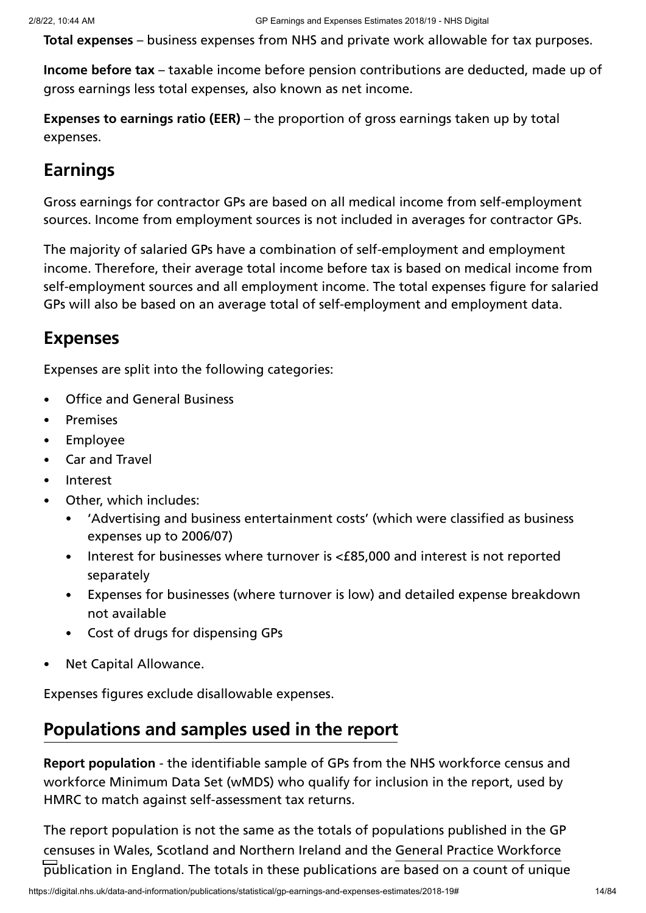**Total expenses** – business expenses from NHS and private work allowable for tax purposes.

**Income before tax** – taxable income before pension contributions are deducted, made up of gross earnings less total expenses, also known as net income.

**Expenses to earnings ratio (EER)** – the proportion of gross earnings taken up by total expenses.

## Earnings

Gross earnings for contractor GPs are based on all medical income from self-employment sources. Income from employment sources is not included in averages for contractor GPs.

The majority of salaried GPs have a combination of self-employment and employment income. Therefore, their average total income before tax is based on medical income from self-employment sources and all employment income. The total expenses figure for salaried GPs will also be based on an average total of self-employment and employment data.

## Expenses

Expenses are split into the following categories:

- Office and General Business
- Premises
- Employee
- Car and Travel
- Interest
- Other, which includes:
  - 'Advertising and business entertainment costs' (which were classified as business expenses up to 2006/07)
  - Interest for businesses where turnover is <£85,000 and interest is not reported separately
  - Expenses for businesses (where turnover is low) and detailed expense breakdown not available
  - Cost of drugs for dispensing GPs
- Net Capital Allowance.

Expenses figures exclude disallowable expenses.

## Populations and samples used in the report

**Report population** - the identifiable sample of GPs from the NHS workforce census and workforce Minimum Data Set (wMDS) who qualify for inclusion in the report, used by HMRC to match against self-assessment tax returns.

The report population is not the same as the totals of populations published in the GP censuses in Wales, Scotland and Northern Ireland and the General Practice Workforce publication in England. The totals in these publications are based on a count of unique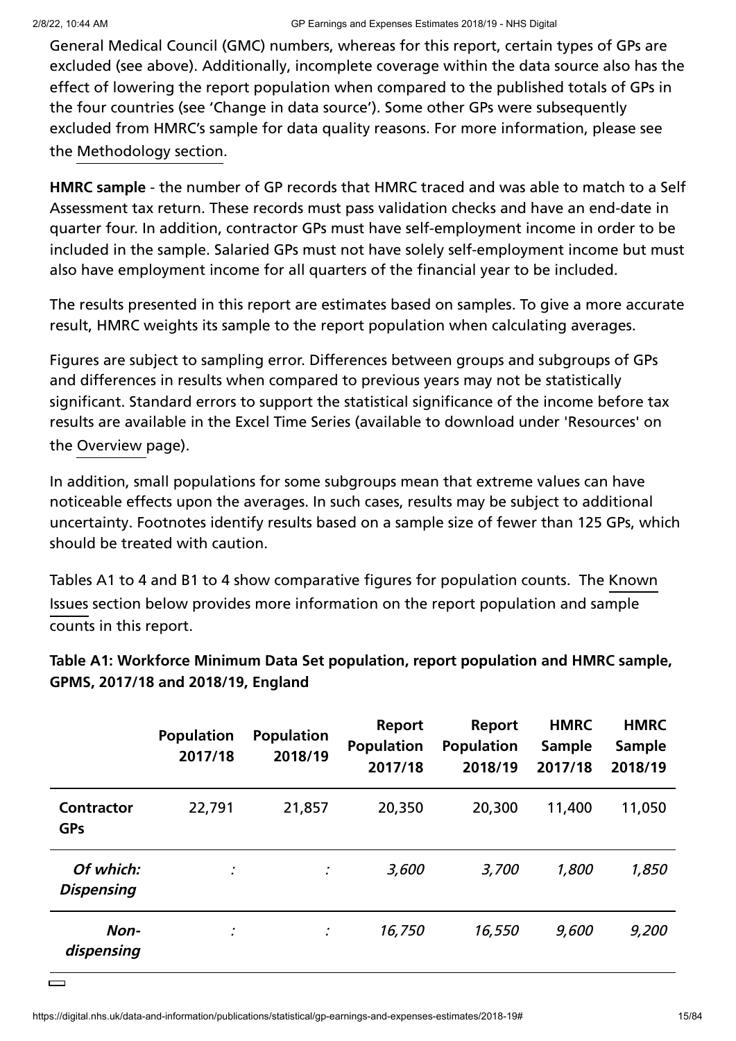General Medical Council (GMC) numbers, whereas for this report, certain types of GPs are excluded (see above). Additionally, incomplete coverage within the data source also has the effect of lowering the report population when compared to the published totals of GPs in the four countries (see 'Change in data source'). Some other GPs were subsequently excluded from HMRC's sample for data quality reasons. For more information, please see the Methodology section.

**HMRC sample** - the number of GP records that HMRC traced and was able to match to a Self Assessment tax return. These records must pass validation checks and have an end-date in quarter four. In addition, contractor GPs must have self-employment income in order to be included in the sample. Salaried GPs must not have solely self-employment income but must also have employment income for all quarters of the financial year to be included.

The results presented in this report are estimates based on samples. To give a more accurate result, HMRC weights its sample to the report population when calculating averages.

Figures are subject to sampling error. Differences between groups and subgroups of GPs and differences in results when compared to previous years may not be statistically significant. Standard errors to support the statistical significance of the income before tax results are available in the Excel Time Series (available to download under 'Resources' on the Overview page).

In addition, small populations for some subgroups mean that extreme values can have noticeable effects upon the averages. In such cases, results may be subject to additional uncertainty. Footnotes identify results based on a sample size of fewer than 125 GPs, which should be treated with caution.

Tables A1 to 4 and B1 to 4 show comparative figures for population counts. The Known Issues section below provides more information on the report population and sample counts in this report.

**Table A1: Workforce Minimum Data Set population, report population and HMRC sample, GPMS, 2017/18 and 2018/19, England**

| | Population 2017/18 | Population 2018/19 | Report Population 2017/18 | Report Population 2018/19 | HMRC Sample 2017/18 | HMRC Sample 2018/19 |
|---|---|---|---|---|---|---|
| **Contractor GPs** | 22,791 | 21,857 | 20,350 | 20,300 | 11,400 | 11,050 |
| ***Of which: Dispensing*** | *:* | *:* | *3,600* | *3,700* | *1,800* | *1,850* |
| ***Non-dispensing*** | *:* | *:* | *16,750* | *16,550* | *9,600* | *9,200* |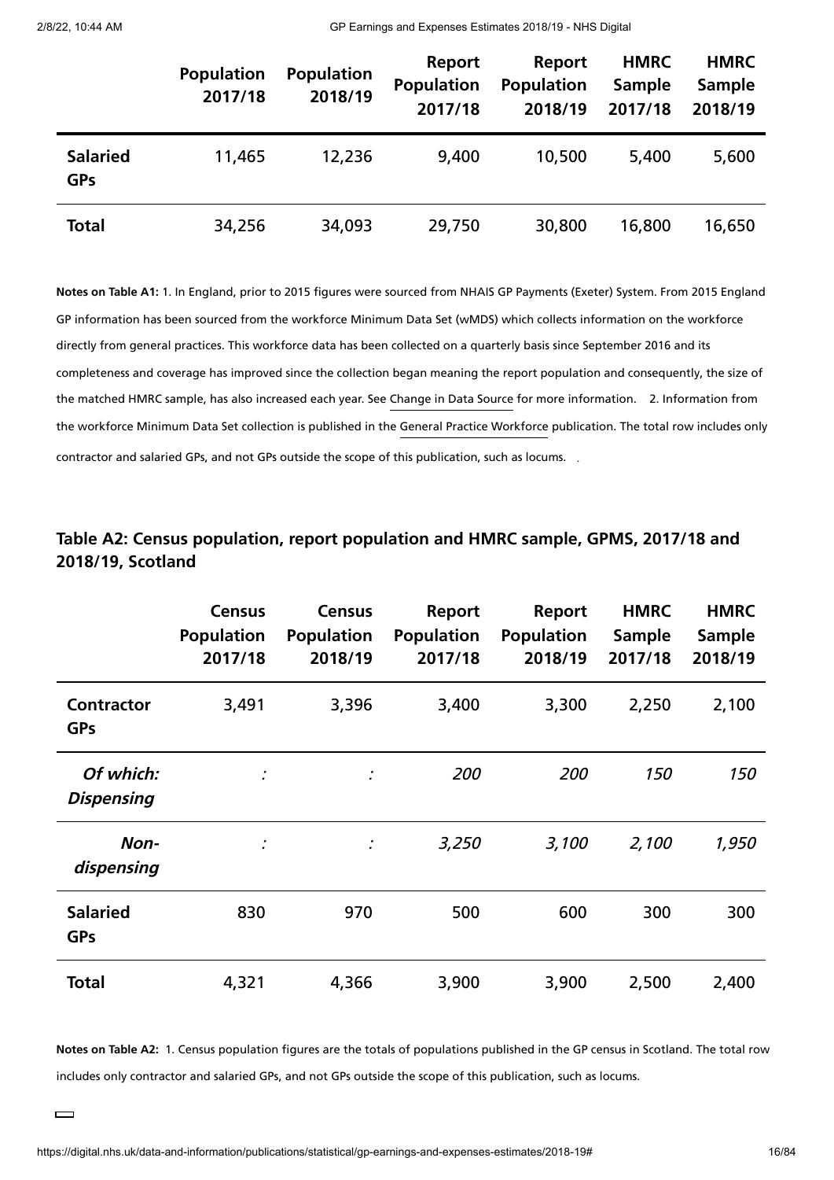| | Population 2017/18 | Population 2018/19 | Report Population 2017/18 | Report Population 2018/19 | HMRC Sample 2017/18 | HMRC Sample 2018/19 |
|---|---|---|---|---|---|---|
| **Salaried GPs** | 11,465 | 12,236 | 9,400 | 10,500 | 5,400 | 5,600 |
| **Total** | 34,256 | 34,093 | 29,750 | 30,800 | 16,800 | 16,650 |

**Notes on Table A1:** 1. In England, prior to 2015 figures were sourced from NHAIS GP Payments (Exeter) System. From 2015 England GP information has been sourced from the workforce Minimum Data Set (wMDS) which collects information on the workforce directly from general practices. This workforce data has been collected on a quarterly basis since September 2016 and its completeness and coverage has improved since the collection began meaning the report population and consequently, the size of the matched HMRC sample, has also increased each year. See Change in Data Source for more information. 2. Information from the workforce Minimum Data Set collection is published in the General Practice Workforce publication. The total row includes only contractor and salaried GPs, and not GPs outside the scope of this publication, such as locums.

### Table A2: Census population, report population and HMRC sample, GPMS, 2017/18 and 2018/19, Scotland

| | Census Population 2017/18 | Census Population 2018/19 | Report Population 2017/18 | Report Population 2018/19 | HMRC Sample 2017/18 | HMRC Sample 2018/19 |
|---|---|---|---|---|---|---|
| **Contractor GPs** | 3,491 | 3,396 | 3,400 | 3,300 | 2,250 | 2,100 |
| ***Of which: Dispensing*** | *:* | *:* | *200* | *200* | *150* | *150* |
| ***Non-dispensing*** | *:* | *:* | *3,250* | *3,100* | *2,100* | *1,950* |
| **Salaried GPs** | 830 | 970 | 500 | 600 | 300 | 300 |
| **Total** | 4,321 | 4,366 | 3,900 | 3,900 | 2,500 | 2,400 |

**Notes on Table A2:** 1. Census population figures are the totals of populations published in the GP census in Scotland. The total row includes only contractor and salaried GPs, and not GPs outside the scope of this publication, such as locums.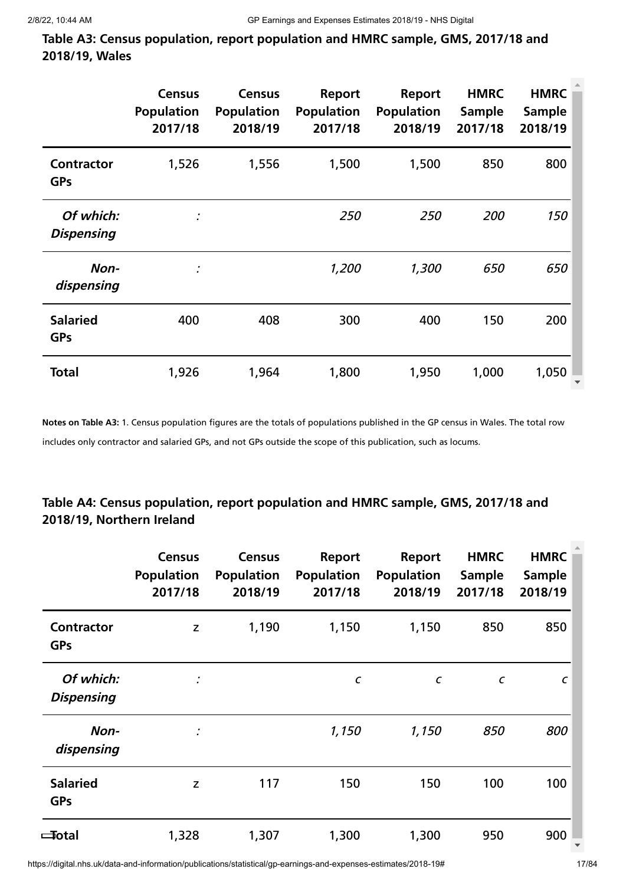## Table A3: Census population, report population and HMRC sample, GMS, 2017/18 and 2018/19, Wales

| | Census Population 2017/18 | Census Population 2018/19 | Report Population 2017/18 | Report Population 2018/19 | HMRC Sample 2017/18 | HMRC Sample 2018/19 |
|---|---|---|---|---|---|---|
| **Contractor GPs** | 1,526 | 1,556 | 1,500 | 1,500 | 850 | 800 |
| ***Of which: Dispensing*** | *:* | | *250* | *250* | *200* | *150* |
| ***Non-dispensing*** | *:* | | *1,200* | *1,300* | *650* | *650* |
| **Salaried GPs** | 400 | 408 | 300 | 400 | 150 | 200 |
| **Total** | 1,926 | 1,964 | 1,800 | 1,950 | 1,000 | 1,050 |

**Notes on Table A3:** 1. Census population figures are the totals of populations published in the GP census in Wales. The total row includes only contractor and salaried GPs, and not GPs outside the scope of this publication, such as locums.

## Table A4: Census population, report population and HMRC sample, GMS, 2017/18 and 2018/19, Northern Ireland

| | Census Population 2017/18 | Census Population 2018/19 | Report Population 2017/18 | Report Population 2018/19 | HMRC Sample 2017/18 | HMRC Sample 2018/19 |
|---|---|---|---|---|---|---|
| **Contractor GPs** | z | 1,190 | 1,150 | 1,150 | 850 | 850 |
| ***Of which: Dispensing*** | *:* | | *c* | *c* | *c* | *c* |
| ***Non-dispensing*** | *:* | | *1,150* | *1,150* | *850* | *800* |
| **Salaried GPs** | z | 117 | 150 | 150 | 100 | 100 |
| **Total** | 1,328 | 1,307 | 1,300 | 1,300 | 950 | 900 |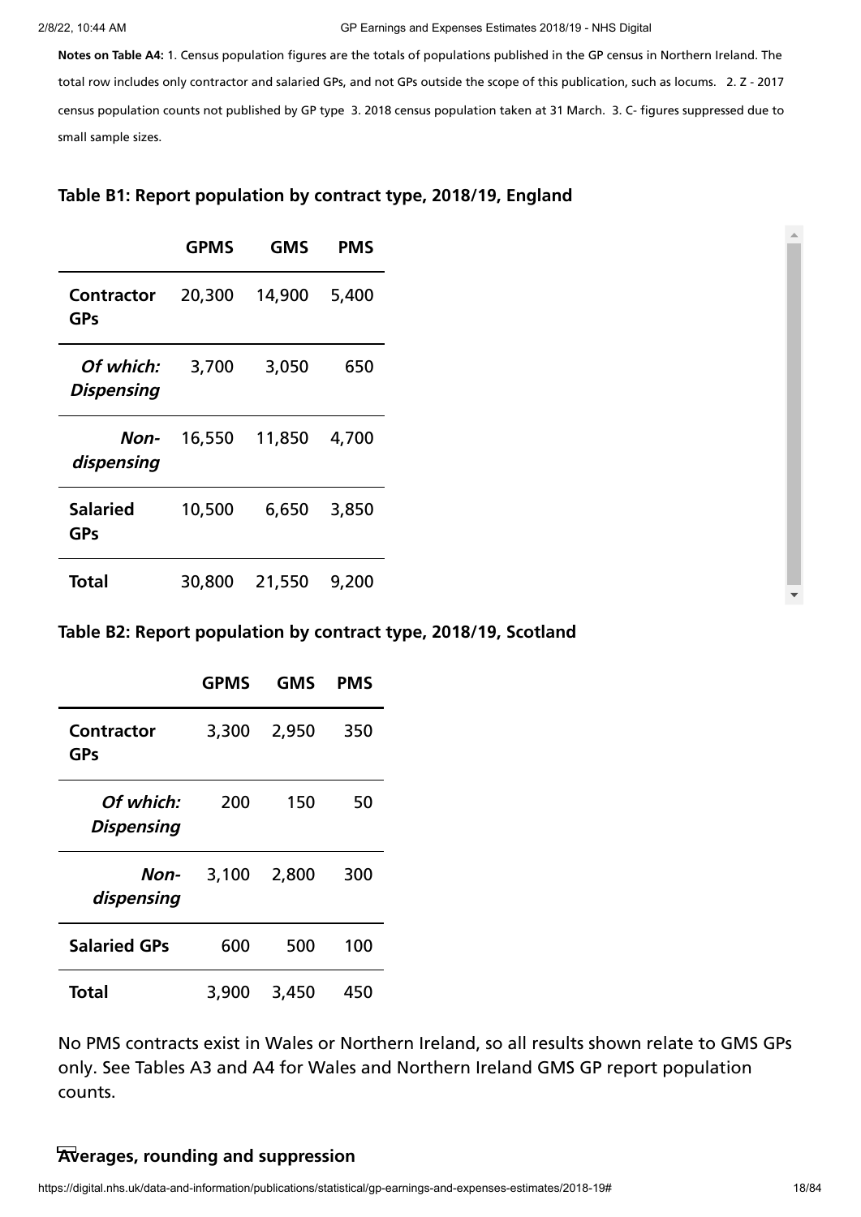**Notes on Table A4:** 1. Census population figures are the totals of populations published in the GP census in Northern Ireland. The total row includes only contractor and salaried GPs, and not GPs outside the scope of this publication, such as locums. 2. Z - 2017 census population counts not published by GP type 3. 2018 census population taken at 31 March. 3. C- figures suppressed due to small sample sizes.

### Table B1: Report population by contract type, 2018/19, England

| | GPMS | GMS | PMS |
|---|---|---|---|
| **Contractor GPs** | 20,300 | 14,900 | 5,400 |
| ***Of which: Dispensing*** | 3,700 | 3,050 | 650 |
| ***Non-dispensing*** | 16,550 | 11,850 | 4,700 |
| **Salaried GPs** | 10,500 | 6,650 | 3,850 |
| **Total** | 30,800 | 21,550 | 9,200 |

### Table B2: Report population by contract type, 2018/19, Scotland

| | GPMS | GMS | PMS |
|---|---|---|---|
| **Contractor GPs** | 3,300 | 2,950 | 350 |
| ***Of which: Dispensing*** | 200 | 150 | 50 |
| ***Non-dispensing*** | 3,100 | 2,800 | 300 |
| **Salaried GPs** | 600 | 500 | 100 |
| **Total** | 3,900 | 3,450 | 450 |

No PMS contracts exist in Wales or Northern Ireland, so all results shown relate to GMS GPs only. See Tables A3 and A4 for Wales and Northern Ireland GMS GP report population counts.

## Averages, rounding and suppression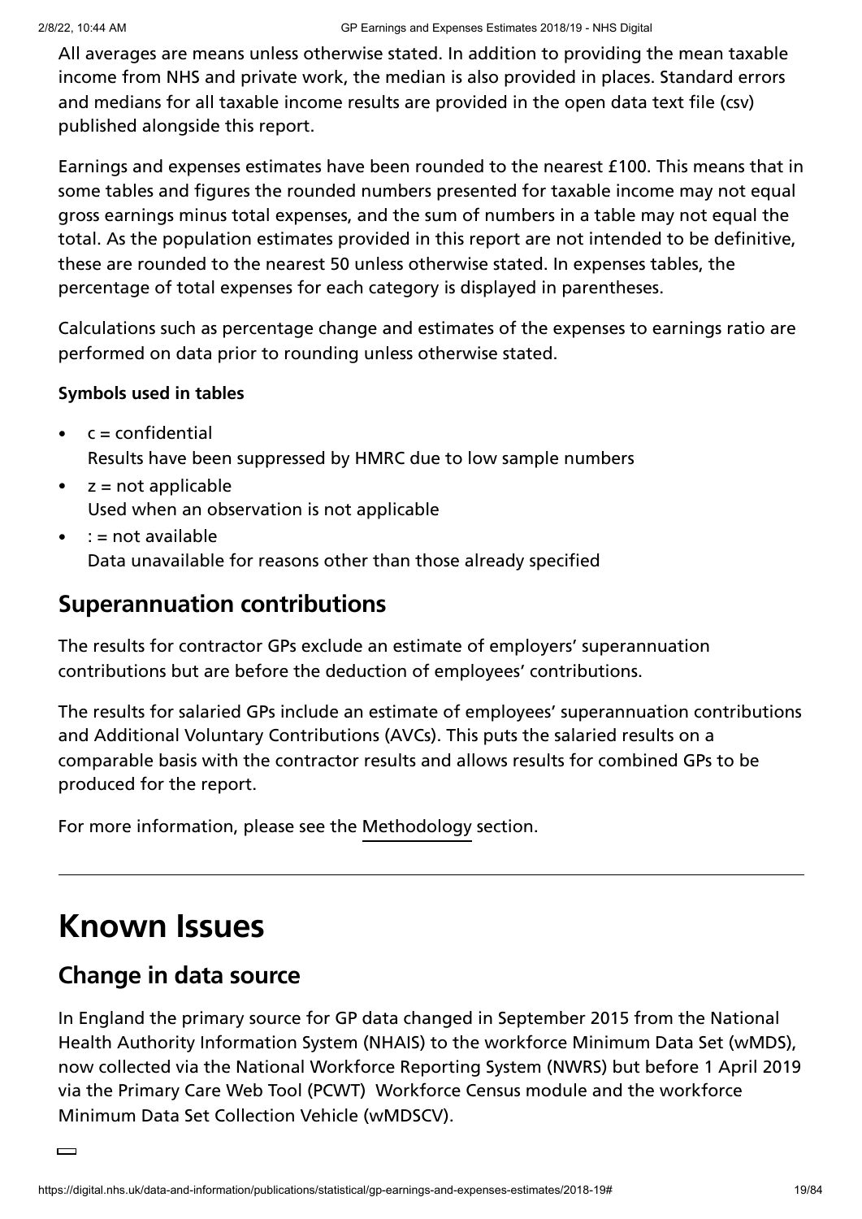All averages are means unless otherwise stated. In addition to providing the mean taxable income from NHS and private work, the median is also provided in places. Standard errors and medians for all taxable income results are provided in the open data text file (csv) published alongside this report.

Earnings and expenses estimates have been rounded to the nearest £100. This means that in some tables and figures the rounded numbers presented for taxable income may not equal gross earnings minus total expenses, and the sum of numbers in a table may not equal the total. As the population estimates provided in this report are not intended to be definitive, these are rounded to the nearest 50 unless otherwise stated. In expenses tables, the percentage of total expenses for each category is displayed in parentheses.

Calculations such as percentage change and estimates of the expenses to earnings ratio are performed on data prior to rounding unless otherwise stated.

**Symbols used in tables**

- c = confidential
  Results have been suppressed by HMRC due to low sample numbers
- z = not applicable
  Used when an observation is not applicable
- : = not available
  Data unavailable for reasons other than those already specified

## Superannuation contributions

The results for contractor GPs exclude an estimate of employers' superannuation contributions but are before the deduction of employees' contributions.

The results for salaried GPs include an estimate of employees' superannuation contributions and Additional Voluntary Contributions (AVCs). This puts the salaried results on a comparable basis with the contractor results and allows results for combined GPs to be produced for the report.

For more information, please see the Methodology section.

---

# Known Issues

## Change in data source

In England the primary source for GP data changed in September 2015 from the National Health Authority Information System (NHAIS) to the workforce Minimum Data Set (wMDS), now collected via the National Workforce Reporting System (NWRS) but before 1 April 2019 via the Primary Care Web Tool (PCWT) Workforce Census module and the workforce Minimum Data Set Collection Vehicle (wMDSCV).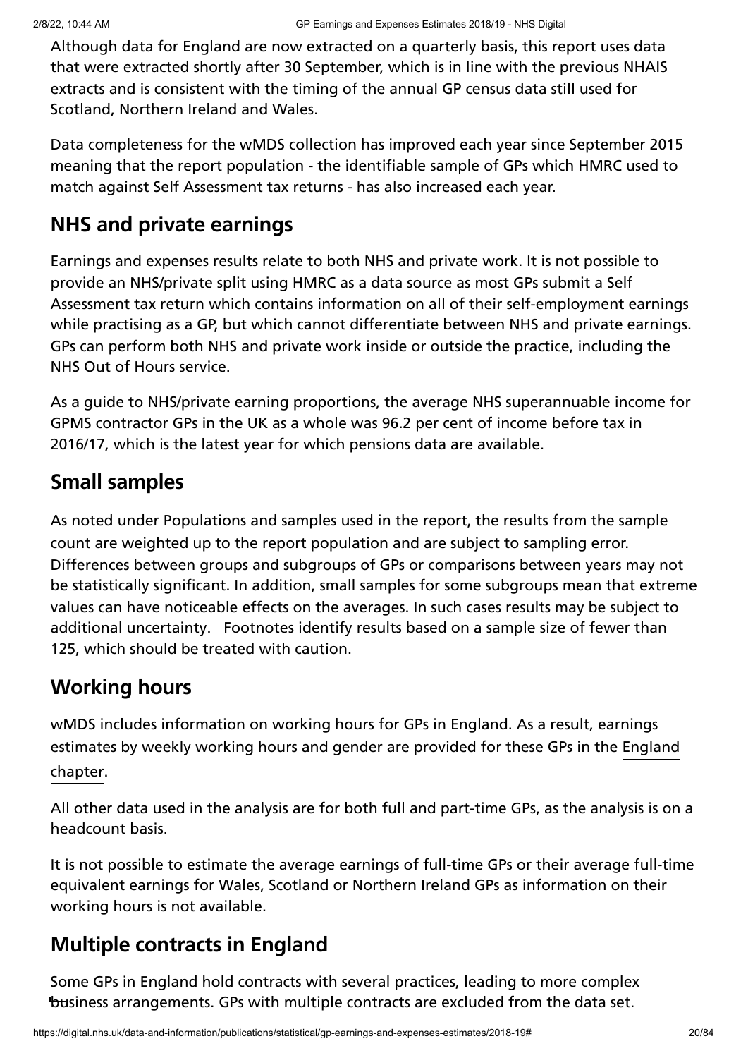Although data for England are now extracted on a quarterly basis, this report uses data that were extracted shortly after 30 September, which is in line with the previous NHAIS extracts and is consistent with the timing of the annual GP census data still used for Scotland, Northern Ireland and Wales.

Data completeness for the wMDS collection has improved each year since September 2015 meaning that the report population - the identifiable sample of GPs which HMRC used to match against Self Assessment tax returns - has also increased each year.

## NHS and private earnings

Earnings and expenses results relate to both NHS and private work. It is not possible to provide an NHS/private split using HMRC as a data source as most GPs submit a Self Assessment tax return which contains information on all of their self-employment earnings while practising as a GP, but which cannot differentiate between NHS and private earnings. GPs can perform both NHS and private work inside or outside the practice, including the NHS Out of Hours service.

As a guide to NHS/private earning proportions, the average NHS superannuable income for GPMS contractor GPs in the UK as a whole was 96.2 per cent of income before tax in 2016/17, which is the latest year for which pensions data are available.

## Small samples

As noted under Populations and samples used in the report, the results from the sample count are weighted up to the report population and are subject to sampling error. Differences between groups and subgroups of GPs or comparisons between years may not be statistically significant. In addition, small samples for some subgroups mean that extreme values can have noticeable effects on the averages. In such cases results may be subject to additional uncertainty. Footnotes identify results based on a sample size of fewer than 125, which should be treated with caution.

## Working hours

wMDS includes information on working hours for GPs in England. As a result, earnings estimates by weekly working hours and gender are provided for these GPs in the England chapter.

All other data used in the analysis are for both full and part-time GPs, as the analysis is on a headcount basis.

It is not possible to estimate the average earnings of full-time GPs or their average full-time equivalent earnings for Wales, Scotland or Northern Ireland GPs as information on their working hours is not available.

## Multiple contracts in England

Some GPs in England hold contracts with several practices, leading to more complex business arrangements. GPs with multiple contracts are excluded from the data set.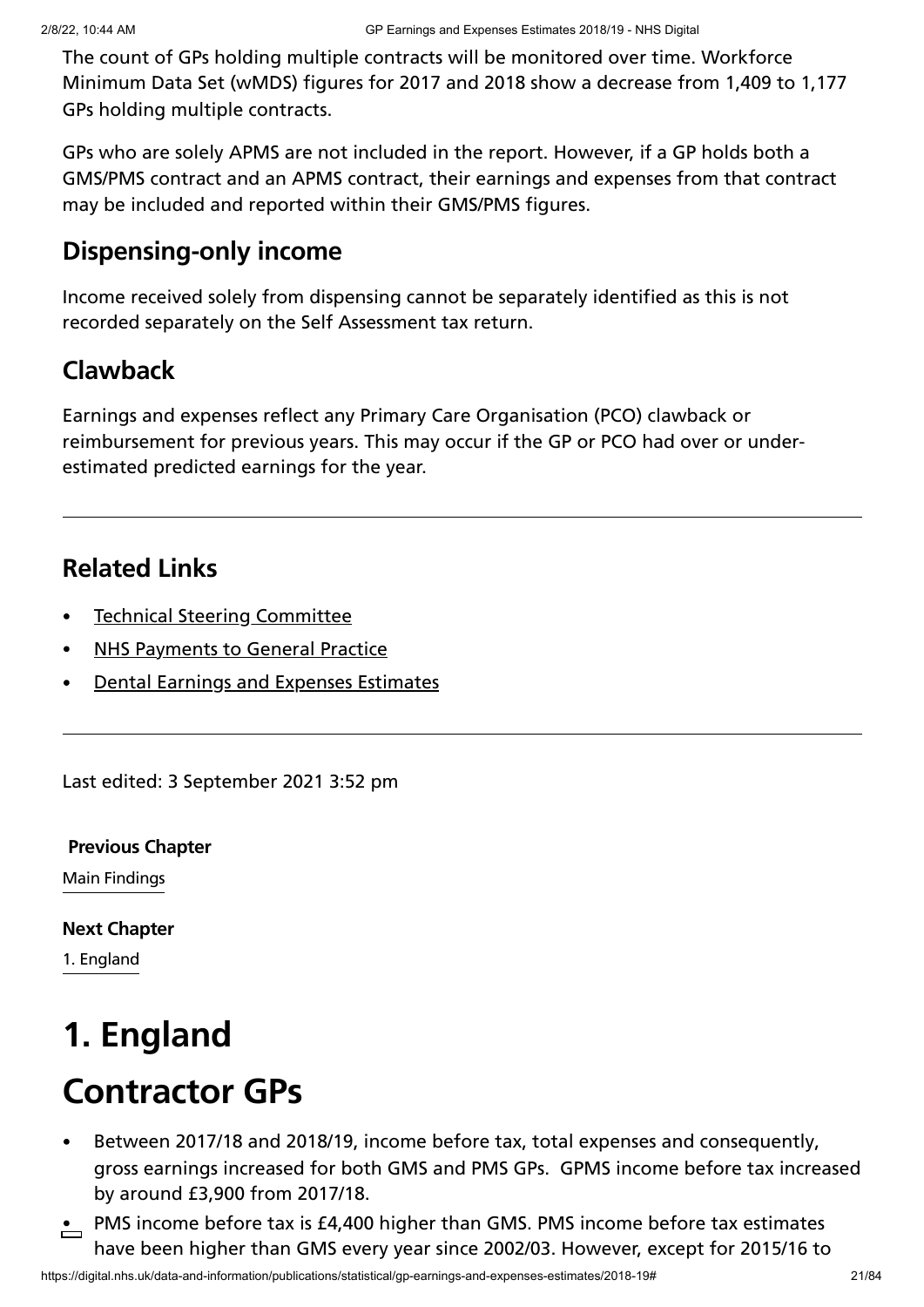The count of GPs holding multiple contracts will be monitored over time. Workforce Minimum Data Set (wMDS) figures for 2017 and 2018 show a decrease from 1,409 to 1,177 GPs holding multiple contracts.

GPs who are solely APMS are not included in the report. However, if a GP holds both a GMS/PMS contract and an APMS contract, their earnings and expenses from that contract may be included and reported within their GMS/PMS figures.

## Dispensing-only income

Income received solely from dispensing cannot be separately identified as this is not recorded separately on the Self Assessment tax return.

## Clawback

Earnings and expenses reflect any Primary Care Organisation (PCO) clawback or reimbursement for previous years. This may occur if the GP or PCO had over or under-estimated predicted earnings for the year.

---

## Related Links

- Technical Steering Committee
- NHS Payments to General Practice
- Dental Earnings and Expenses Estimates

---

Last edited: 3 September 2021 3:52 pm

**Previous Chapter**

Main Findings

**Next Chapter**

1. England

# 1. England

# Contractor GPs

- Between 2017/18 and 2018/19, income before tax, total expenses and consequently, gross earnings increased for both GMS and PMS GPs. GPMS income before tax increased by around £3,900 from 2017/18.
- PMS income before tax is £4,400 higher than GMS. PMS income before tax estimates have been higher than GMS every year since 2002/03. However, except for 2015/16 to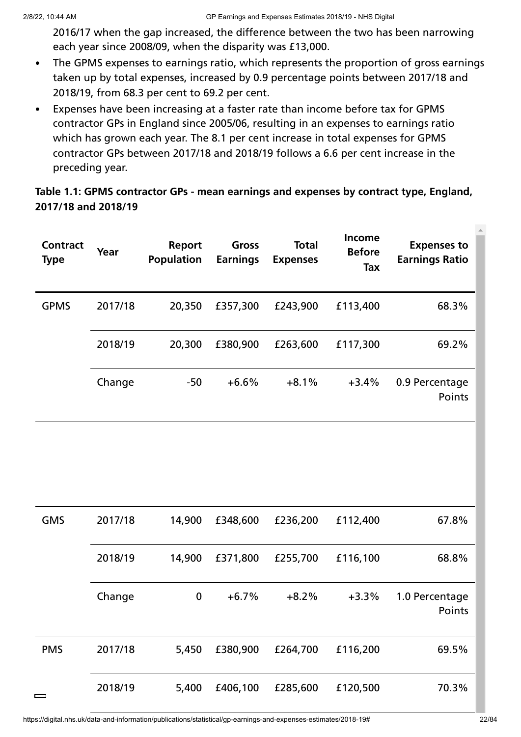2016/17 when the gap increased, the difference between the two has been narrowing each year since 2008/09, when the disparity was £13,000.

- The GPMS expenses to earnings ratio, which represents the proportion of gross earnings taken up by total expenses, increased by 0.9 percentage points between 2017/18 and 2018/19, from 68.3 per cent to 69.2 per cent.
- Expenses have been increasing at a faster rate than income before tax for GPMS contractor GPs in England since 2005/06, resulting in an expenses to earnings ratio which has grown each year. The 8.1 per cent increase in total expenses for GPMS contractor GPs between 2017/18 and 2018/19 follows a 6.6 per cent increase in the preceding year.

**Table 1.1: GPMS contractor GPs - mean earnings and expenses by contract type, England, 2017/18 and 2018/19**

| Contract Type | Year | Report Population | Gross Earnings | Total Expenses | Income Before Tax | Expenses to Earnings Ratio |
|---|---|---|---|---|---|---|
| GPMS | 2017/18 | 20,350 | £357,300 | £243,900 | £113,400 | 68.3% |
| | 2018/19 | 20,300 | £380,900 | £263,600 | £117,300 | 69.2% |
| | Change | -50 | +6.6% | +8.1% | +3.4% | 0.9 Percentage Points |
| GMS | 2017/18 | 14,900 | £348,600 | £236,200 | £112,400 | 67.8% |
| | 2018/19 | 14,900 | £371,800 | £255,700 | £116,100 | 68.8% |
| | Change | 0 | +6.7% | +8.2% | +3.3% | 1.0 Percentage Points |
| PMS | 2017/18 | 5,450 | £380,900 | £264,700 | £116,200 | 69.5% |
| | 2018/19 | 5,400 | £406,100 | £285,600 | £120,500 | 70.3% |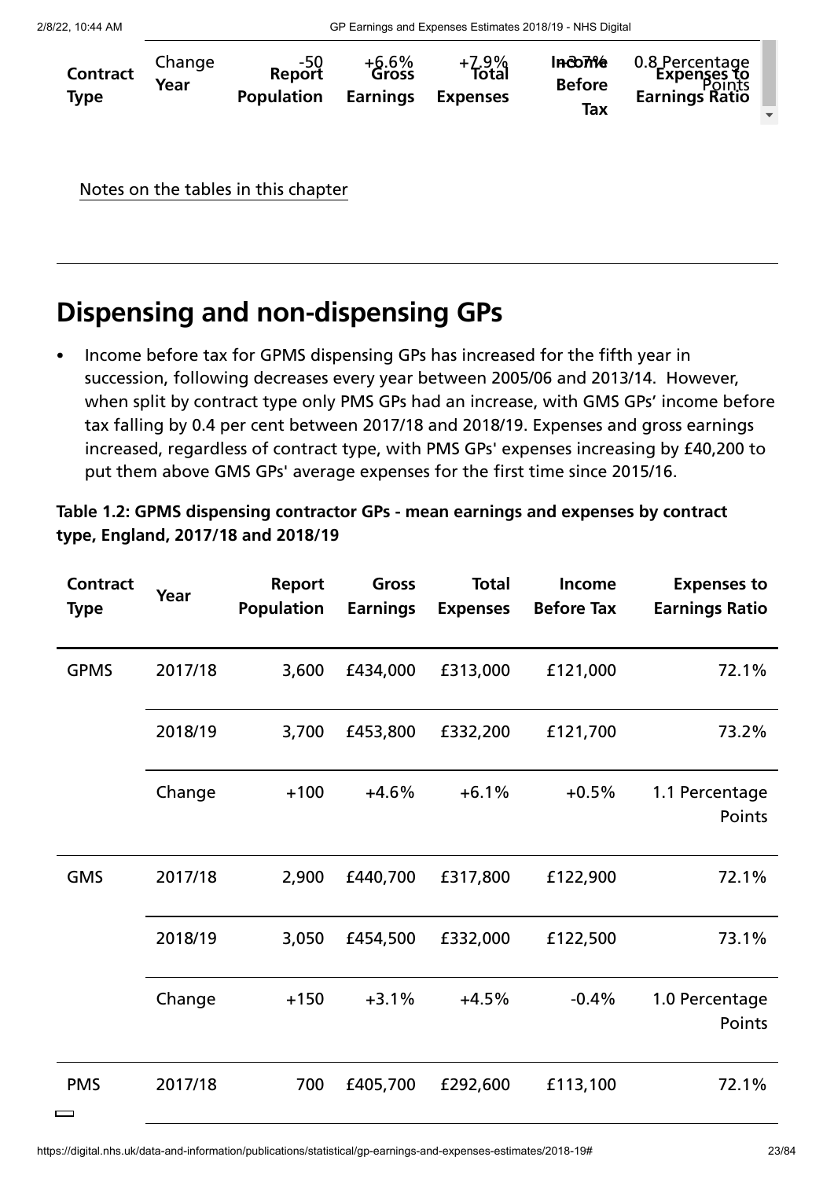| Contract Type | Year | Report Population | Gross Earnings | Total Expenses | Income Before Tax | Expenses to Earnings Ratio |
|---|---|---|---|---|---|---|
| | Change | -50 | +6.6% | +7.9% | +3.7% | 0.8 Percentage Points |

Notes on the tables in this chapter

## Dispensing and non-dispensing GPs

- Income before tax for GPMS dispensing GPs has increased for the fifth year in succession, following decreases every year between 2005/06 and 2013/14. However, when split by contract type only PMS GPs had an increase, with GMS GPs' income before tax falling by 0.4 per cent between 2017/18 and 2018/19. Expenses and gross earnings increased, regardless of contract type, with PMS GPs' expenses increasing by £40,200 to put them above GMS GPs' average expenses for the first time since 2015/16.

**Table 1.2: GPMS dispensing contractor GPs - mean earnings and expenses by contract type, England, 2017/18 and 2018/19**

| Contract Type | Year | Report Population | Gross Earnings | Total Expenses | Income Before Tax | Expenses to Earnings Ratio |
|---|---|---|---|---|---|---|
| GPMS | 2017/18 | 3,600 | £434,000 | £313,000 | £121,000 | 72.1% |
| | 2018/19 | 3,700 | £453,800 | £332,200 | £121,700 | 73.2% |
| | Change | +100 | +4.6% | +6.1% | +0.5% | 1.1 Percentage Points |
| GMS | 2017/18 | 2,900 | £440,700 | £317,800 | £122,900 | 72.1% |
| | 2018/19 | 3,050 | £454,500 | £332,000 | £122,500 | 73.1% |
| | Change | +150 | +3.1% | +4.5% | -0.4% | 1.0 Percentage Points |
| PMS | 2017/18 | 700 | £405,700 | £292,600 | £113,100 | 72.1% |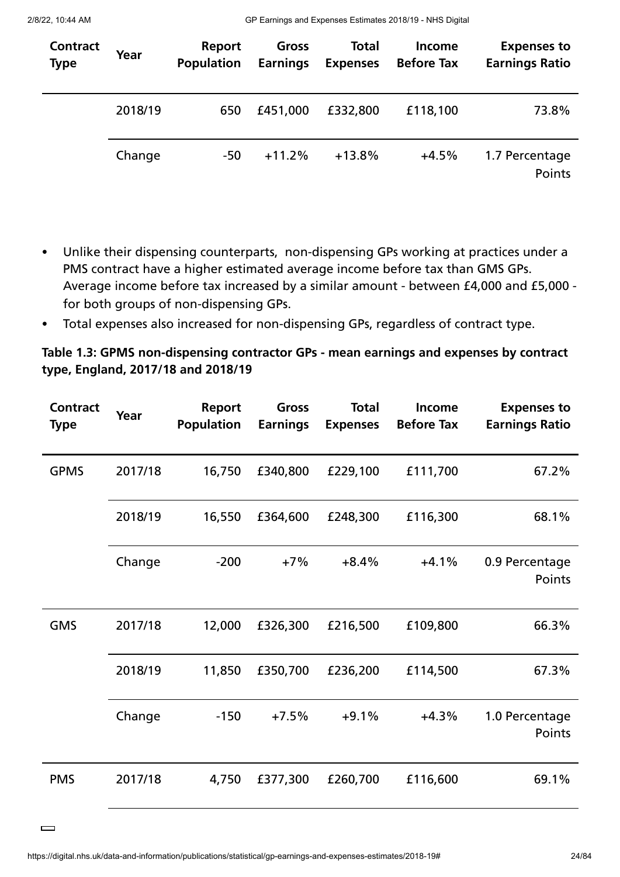| Contract Type | Year | Report Population | Gross Earnings | Total Expenses | Income Before Tax | Expenses to Earnings Ratio |
|---|---|---|---|---|---|---|
| | 2018/19 | 650 | £451,000 | £332,800 | £118,100 | 73.8% |
| | Change | -50 | +11.2% | +13.8% | +4.5% | 1.7 Percentage Points |

- Unlike their dispensing counterparts, non-dispensing GPs working at practices under a PMS contract have a higher estimated average income before tax than GMS GPs. Average income before tax increased by a similar amount - between £4,000 and £5,000 - for both groups of non-dispensing GPs.
- Total expenses also increased for non-dispensing GPs, regardless of contract type.

**Table 1.3: GPMS non-dispensing contractor GPs - mean earnings and expenses by contract type, England, 2017/18 and 2018/19**

| Contract Type | Year | Report Population | Gross Earnings | Total Expenses | Income Before Tax | Expenses to Earnings Ratio |
|---|---|---|---|---|---|---|
| GPMS | 2017/18 | 16,750 | £340,800 | £229,100 | £111,700 | 67.2% |
| | 2018/19 | 16,550 | £364,600 | £248,300 | £116,300 | 68.1% |
| | Change | -200 | +7% | +8.4% | +4.1% | 0.9 Percentage Points |
| GMS | 2017/18 | 12,000 | £326,300 | £216,500 | £109,800 | 66.3% |
| | 2018/19 | 11,850 | £350,700 | £236,200 | £114,500 | 67.3% |
| | Change | -150 | +7.5% | +9.1% | +4.3% | 1.0 Percentage Points |
| PMS | 2017/18 | 4,750 | £377,300 | £260,700 | £116,600 | 69.1% |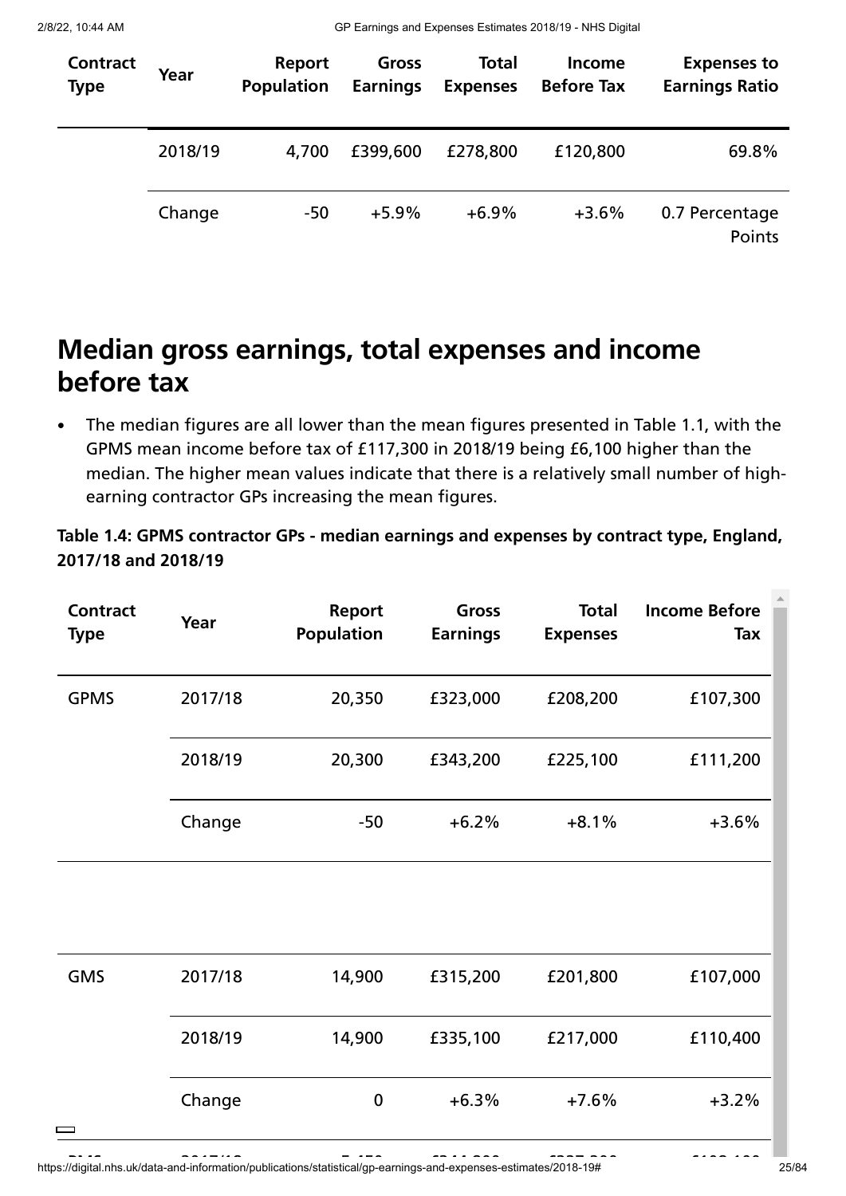| Contract Type | Year | Report Population | Gross Earnings | Total Expenses | Income Before Tax | Expenses to Earnings Ratio |
|---|---|---|---|---|---|---|
| | 2018/19 | 4,700 | £399,600 | £278,800 | £120,800 | 69.8% |
| | Change | -50 | +5.9% | +6.9% | +3.6% | 0.7 Percentage Points |

## Median gross earnings, total expenses and income before tax

- The median figures are all lower than the mean figures presented in Table 1.1, with the GPMS mean income before tax of £117,300 in 2018/19 being £6,100 higher than the median. The higher mean values indicate that there is a relatively small number of high-earning contractor GPs increasing the mean figures.

**Table 1.4: GPMS contractor GPs - median earnings and expenses by contract type, England, 2017/18 and 2018/19**

| Contract Type | Year | Report Population | Gross Earnings | Total Expenses | Income Before Tax |
|---|---|---|---|---|---|
| GPMS | 2017/18 | 20,350 | £323,000 | £208,200 | £107,300 |
| | 2018/19 | 20,300 | £343,200 | £225,100 | £111,200 |
| | Change | -50 | +6.2% | +8.1% | +3.6% |
| | | | | | |
| GMS | 2017/18 | 14,900 | £315,200 | £201,800 | £107,000 |
| | 2018/19 | 14,900 | £335,100 | £217,000 | £110,400 |
| | Change | 0 | +6.3% | +7.6% | +3.2% |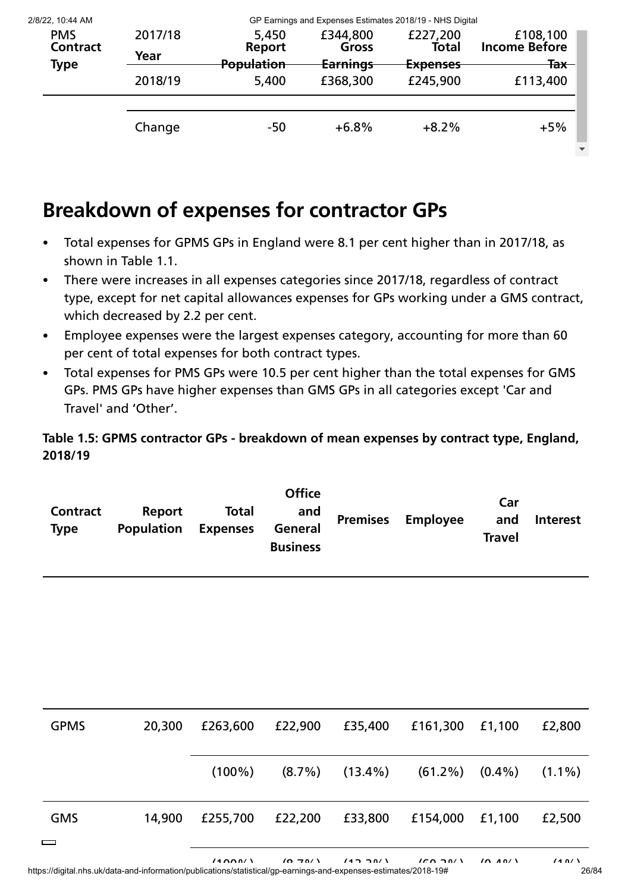| PMS Contract Type | Year | Report Population | Gross Earnings | Total Expenses | Income Before Tax |
|---|---|---|---|---|---|
| | 2017/18 | 5,450 | £344,800 | £227,200 | £108,100 |
| | 2018/19 | 5,400 | £368,300 | £245,900 | £113,400 |
| | Change | -50 | +6.8% | +8.2% | +5% |

## Breakdown of expenses for contractor GPs

- Total expenses for GPMS GPs in England were 8.1 per cent higher than in 2017/18, as shown in Table 1.1.
- There were increases in all expenses categories since 2017/18, regardless of contract type, except for net capital allowances expenses for GPs working under a GMS contract, which decreased by 2.2 per cent.
- Employee expenses were the largest expenses category, accounting for more than 60 per cent of total expenses for both contract types.
- Total expenses for PMS GPs were 10.5 per cent higher than the total expenses for GMS GPs. PMS GPs have higher expenses than GMS GPs in all categories except 'Car and Travel' and 'Other'.

**Table 1.5: GPMS contractor GPs - breakdown of mean expenses by contract type, England, 2018/19**

| Contract Type | Report Population | Total Expenses | Office and General Business | Premises | Employee | Car and Travel | Interest |
|---|---|---|---|---|---|---|---|
| GPMS | 20,300 | £263,600 | £22,900 | £35,400 | £161,300 | £1,100 | £2,800 |
| | | (100%) | (8.7%) | (13.4%) | (61.2%) | (0.4%) | (1.1%) |
| GMS | 14,900 | £255,700 | £22,200 | £33,800 | £154,000 | £1,100 | £2,500 |
| | | (100%) | (8.7%) | (13.2%) | (60.2%) | (0.4%) | (1%) |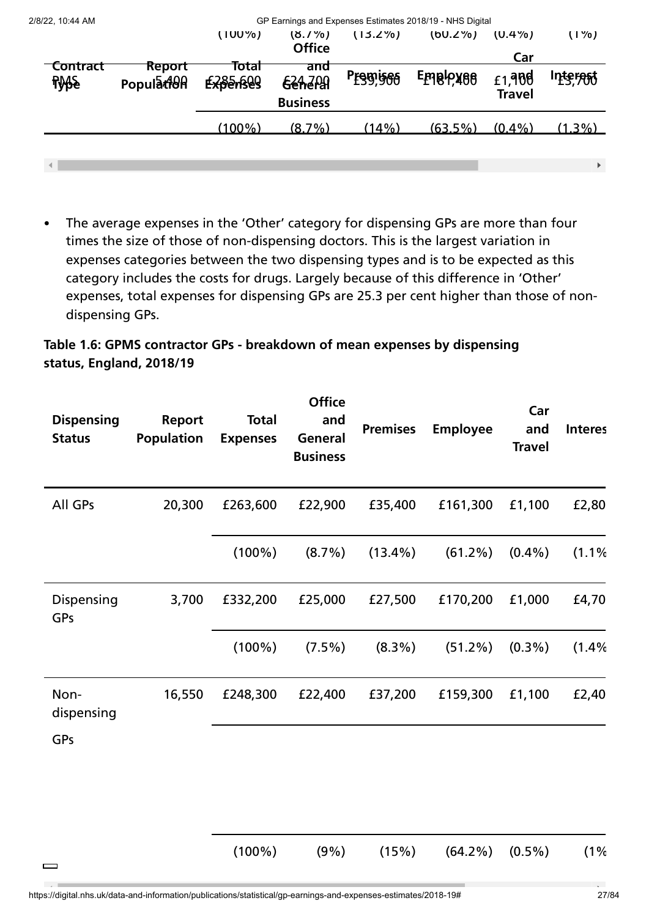| Contract Type | Report Population | Total Expenses | Office and General Business | Premises | Employee | Car and Travel | Interest |
|---|---|---|---|---|---|---|---|
| | | (100%) | (8.7%) | (13.2%) | (60.2%) | (0.4%) | (1%) |
| PMS | 5,400 | £285,600 | £24,700 | £39,900 | £181,400 | £1,100 | £3,700 |
| | | (100%) | (8.7%) | (14%) | (63.5%) | (0.4%) | (1.3%) |

- The average expenses in the 'Other' category for dispensing GPs are more than four times the size of those of non-dispensing doctors. This is the largest variation in expenses categories between the two dispensing types and is to be expected as this category includes the costs for drugs. Largely because of this difference in 'Other' expenses, total expenses for dispensing GPs are 25.3 per cent higher than those of non-dispensing GPs.

**Table 1.6: GPMS contractor GPs - breakdown of mean expenses by dispensing status, England, 2018/19**

| Dispensing Status | Report Population | Total Expenses | Office and General Business | Premises | Employee | Car and Travel | Interes |
|---|---|---|---|---|---|---|---|
| All GPs | 20,300 | £263,600 | £22,900 | £35,400 | £161,300 | £1,100 | £2,80 |
| | | (100%) | (8.7%) | (13.4%) | (61.2%) | (0.4%) | (1.1% |
| Dispensing GPs | 3,700 | £332,200 | £25,000 | £27,500 | £170,200 | £1,000 | £4,70 |
| | | (100%) | (7.5%) | (8.3%) | (51.2%) | (0.3%) | (1.4% |
| Non-dispensing GPs | 16,550 | £248,300 | £22,400 | £37,200 | £159,300 | £1,100 | £2,40 |
| | | (100%) | (9%) | (15%) | (64.2%) | (0.5%) | (1% |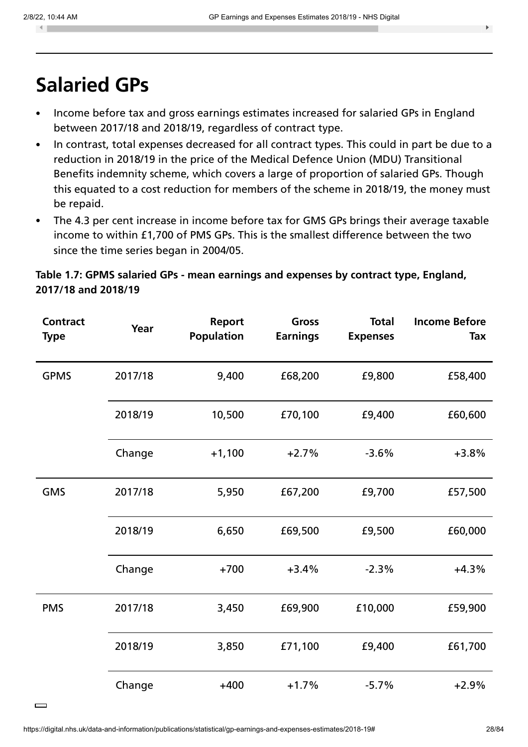## Salaried GPs

- Income before tax and gross earnings estimates increased for salaried GPs in England between 2017/18 and 2018/19, regardless of contract type.
- In contrast, total expenses decreased for all contract types. This could in part be due to a reduction in 2018/19 in the price of the Medical Defence Union (MDU) Transitional Benefits indemnity scheme, which covers a large of proportion of salaried GPs. Though this equated to a cost reduction for members of the scheme in 2018/19, the money must be repaid.
- The 4.3 per cent increase in income before tax for GMS GPs brings their average taxable income to within £1,700 of PMS GPs. This is the smallest difference between the two since the time series began in 2004/05.

**Table 1.7: GPMS salaried GPs - mean earnings and expenses by contract type, England, 2017/18 and 2018/19**

| Contract Type | Year | Report Population | Gross Earnings | Total Expenses | Income Before Tax |
|---|---|---|---|---|---|
| GPMS | 2017/18 | 9,400 | £68,200 | £9,800 | £58,400 |
| | 2018/19 | 10,500 | £70,100 | £9,400 | £60,600 |
| | Change | +1,100 | +2.7% | -3.6% | +3.8% |
| GMS | 2017/18 | 5,950 | £67,200 | £9,700 | £57,500 |
| | 2018/19 | 6,650 | £69,500 | £9,500 | £60,000 |
| | Change | +700 | +3.4% | -2.3% | +4.3% |
| PMS | 2017/18 | 3,450 | £69,900 | £10,000 | £59,900 |
| | 2018/19 | 3,850 | £71,100 | £9,400 | £61,700 |
| | Change | +400 | +1.7% | -5.7% | +2.9% |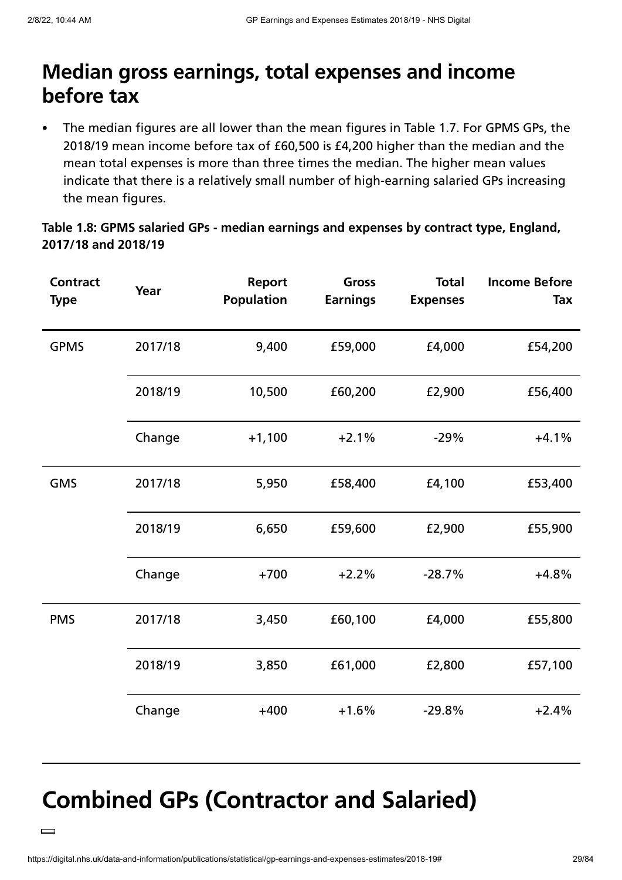## Median gross earnings, total expenses and income before tax

- The median figures are all lower than the mean figures in Table 1.7. For GPMS GPs, the 2018/19 mean income before tax of £60,500 is £4,200 higher than the median and the mean total expenses is more than three times the median. The higher mean values indicate that there is a relatively small number of high-earning salaried GPs increasing the mean figures.

**Table 1.8: GPMS salaried GPs - median earnings and expenses by contract type, England, 2017/18 and 2018/19**

| Contract Type | Year | Report Population | Gross Earnings | Total Expenses | Income Before Tax |
|---|---|---|---|---|---|
| GPMS | 2017/18 | 9,400 | £59,000 | £4,000 | £54,200 |
| | 2018/19 | 10,500 | £60,200 | £2,900 | £56,400 |
| | Change | +1,100 | +2.1% | -29% | +4.1% |
| GMS | 2017/18 | 5,950 | £58,400 | £4,100 | £53,400 |
| | 2018/19 | 6,650 | £59,600 | £2,900 | £55,900 |
| | Change | +700 | +2.2% | -28.7% | +4.8% |
| PMS | 2017/18 | 3,450 | £60,100 | £4,000 | £55,800 |
| | 2018/19 | 3,850 | £61,000 | £2,800 | £57,100 |
| | Change | +400 | +1.6% | -29.8% | +2.4% |

# Combined GPs (Contractor and Salaried)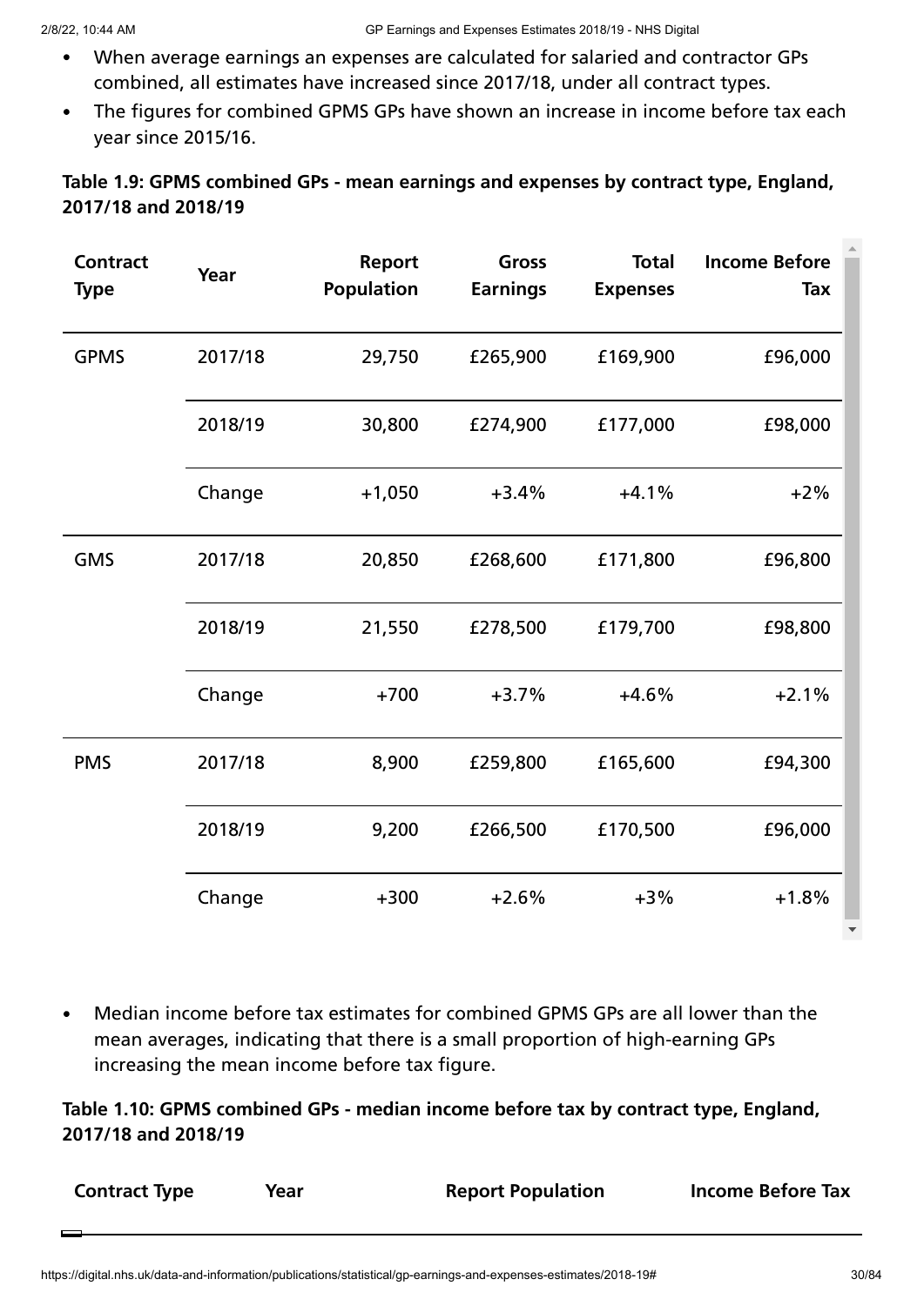- When average earnings an expenses are calculated for salaried and contractor GPs combined, all estimates have increased since 2017/18, under all contract types.
- The figures for combined GPMS GPs have shown an increase in income before tax each year since 2015/16.

**Table 1.9: GPMS combined GPs - mean earnings and expenses by contract type, England, 2017/18 and 2018/19**

| Contract Type | Year | Report Population | Gross Earnings | Total Expenses | Income Before Tax |
|---|---|---|---|---|---|
| GPMS | 2017/18 | 29,750 | £265,900 | £169,900 | £96,000 |
| | 2018/19 | 30,800 | £274,900 | £177,000 | £98,000 |
| | Change | +1,050 | +3.4% | +4.1% | +2% |
| GMS | 2017/18 | 20,850 | £268,600 | £171,800 | £96,800 |
| | 2018/19 | 21,550 | £278,500 | £179,700 | £98,800 |
| | Change | +700 | +3.7% | +4.6% | +2.1% |
| PMS | 2017/18 | 8,900 | £259,800 | £165,600 | £94,300 |
| | 2018/19 | 9,200 | £266,500 | £170,500 | £96,000 |
| | Change | +300 | +2.6% | +3% | +1.8% |

- Median income before tax estimates for combined GPMS GPs are all lower than the mean averages, indicating that there is a small proportion of high-earning GPs increasing the mean income before tax figure.

**Table 1.10: GPMS combined GPs - median income before tax by contract type, England, 2017/18 and 2018/19**

| Contract Type | Year | Report Population | Income Before Tax |
|---|---|---|---|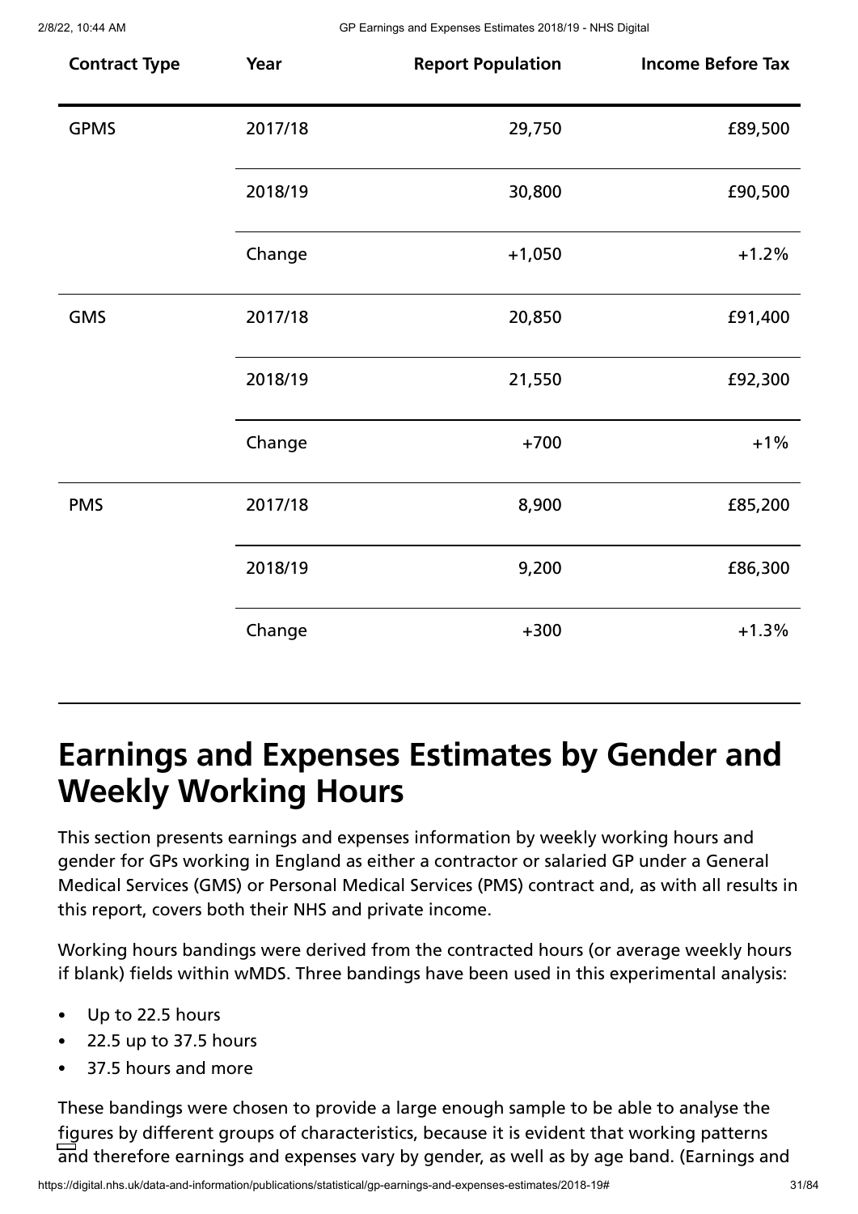| Contract Type | Year | Report Population | Income Before Tax |
| --- | --- | --- | --- |
| GPMS | 2017/18 | 29,750 | £89,500 |
| | 2018/19 | 30,800 | £90,500 |
| | Change | +1,050 | +1.2% |
| GMS | 2017/18 | 20,850 | £91,400 |
| | 2018/19 | 21,550 | £92,300 |
| | Change | +700 | +1% |
| PMS | 2017/18 | 8,900 | £85,200 |
| | 2018/19 | 9,200 | £86,300 |
| | Change | +300 | +1.3% |

# Earnings and Expenses Estimates by Gender and Weekly Working Hours

This section presents earnings and expenses information by weekly working hours and gender for GPs working in England as either a contractor or salaried GP under a General Medical Services (GMS) or Personal Medical Services (PMS) contract and, as with all results in this report, covers both their NHS and private income.

Working hours bandings were derived from the contracted hours (or average weekly hours if blank) fields within wMDS. Three bandings have been used in this experimental analysis:

- Up to 22.5 hours
- 22.5 up to 37.5 hours
- 37.5 hours and more

These bandings were chosen to provide a large enough sample to be able to analyse the figures by different groups of characteristics, because it is evident that working patterns and therefore earnings and expenses vary by gender, as well as by age band. (Earnings and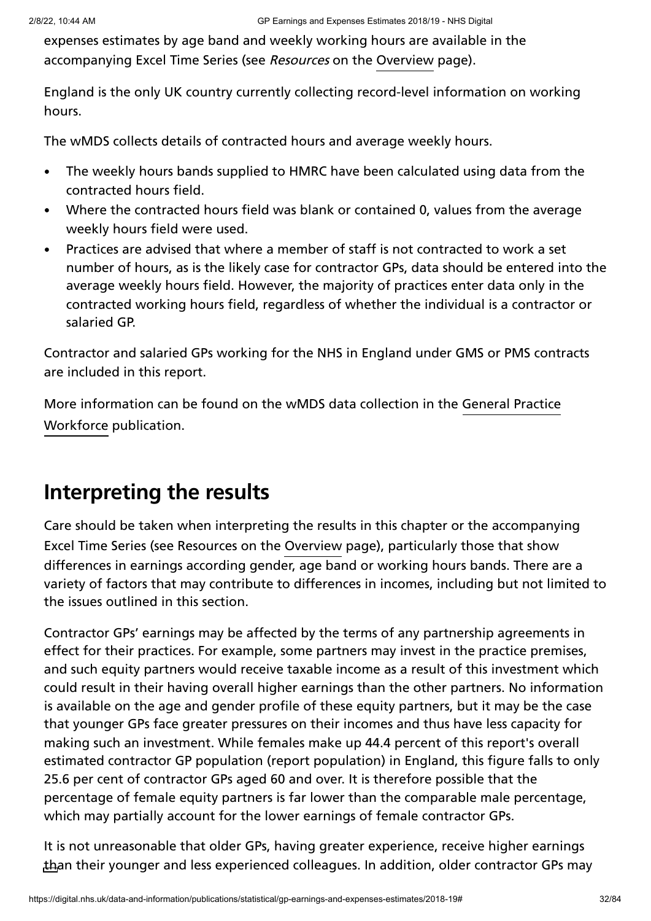expenses estimates by age band and weekly working hours are available in the accompanying Excel Time Series (see *Resources* on the Overview page).

England is the only UK country currently collecting record-level information on working hours.

The wMDS collects details of contracted hours and average weekly hours.

- The weekly hours bands supplied to HMRC have been calculated using data from the contracted hours field.
- Where the contracted hours field was blank or contained 0, values from the average weekly hours field were used.
- Practices are advised that where a member of staff is not contracted to work a set number of hours, as is the likely case for contractor GPs, data should be entered into the average weekly hours field. However, the majority of practices enter data only in the contracted working hours field, regardless of whether the individual is a contractor or salaried GP.

Contractor and salaried GPs working for the NHS in England under GMS or PMS contracts are included in this report.

More information can be found on the wMDS data collection in the General Practice Workforce publication.

## Interpreting the results

Care should be taken when interpreting the results in this chapter or the accompanying Excel Time Series (see Resources on the Overview page), particularly those that show differences in earnings according gender, age band or working hours bands. There are a variety of factors that may contribute to differences in incomes, including but not limited to the issues outlined in this section.

Contractor GPs' earnings may be affected by the terms of any partnership agreements in effect for their practices. For example, some partners may invest in the practice premises, and such equity partners would receive taxable income as a result of this investment which could result in their having overall higher earnings than the other partners. No information is available on the age and gender profile of these equity partners, but it may be the case that younger GPs face greater pressures on their incomes and thus have less capacity for making such an investment. While females make up 44.4 percent of this report's overall estimated contractor GP population (report population) in England, this figure falls to only 25.6 per cent of contractor GPs aged 60 and over. It is therefore possible that the percentage of female equity partners is far lower than the comparable male percentage, which may partially account for the lower earnings of female contractor GPs.

It is not unreasonable that older GPs, having greater experience, receive higher earnings than their younger and less experienced colleagues. In addition, older contractor GPs may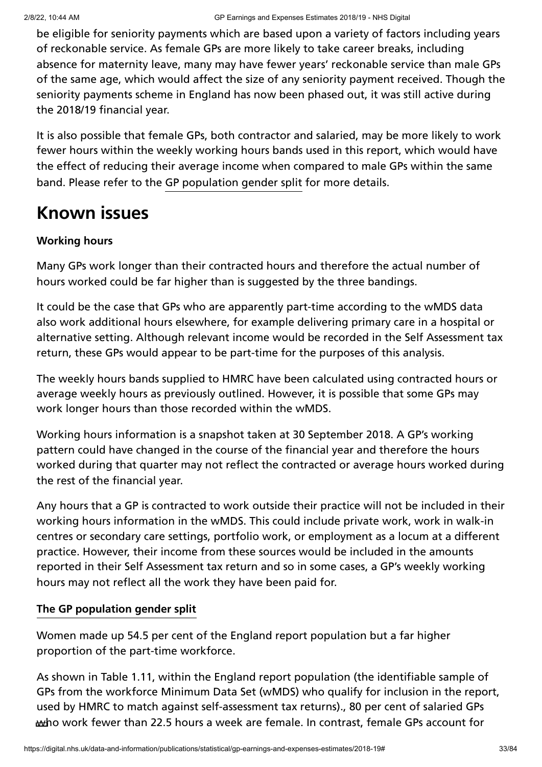be eligible for seniority payments which are based upon a variety of factors including years of reckonable service. As female GPs are more likely to take career breaks, including absence for maternity leave, many may have fewer years' reckonable service than male GPs of the same age, which would affect the size of any seniority payment received. Though the seniority payments scheme in England has now been phased out, it was still active during the 2018/19 financial year.

It is also possible that female GPs, both contractor and salaried, may be more likely to work fewer hours within the weekly working hours bands used in this report, which would have the effect of reducing their average income when compared to male GPs within the same band. Please refer to the GP population gender split for more details.

# Known issues

**Working hours**

Many GPs work longer than their contracted hours and therefore the actual number of hours worked could be far higher than is suggested by the three bandings.

It could be the case that GPs who are apparently part-time according to the wMDS data also work additional hours elsewhere, for example delivering primary care in a hospital or alternative setting. Although relevant income would be recorded in the Self Assessment tax return, these GPs would appear to be part-time for the purposes of this analysis.

The weekly hours bands supplied to HMRC have been calculated using contracted hours or average weekly hours as previously outlined. However, it is possible that some GPs may work longer hours than those recorded within the wMDS.

Working hours information is a snapshot taken at 30 September 2018. A GP's working pattern could have changed in the course of the financial year and therefore the hours worked during that quarter may not reflect the contracted or average hours worked during the rest of the financial year.

Any hours that a GP is contracted to work outside their practice will not be included in their working hours information in the wMDS. This could include private work, work in walk-in centres or secondary care settings, portfolio work, or employment as a locum at a different practice. However, their income from these sources would be included in the amounts reported in their Self Assessment tax return and so in some cases, a GP's weekly working hours may not reflect all the work they have been paid for.

**The GP population gender split**

Women made up 54.5 per cent of the England report population but a far higher proportion of the part-time workforce.

As shown in Table 1.11, within the England report population (the identifiable sample of GPs from the workforce Minimum Data Set (wMDS) who qualify for inclusion in the report, used by HMRC to match against self-assessment tax returns)., 80 per cent of salaried GPs who work fewer than 22.5 hours a week are female. In contrast, female GPs account for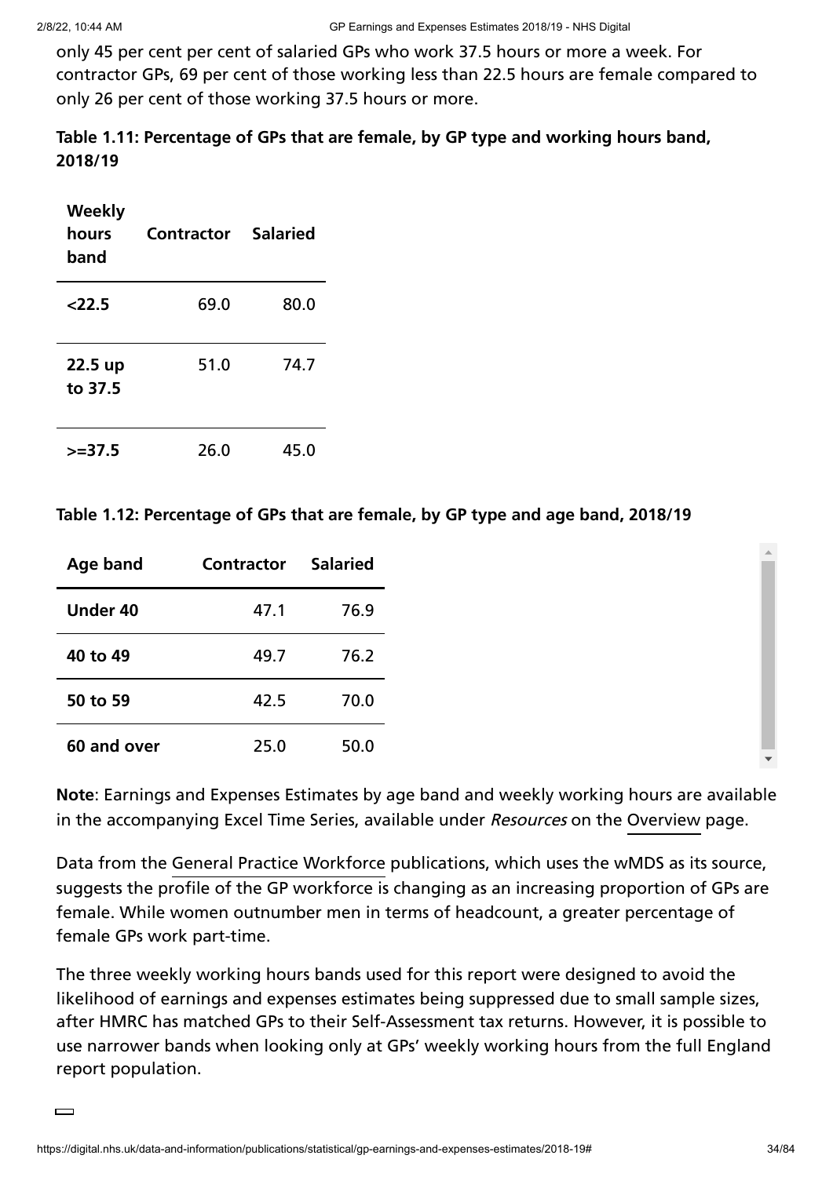only 45 per cent per cent of salaried GPs who work 37.5 hours or more a week. For contractor GPs, 69 per cent of those working less than 22.5 hours are female compared to only 26 per cent of those working 37.5 hours or more.

**Table 1.11: Percentage of GPs that are female, by GP type and working hours band, 2018/19**

| Weekly hours band | Contractor | Salaried |
|---|---|---|
| **<22.5** | 69.0 | 80.0 |
| **22.5 up to 37.5** | 51.0 | 74.7 |
| **>=37.5** | 26.0 | 45.0 |

**Table 1.12: Percentage of GPs that are female, by GP type and age band, 2018/19**

| Age band | Contractor | Salaried |
|---|---|---|
| **Under 40** | 47.1 | 76.9 |
| **40 to 49** | 49.7 | 76.2 |
| **50 to 59** | 42.5 | 70.0 |
| **60 and over** | 25.0 | 50.0 |

**Note**: Earnings and Expenses Estimates by age band and weekly working hours are available in the accompanying Excel Time Series, available under *Resources* on the Overview page.

Data from the General Practice Workforce publications, which uses the wMDS as its source, suggests the profile of the GP workforce is changing as an increasing proportion of GPs are female. While women outnumber men in terms of headcount, a greater percentage of female GPs work part-time.

The three weekly working hours bands used for this report were designed to avoid the likelihood of earnings and expenses estimates being suppressed due to small sample sizes, after HMRC has matched GPs to their Self-Assessment tax returns. However, it is possible to use narrower bands when looking only at GPs' weekly working hours from the full England report population.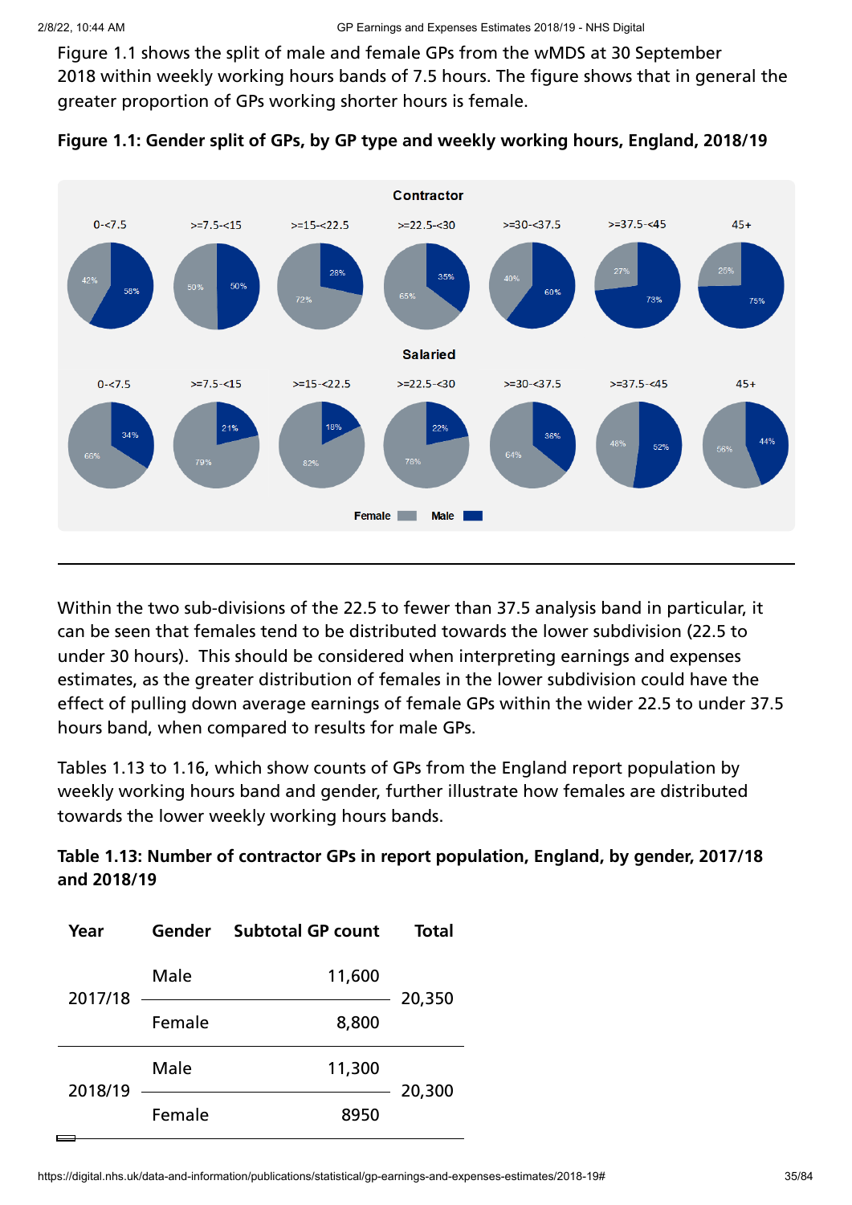Figure 1.1 shows the split of male and female GPs from the wMDS at 30 September 2018 within weekly working hours bands of 7.5 hours. The figure shows that in general the greater proportion of GPs working shorter hours is female.

**Figure 1.1: Gender split of GPs, by GP type and weekly working hours, England, 2018/19**

Within the two sub-divisions of the 22.5 to fewer than 37.5 analysis band in particular, it can be seen that females tend to be distributed towards the lower subdivision (22.5 to under 30 hours). This should be considered when interpreting earnings and expenses estimates, as the greater distribution of females in the lower subdivision could have the effect of pulling down average earnings of female GPs within the wider 22.5 to under 37.5 hours band, when compared to results for male GPs.

Tables 1.13 to 1.16, which show counts of GPs from the England report population by weekly working hours band and gender, further illustrate how females are distributed towards the lower weekly working hours bands.

**Table 1.13: Number of contractor GPs in report population, England, by gender, 2017/18 and 2018/19**

| Year | Gender | Subtotal GP count | Total |
|---|---|---|---|
| 2017/18 | Male | 11,600 | 20,350 |
| | Female | 8,800 | |
| 2018/19 | Male | 11,300 | 20,300 |
| | Female | 8950 | |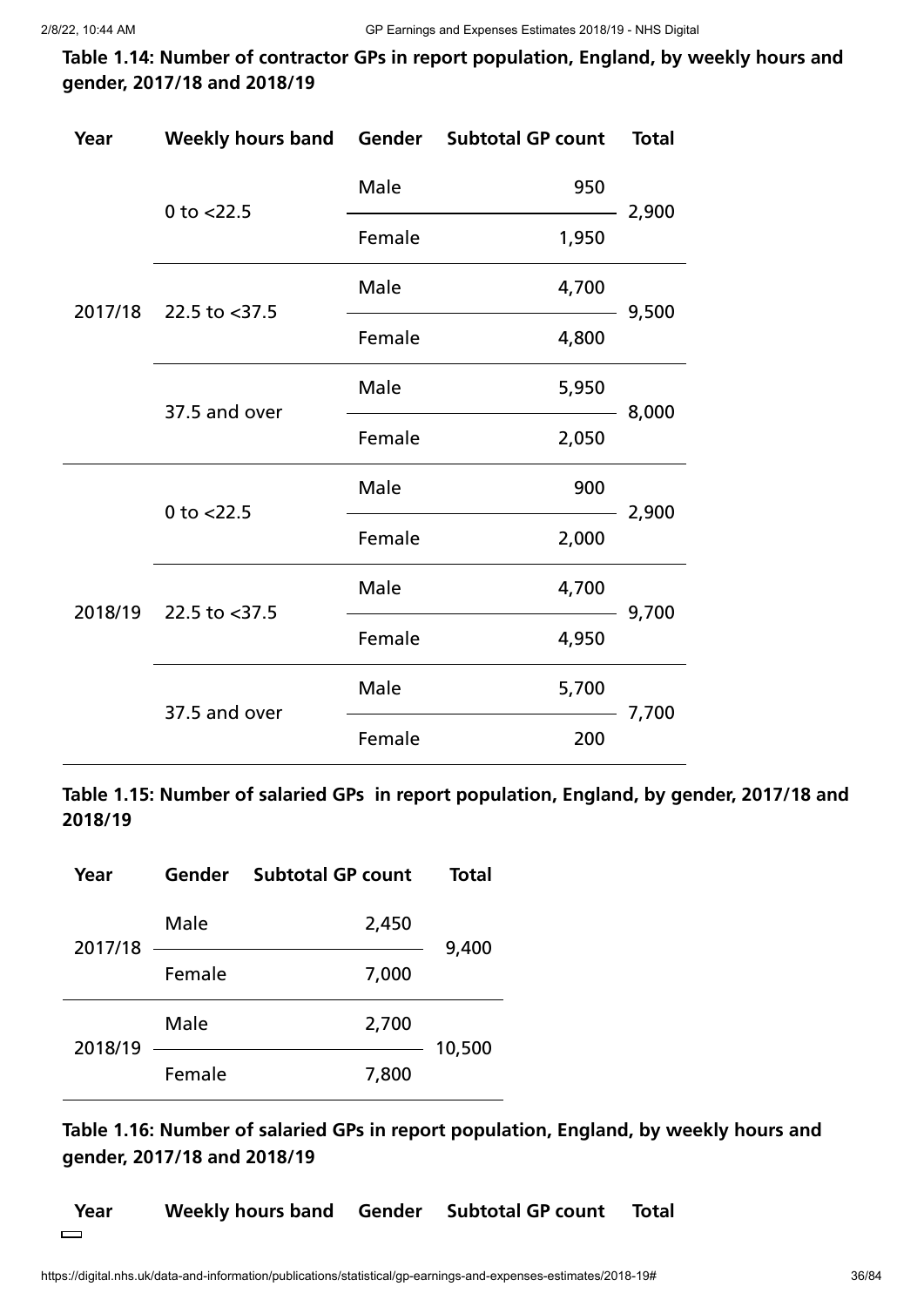**Table 1.14: Number of contractor GPs in report population, England, by weekly hours and gender, 2017/18 and 2018/19**

| Year | Weekly hours band | Gender | Subtotal GP count | Total |
|---|---|---|---|---|
| 2017/18 | 0 to <22.5 | Male | 950 | 2,900 |
| | | Female | 1,950 | |
| | 22.5 to <37.5 | Male | 4,700 | 9,500 |
| | | Female | 4,800 | |
| | 37.5 and over | Male | 5,950 | 8,000 |
| | | Female | 2,050 | |
| 2018/19 | 0 to <22.5 | Male | 900 | 2,900 |
| | | Female | 2,000 | |
| | 22.5 to <37.5 | Male | 4,700 | 9,700 |
| | | Female | 4,950 | |
| | 37.5 and over | Male | 5,700 | 7,700 |
| | | Female | 200 | |

**Table 1.15: Number of salaried GPs in report population, England, by gender, 2017/18 and 2018/19**

| Year | Gender | Subtotal GP count | Total |
|---|---|---|---|
| 2017/18 | Male | 2,450 | 9,400 |
| | Female | 7,000 | |
| 2018/19 | Male | 2,700 | 10,500 |
| | Female | 7,800 | |

**Table 1.16: Number of salaried GPs in report population, England, by weekly hours and gender, 2017/18 and 2018/19**

| Year | Weekly hours band | Gender | Subtotal GP count | Total |
|---|---|---|---|---|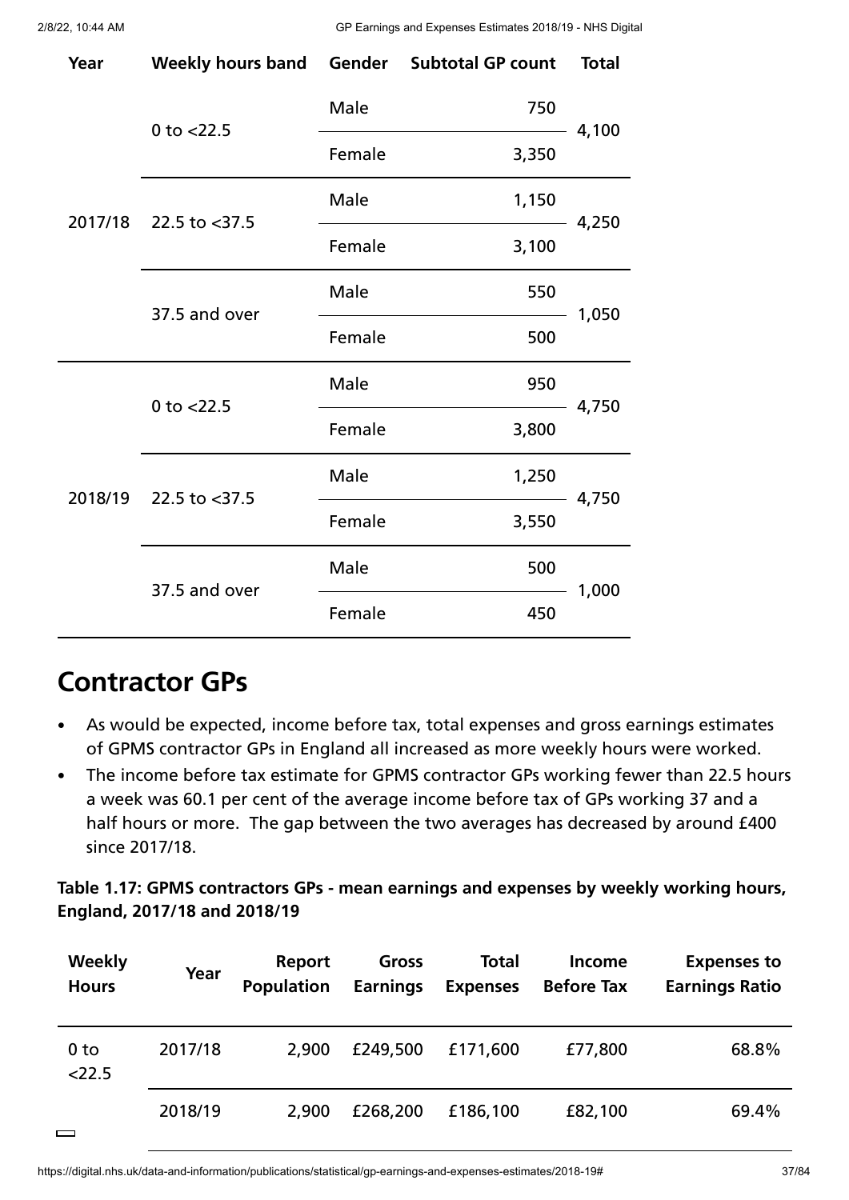| Year | Weekly hours band | Gender | Subtotal GP count | Total |
|---|---|---|---|---|
| 2017/18 | 0 to <22.5 | Male | 750 | 4,100 |
| | | Female | 3,350 | |
| | 22.5 to <37.5 | Male | 1,150 | 4,250 |
| | | Female | 3,100 | |
| | 37.5 and over | Male | 550 | 1,050 |
| | | Female | 500 | |
| 2018/19 | 0 to <22.5 | Male | 950 | 4,750 |
| | | Female | 3,800 | |
| | 22.5 to <37.5 | Male | 1,250 | 4,750 |
| | | Female | 3,550 | |
| | 37.5 and over | Male | 500 | 1,000 |
| | | Female | 450 | |

## Contractor GPs

- As would be expected, income before tax, total expenses and gross earnings estimates of GPMS contractor GPs in England all increased as more weekly hours were worked.
- The income before tax estimate for GPMS contractor GPs working fewer than 22.5 hours a week was 60.1 per cent of the average income before tax of GPs working 37 and a half hours or more. The gap between the two averages has decreased by around £400 since 2017/18.

**Table 1.17: GPMS contractors GPs - mean earnings and expenses by weekly working hours, England, 2017/18 and 2018/19**

| Weekly Hours | Year | Report Population | Gross Earnings | Total Expenses | Income Before Tax | Expenses to Earnings Ratio |
|---|---|---|---|---|---|---|
| 0 to <22.5 | 2017/18 | 2,900 | £249,500 | £171,600 | £77,800 | 68.8% |
| | 2018/19 | 2,900 | £268,200 | £186,100 | £82,100 | 69.4% |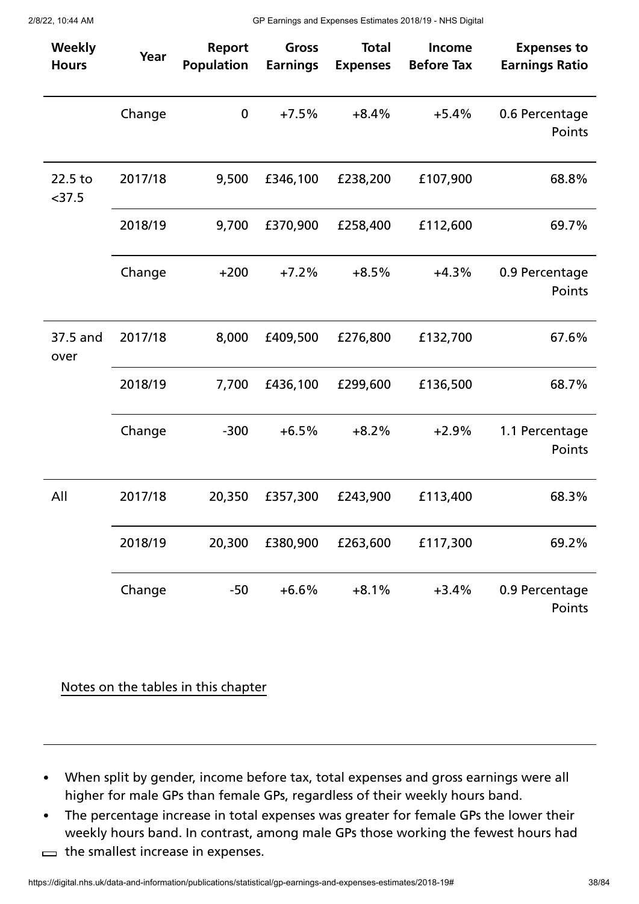| Weekly Hours | Year | Report Population | Gross Earnings | Total Expenses | Income Before Tax | Expenses to Earnings Ratio |
|---|---|---|---|---|---|---|
| | Change | 0 | +7.5% | +8.4% | +5.4% | 0.6 Percentage Points |
| 22.5 to <37.5 | 2017/18 | 9,500 | £346,100 | £238,200 | £107,900 | 68.8% |
| | 2018/19 | 9,700 | £370,900 | £258,400 | £112,600 | 69.7% |
| | Change | +200 | +7.2% | +8.5% | +4.3% | 0.9 Percentage Points |
| 37.5 and over | 2017/18 | 8,000 | £409,500 | £276,800 | £132,700 | 67.6% |
| | 2018/19 | 7,700 | £436,100 | £299,600 | £136,500 | 68.7% |
| | Change | -300 | +6.5% | +8.2% | +2.9% | 1.1 Percentage Points |
| All | 2017/18 | 20,350 | £357,300 | £243,900 | £113,400 | 68.3% |
| | 2018/19 | 20,300 | £380,900 | £263,600 | £117,300 | 69.2% |
| | Change | -50 | +6.6% | +8.1% | +3.4% | 0.9 Percentage Points |

Notes on the tables in this chapter

---

- When split by gender, income before tax, total expenses and gross earnings were all higher for male GPs than female GPs, regardless of their weekly hours band.
- The percentage increase in total expenses was greater for female GPs the lower their weekly hours band. In contrast, among male GPs those working the fewest hours had the smallest increase in expenses.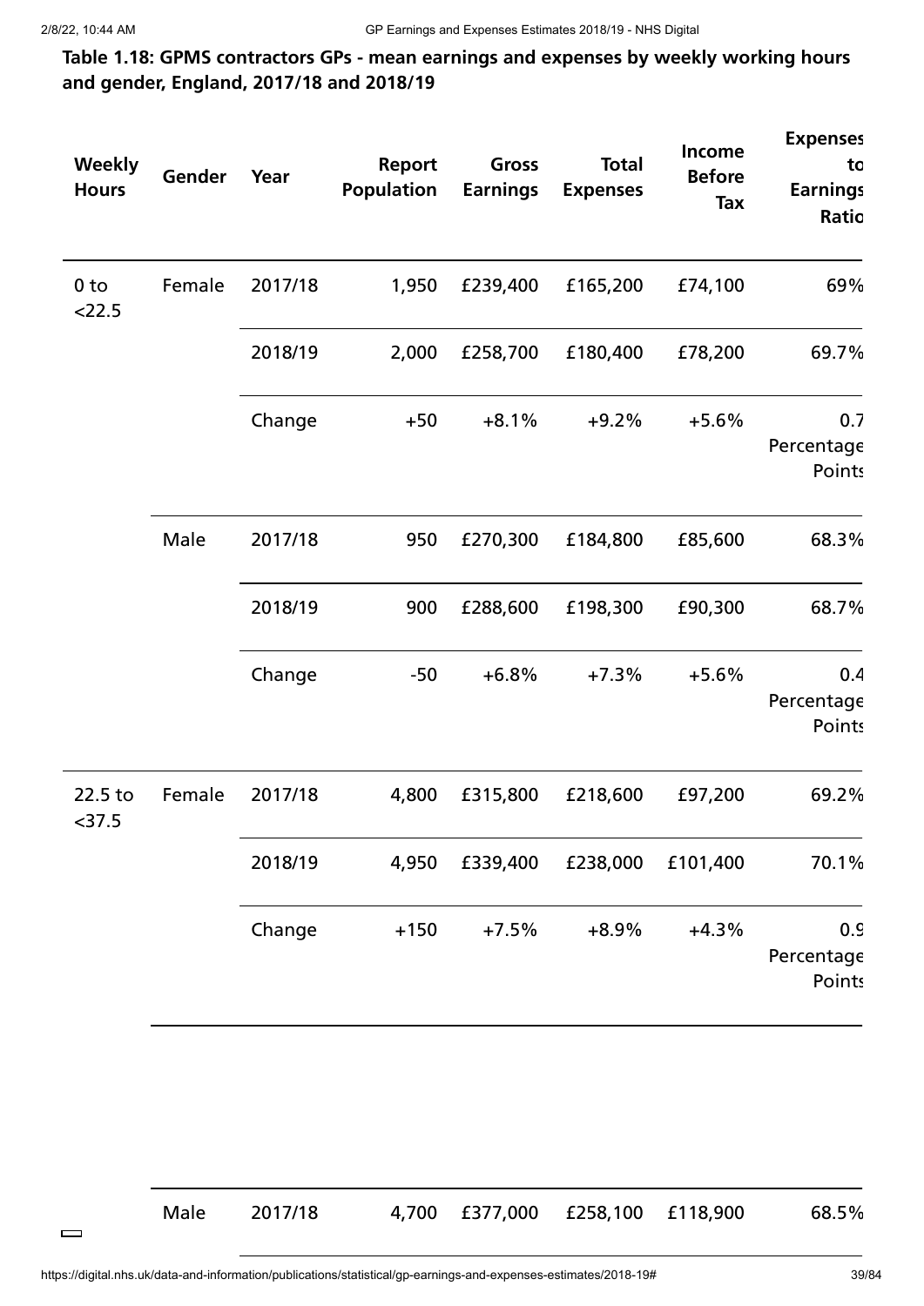**Table 1.18: GPMS contractors GPs - mean earnings and expenses by weekly working hours and gender, England, 2017/18 and 2018/19**

| Weekly Hours | Gender | Year | Report Population | Gross Earnings | Total Expenses | Income Before Tax | Expenses to Earnings Ratio |
|---|---|---|---|---|---|---|---|
| 0 to <22.5 | Female | 2017/18 | 1,950 | £239,400 | £165,200 | £74,100 | 69% |
| | | 2018/19 | 2,000 | £258,700 | £180,400 | £78,200 | 69.7% |
| | | Change | +50 | +8.1% | +9.2% | +5.6% | 0.7 Percentage Points |
| | Male | 2017/18 | 950 | £270,300 | £184,800 | £85,600 | 68.3% |
| | | 2018/19 | 900 | £288,600 | £198,300 | £90,300 | 68.7% |
| | | Change | -50 | +6.8% | +7.3% | +5.6% | 0.4 Percentage Points |
| 22.5 to <37.5 | Female | 2017/18 | 4,800 | £315,800 | £218,600 | £97,200 | 69.2% |
| | | 2018/19 | 4,950 | £339,400 | £238,000 | £101,400 | 70.1% |
| | | Change | +150 | +7.5% | +8.9% | +4.3% | 0.9 Percentage Points |
| | Male | 2017/18 | 4,700 | £377,000 | £258,100 | £118,900 | 68.5% |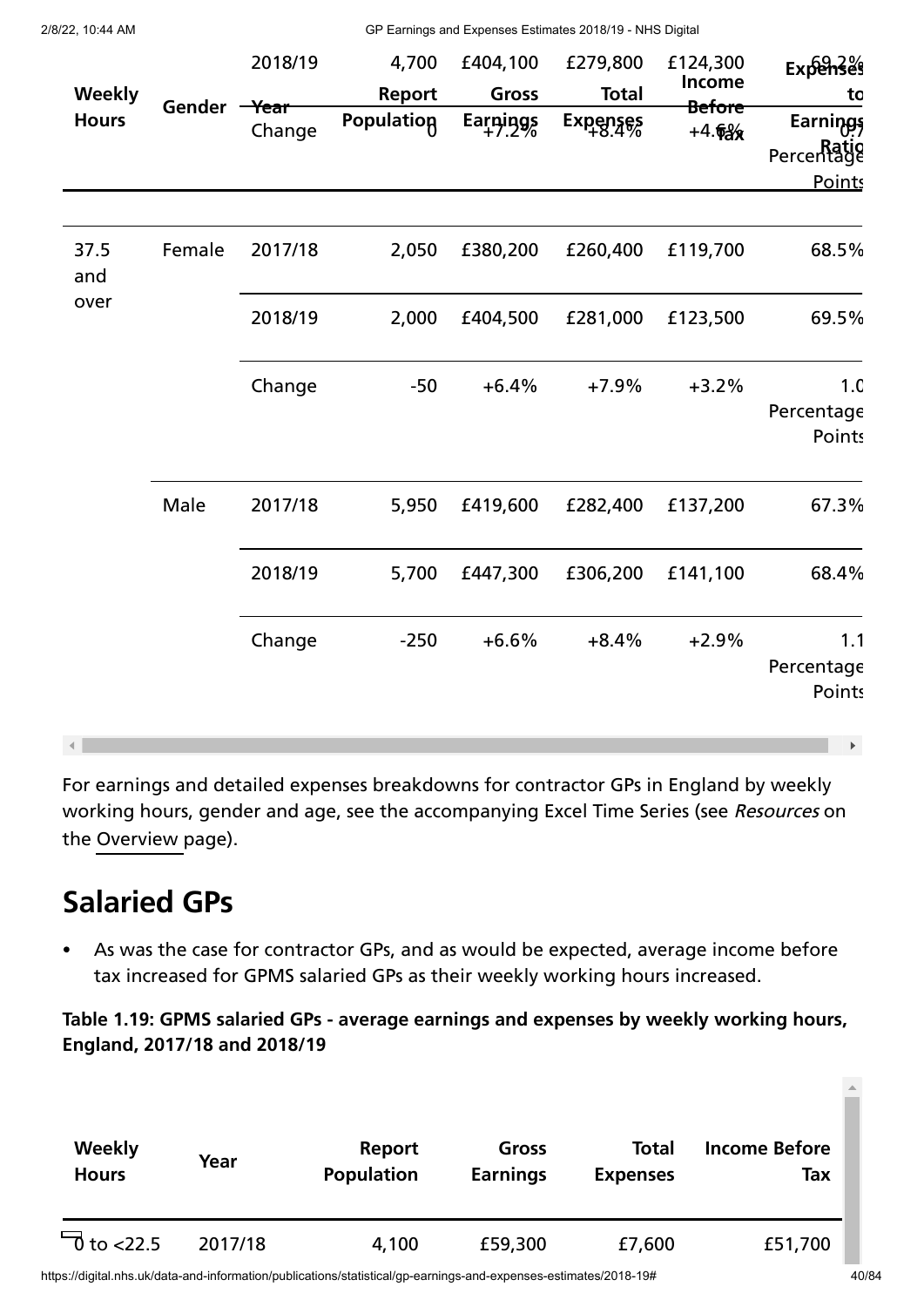| Weekly Hours | Gender | Year | Report Population | Gross Earnings | Total Expenses | Income Before Tax | Expenses to Earnings Ratio |
|---|---|---|---|---|---|---|---|
| | | 2018/19 | 4,700 | £404,100 | £279,800 | £124,300 | 69.2% |
| | | Change | 0 | +7.2% | +8.4% | +4.6% | 0.7 Percentage Points |
| 37.5 and over | Female | 2017/18 | 2,050 | £380,200 | £260,400 | £119,700 | 68.5% |
| | | 2018/19 | 2,000 | £404,500 | £281,000 | £123,500 | 69.5% |
| | | Change | -50 | +6.4% | +7.9% | +3.2% | 1.0 Percentage Points |
| | Male | 2017/18 | 5,950 | £419,600 | £282,400 | £137,200 | 67.3% |
| | | 2018/19 | 5,700 | £447,300 | £306,200 | £141,100 | 68.4% |
| | | Change | -250 | +6.6% | +8.4% | +2.9% | 1.1 Percentage Points |

For earnings and detailed expenses breakdowns for contractor GPs in England by weekly working hours, gender and age, see the accompanying Excel Time Series (see *Resources* on the Overview page).

## Salaried GPs

- As was the case for contractor GPs, and as would be expected, average income before tax increased for GPMS salaried GPs as their weekly working hours increased.

**Table 1.19: GPMS salaried GPs - average earnings and expenses by weekly working hours, England, 2017/18 and 2018/19**

| Weekly Hours | Year | Report Population | Gross Earnings | Total Expenses | Income Before Tax |
|---|---|---|---|---|---|
| 0 to <22.5 | 2017/18 | 4,100 | £59,300 | £7,600 | £51,700 |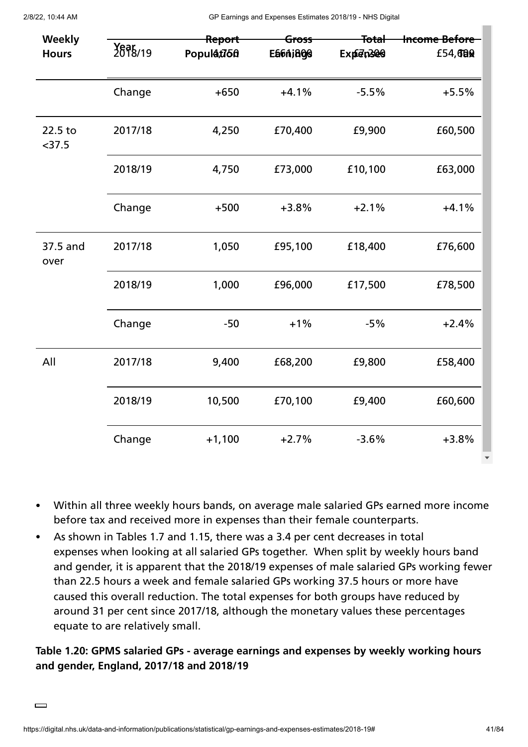| Weekly Hours | Year | Report Population | Gross Earnings | Total Expenses | Income Before Tax |
|---|---|---|---|---|---|
| | 2018/19 | 4,750 | £61,800 | £7,200 | £54,600 |
| | Change | +650 | +4.1% | -5.5% | +5.5% |
| 22.5 to <37.5 | 2017/18 | 4,250 | £70,400 | £9,900 | £60,500 |
| | 2018/19 | 4,750 | £73,000 | £10,100 | £63,000 |
| | Change | +500 | +3.8% | +2.1% | +4.1% |
| 37.5 and over | 2017/18 | 1,050 | £95,100 | £18,400 | £76,600 |
| | 2018/19 | 1,000 | £96,000 | £17,500 | £78,500 |
| | Change | -50 | +1% | -5% | +2.4% |
| All | 2017/18 | 9,400 | £68,200 | £9,800 | £58,400 |
| | 2018/19 | 10,500 | £70,100 | £9,400 | £60,600 |
| | Change | +1,100 | +2.7% | -3.6% | +3.8% |

- Within all three weekly hours bands, on average male salaried GPs earned more income before tax and received more in expenses than their female counterparts.
- As shown in Tables 1.7 and 1.15, there was a 3.4 per cent decreases in total expenses when looking at all salaried GPs together. When split by weekly hours band and gender, it is apparent that the 2018/19 expenses of male salaried GPs working fewer than 22.5 hours a week and female salaried GPs working 37.5 hours or more have caused this overall reduction. The total expenses for both groups have reduced by around 31 per cent since 2017/18, although the monetary values these percentages equate to are relatively small.

**Table 1.20: GPMS salaried GPs - average earnings and expenses by weekly working hours and gender, England, 2017/18 and 2018/19**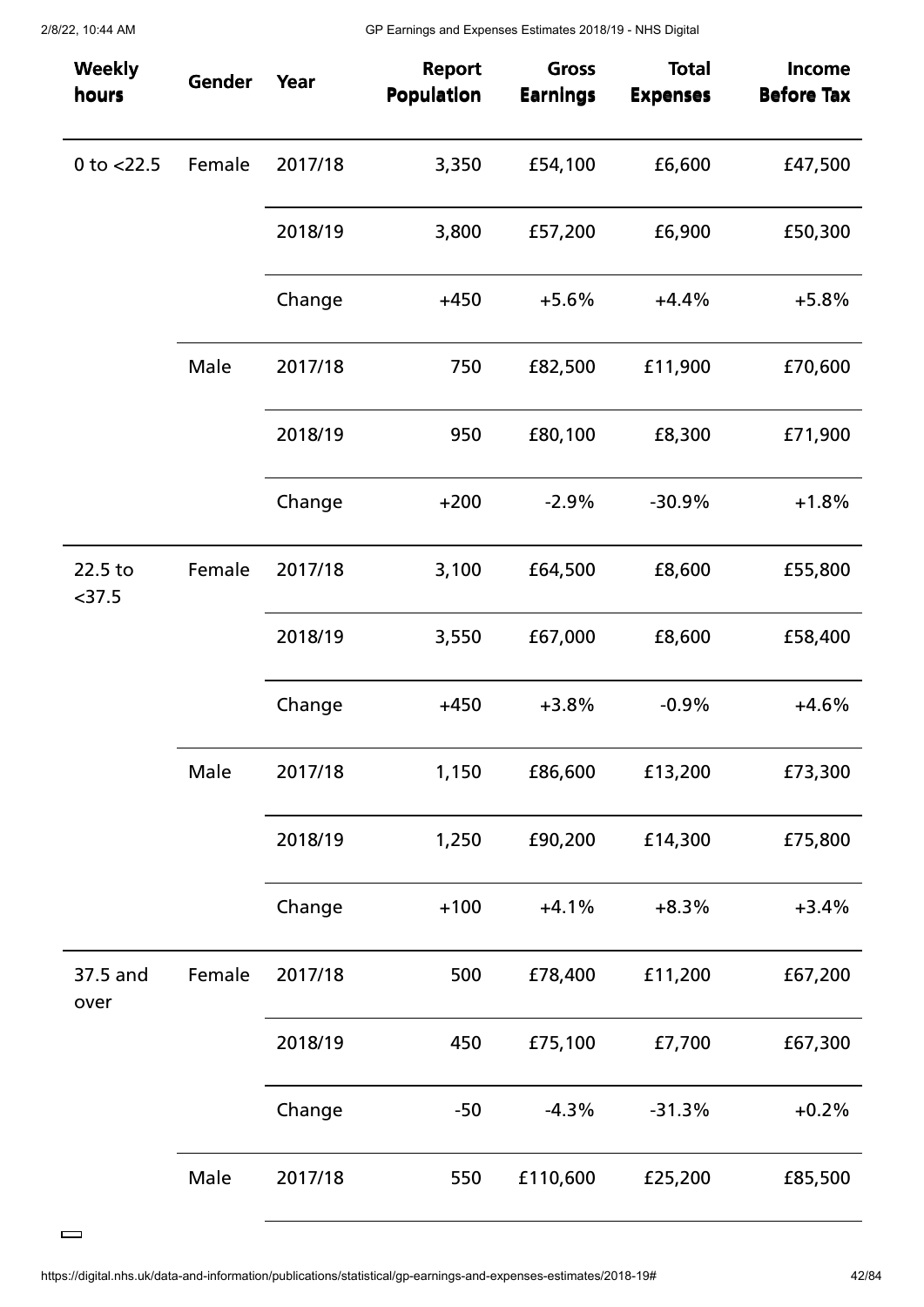| Weekly hours | Gender | Year | Report Population | Gross Earnings | Total Expenses | Income Before Tax |
|---|---|---|---|---|---|---|
| 0 to <22.5 | Female | 2017/18 | 3,350 | £54,100 | £6,600 | £47,500 |
| | | 2018/19 | 3,800 | £57,200 | £6,900 | £50,300 |
| | | Change | +450 | +5.6% | +4.4% | +5.8% |
| | Male | 2017/18 | 750 | £82,500 | £11,900 | £70,600 |
| | | 2018/19 | 950 | £80,100 | £8,300 | £71,900 |
| | | Change | +200 | -2.9% | -30.9% | +1.8% |
| 22.5 to <37.5 | Female | 2017/18 | 3,100 | £64,500 | £8,600 | £55,800 |
| | | 2018/19 | 3,550 | £67,000 | £8,600 | £58,400 |
| | | Change | +450 | +3.8% | -0.9% | +4.6% |
| | Male | 2017/18 | 1,150 | £86,600 | £13,200 | £73,300 |
| | | 2018/19 | 1,250 | £90,200 | £14,300 | £75,800 |
| | | Change | +100 | +4.1% | +8.3% | +3.4% |
| 37.5 and over | Female | 2017/18 | 500 | £78,400 | £11,200 | £67,200 |
| | | 2018/19 | 450 | £75,100 | £7,700 | £67,300 |
| | | Change | -50 | -4.3% | -31.3% | +0.2% |
| | Male | 2017/18 | 550 | £110,600 | £25,200 | £85,500 |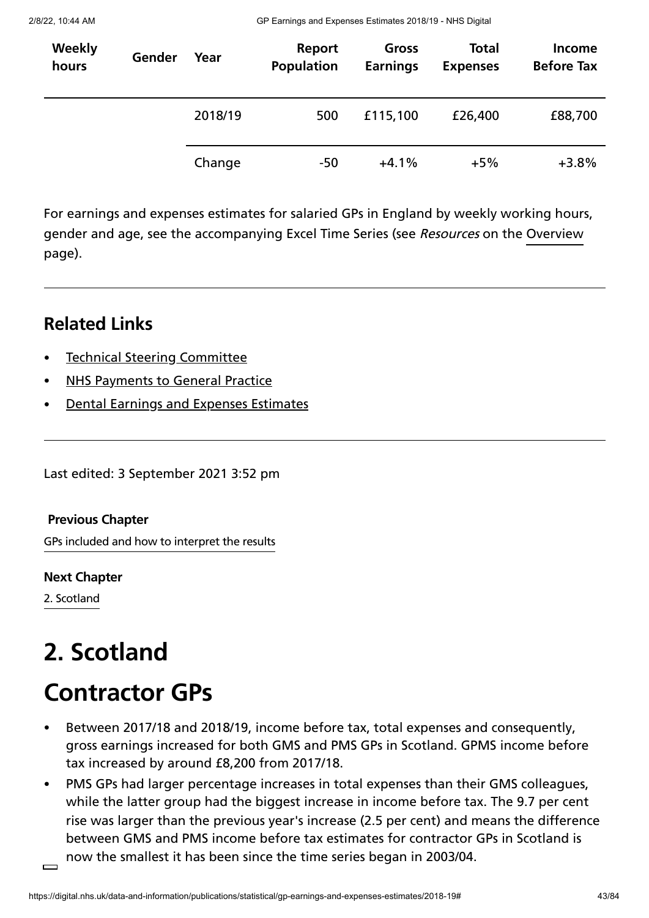| Weekly hours | Gender | Year | Report Population | Gross Earnings | Total Expenses | Income Before Tax |
|---|---|---|---|---|---|---|
| | | 2018/19 | 500 | £115,100 | £26,400 | £88,700 |
| | | Change | -50 | +4.1% | +5% | +3.8% |

For earnings and expenses estimates for salaried GPs in England by weekly working hours, gender and age, see the accompanying Excel Time Series (see *Resources* on the Overview page).

---

## Related Links

- Technical Steering Committee
- NHS Payments to General Practice
- Dental Earnings and Expenses Estimates

---

Last edited: 3 September 2021 3:52 pm

**Previous Chapter**

GPs included and how to interpret the results

**Next Chapter**

2. Scotland

# 2. Scotland

# Contractor GPs

- Between 2017/18 and 2018/19, income before tax, total expenses and consequently, gross earnings increased for both GMS and PMS GPs in Scotland. GPMS income before tax increased by around £8,200 from 2017/18.
- PMS GPs had larger percentage increases in total expenses than their GMS colleagues, while the latter group had the biggest increase in income before tax. The 9.7 per cent rise was larger than the previous year's increase (2.5 per cent) and means the difference between GMS and PMS income before tax estimates for contractor GPs in Scotland is now the smallest it has been since the time series began in 2003/04.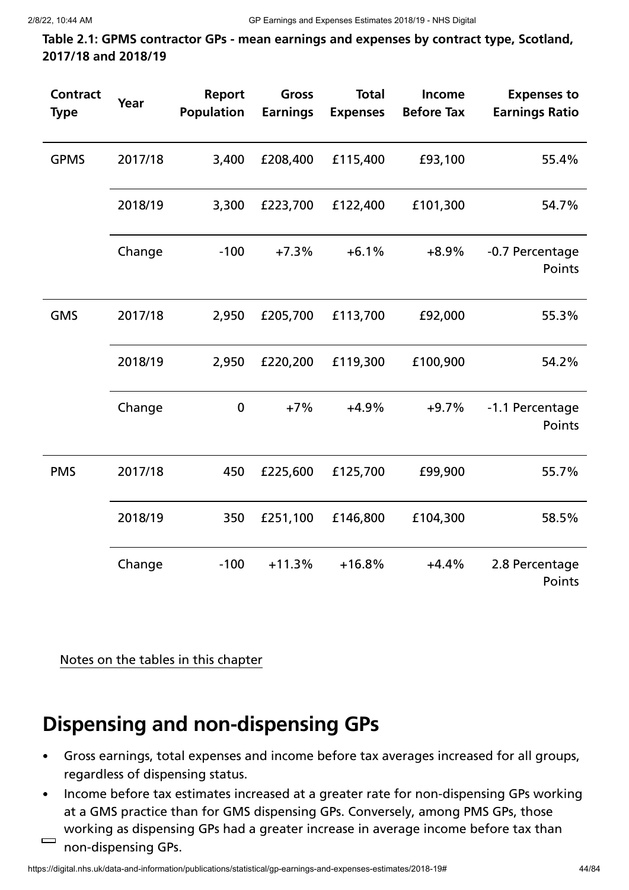**Table 2.1: GPMS contractor GPs - mean earnings and expenses by contract type, Scotland, 2017/18 and 2018/19**

| Contract Type | Year | Report Population | Gross Earnings | Total Expenses | Income Before Tax | Expenses to Earnings Ratio |
|---|---|---|---|---|---|---|
| GPMS | 2017/18 | 3,400 | £208,400 | £115,400 | £93,100 | 55.4% |
| | 2018/19 | 3,300 | £223,700 | £122,400 | £101,300 | 54.7% |
| | Change | -100 | +7.3% | +6.1% | +8.9% | -0.7 Percentage Points |
| GMS | 2017/18 | 2,950 | £205,700 | £113,700 | £92,000 | 55.3% |
| | 2018/19 | 2,950 | £220,200 | £119,300 | £100,900 | 54.2% |
| | Change | 0 | +7% | +4.9% | +9.7% | -1.1 Percentage Points |
| PMS | 2017/18 | 450 | £225,600 | £125,700 | £99,900 | 55.7% |
| | 2018/19 | 350 | £251,100 | £146,800 | £104,300 | 58.5% |
| | Change | -100 | +11.3% | +16.8% | +4.4% | 2.8 Percentage Points |

Notes on the tables in this chapter

## Dispensing and non-dispensing GPs

- Gross earnings, total expenses and income before tax averages increased for all groups, regardless of dispensing status.
- Income before tax estimates increased at a greater rate for non-dispensing GPs working at a GMS practice than for GMS dispensing GPs. Conversely, among PMS GPs, those working as dispensing GPs had a greater increase in average income before tax than non-dispensing GPs.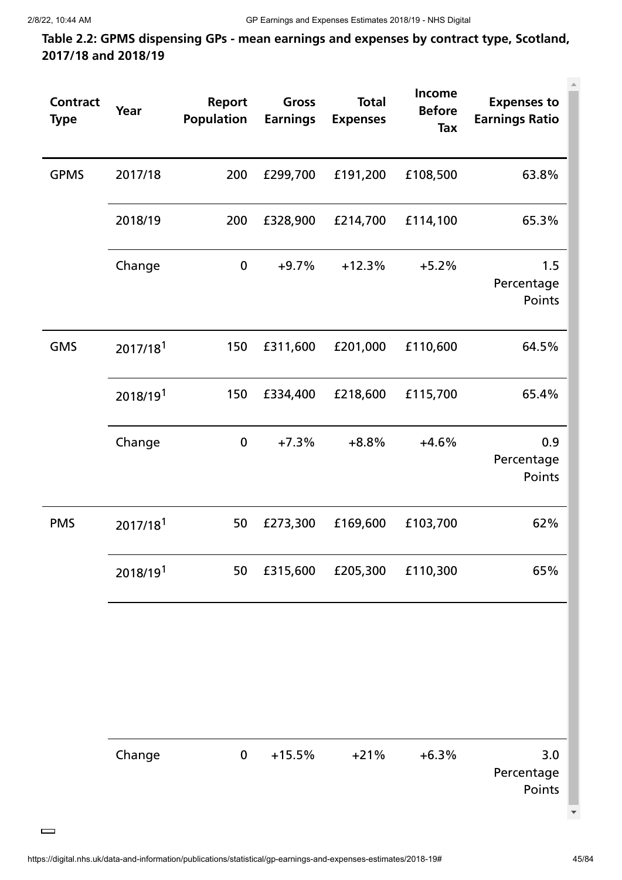**Table 2.2: GPMS dispensing GPs - mean earnings and expenses by contract type, Scotland, 2017/18 and 2018/19**

| Contract Type | Year | Report Population | Gross Earnings | Total Expenses | Income Before Tax | Expenses to Earnings Ratio |
|---|---|---|---|---|---|---|
| GPMS | 2017/18 | 200 | £299,700 | £191,200 | £108,500 | 63.8% |
| | 2018/19 | 200 | £328,900 | £214,700 | £114,100 | 65.3% |
| | Change | 0 | +9.7% | +12.3% | +5.2% | 1.5 Percentage Points |
| GMS | 2017/18[1] | 150 | £311,600 | £201,000 | £110,600 | 64.5% |
| | 2018/19[1] | 150 | £334,400 | £218,600 | £115,700 | 65.4% |
| | Change | 0 | +7.3% | +8.8% | +4.6% | 0.9 Percentage Points |
| PMS | 2017/18[1] | 50 | £273,300 | £169,600 | £103,700 | 62% |
| | 2018/19[1] | 50 | £315,600 | £205,300 | £110,300 | 65% |
| | Change | 0 | +15.5% | +21% | +6.3% | 3.0 Percentage Points |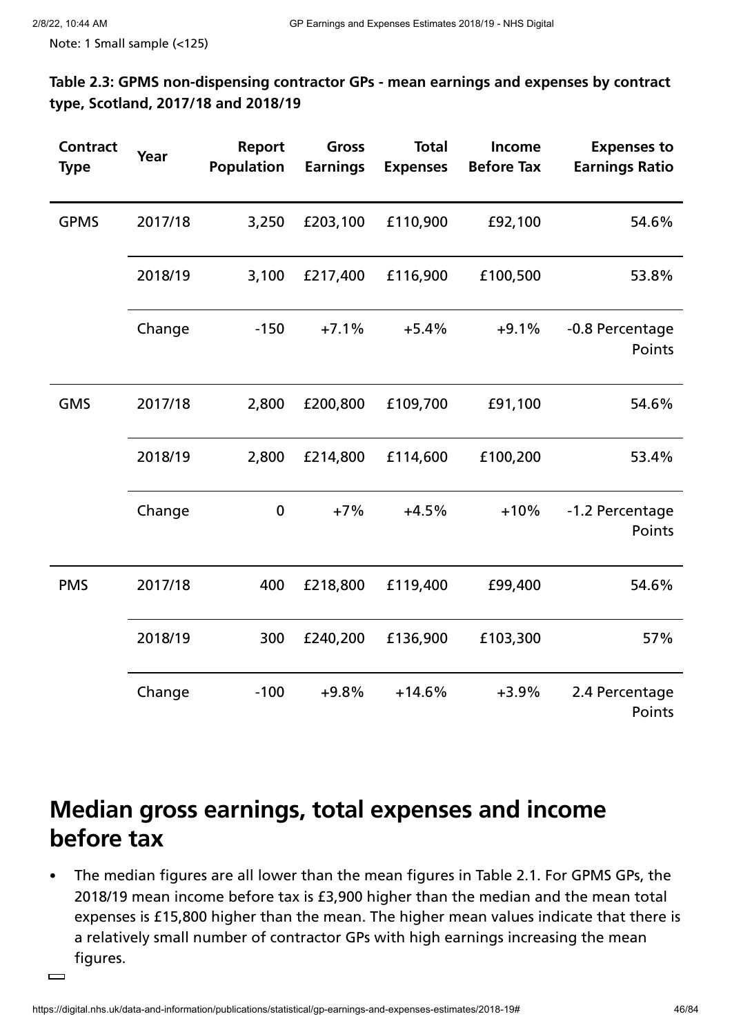Note: 1 Small sample (<125)

**Table 2.3: GPMS non-dispensing contractor GPs - mean earnings and expenses by contract type, Scotland, 2017/18 and 2018/19**

| Contract Type | Year | Report Population | Gross Earnings | Total Expenses | Income Before Tax | Expenses to Earnings Ratio |
|---|---|---|---|---|---|---|
| GPMS | 2017/18 | 3,250 | £203,100 | £110,900 | £92,100 | 54.6% |
| | 2018/19 | 3,100 | £217,400 | £116,900 | £100,500 | 53.8% |
| | Change | -150 | +7.1% | +5.4% | +9.1% | -0.8 Percentage Points |
| GMS | 2017/18 | 2,800 | £200,800 | £109,700 | £91,100 | 54.6% |
| | 2018/19 | 2,800 | £214,800 | £114,600 | £100,200 | 53.4% |
| | Change | 0 | +7% | +4.5% | +10% | -1.2 Percentage Points |
| PMS | 2017/18 | 400 | £218,800 | £119,400 | £99,400 | 54.6% |
| | 2018/19 | 300 | £240,200 | £136,900 | £103,300 | 57% |
| | Change | -100 | +9.8% | +14.6% | +3.9% | 2.4 Percentage Points |

## Median gross earnings, total expenses and income before tax

- The median figures are all lower than the mean figures in Table 2.1. For GPMS GPs, the 2018/19 mean income before tax is £3,900 higher than the median and the mean total expenses is £15,800 higher than the mean. The higher mean values indicate that there is a relatively small number of contractor GPs with high earnings increasing the mean figures.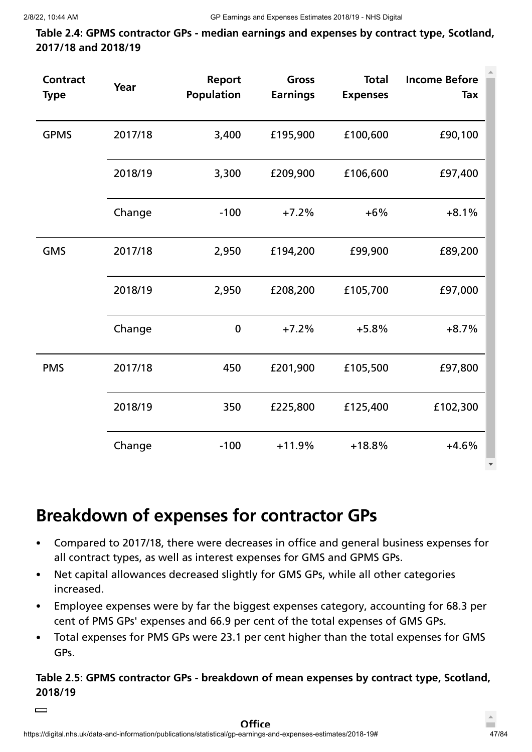**Table 2.4: GPMS contractor GPs - median earnings and expenses by contract type, Scotland, 2017/18 and 2018/19**

| Contract Type | Year | Report Population | Gross Earnings | Total Expenses | Income Before Tax |
|---|---|---|---|---|---|
| GPMS | 2017/18 | 3,400 | £195,900 | £100,600 | £90,100 |
| | 2018/19 | 3,300 | £209,900 | £106,600 | £97,400 |
| | Change | -100 | +7.2% | +6% | +8.1% |
| GMS | 2017/18 | 2,950 | £194,200 | £99,900 | £89,200 |
| | 2018/19 | 2,950 | £208,200 | £105,700 | £97,000 |
| | Change | 0 | +7.2% | +5.8% | +8.7% |
| PMS | 2017/18 | 450 | £201,900 | £105,500 | £97,800 |
| | 2018/19 | 350 | £225,800 | £125,400 | £102,300 |
| | Change | -100 | +11.9% | +18.8% | +4.6% |

## Breakdown of expenses for contractor GPs

- Compared to 2017/18, there were decreases in office and general business expenses for all contract types, as well as interest expenses for GMS and GPMS GPs.
- Net capital allowances decreased slightly for GMS GPs, while all other categories increased.
- Employee expenses were by far the biggest expenses category, accounting for 68.3 per cent of PMS GPs' expenses and 66.9 per cent of the total expenses of GMS GPs.
- Total expenses for PMS GPs were 23.1 per cent higher than the total expenses for GMS GPs.

**Table 2.5: GPMS contractor GPs - breakdown of mean expenses by contract type, Scotland, 2018/19**

**Office**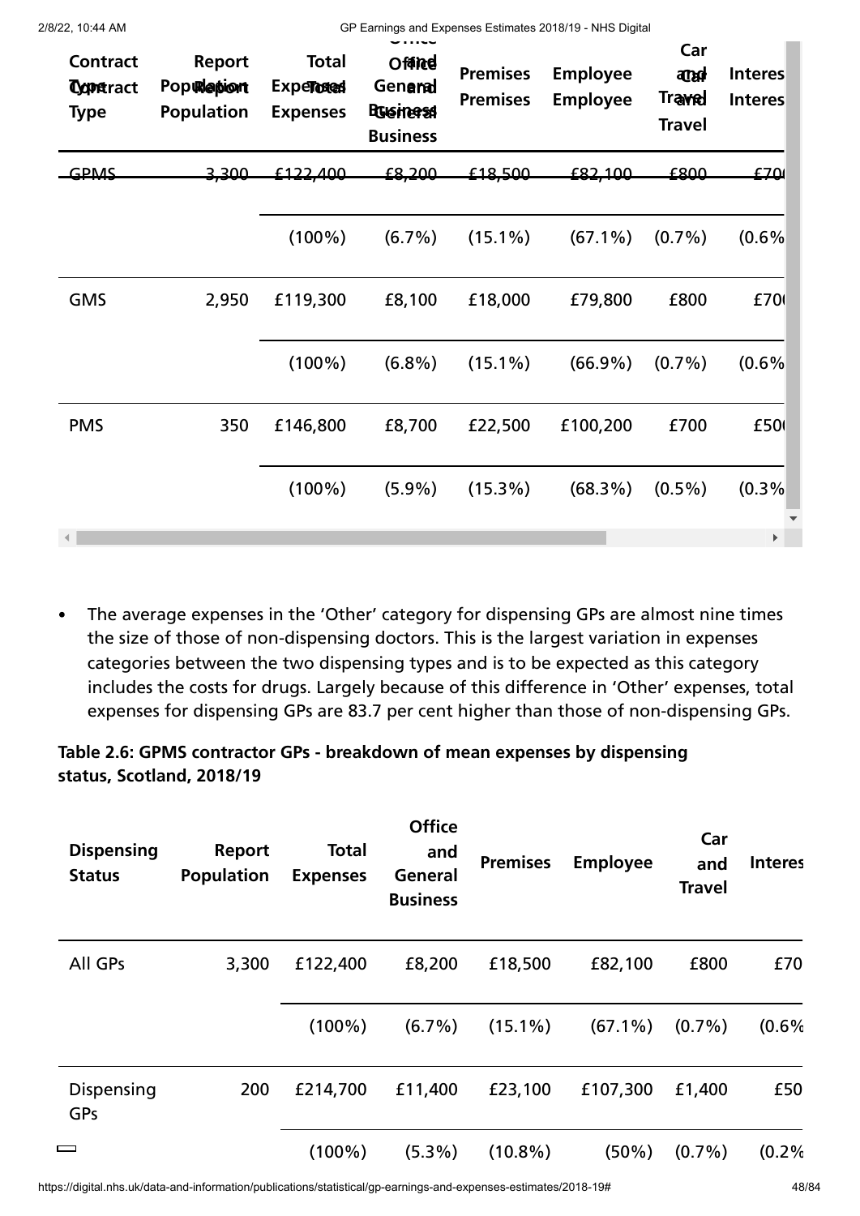| Contract Type | Report Population | Total Expenses | Office and General Business | Premises | Employee | Car and Travel | Interes |
|---|---|---|---|---|---|---|---|
| GPMS | 3,300 | £122,400 | £8,200 | £18,500 | £82,100 | £800 | £70 |
| | | (100%) | (6.7%) | (15.1%) | (67.1%) | (0.7%) | (0.6% |
| GMS | 2,950 | £119,300 | £8,100 | £18,000 | £79,800 | £800 | £70 |
| | | (100%) | (6.8%) | (15.1%) | (66.9%) | (0.7%) | (0.6% |
| PMS | 350 | £146,800 | £8,700 | £22,500 | £100,200 | £700 | £50 |
| | | (100%) | (5.9%) | (15.3%) | (68.3%) | (0.5%) | (0.3% |

- The average expenses in the 'Other' category for dispensing GPs are almost nine times the size of those of non-dispensing doctors. This is the largest variation in expenses categories between the two dispensing types and is to be expected as this category includes the costs for drugs. Largely because of this difference in 'Other' expenses, total expenses for dispensing GPs are 83.7 per cent higher than those of non-dispensing GPs.

**Table 2.6: GPMS contractor GPs - breakdown of mean expenses by dispensing status, Scotland, 2018/19**

| Dispensing Status | Report Population | Total Expenses | Office and General Business | Premises | Employee | Car and Travel | Interes |
|---|---|---|---|---|---|---|---|
| All GPs | 3,300 | £122,400 | £8,200 | £18,500 | £82,100 | £800 | £70 |
| | | (100%) | (6.7%) | (15.1%) | (67.1%) | (0.7%) | (0.6% |
| Dispensing GPs | 200 | £214,700 | £11,400 | £23,100 | £107,300 | £1,400 | £50 |
| | | (100%) | (5.3%) | (10.8%) | (50%) | (0.7%) | (0.2% |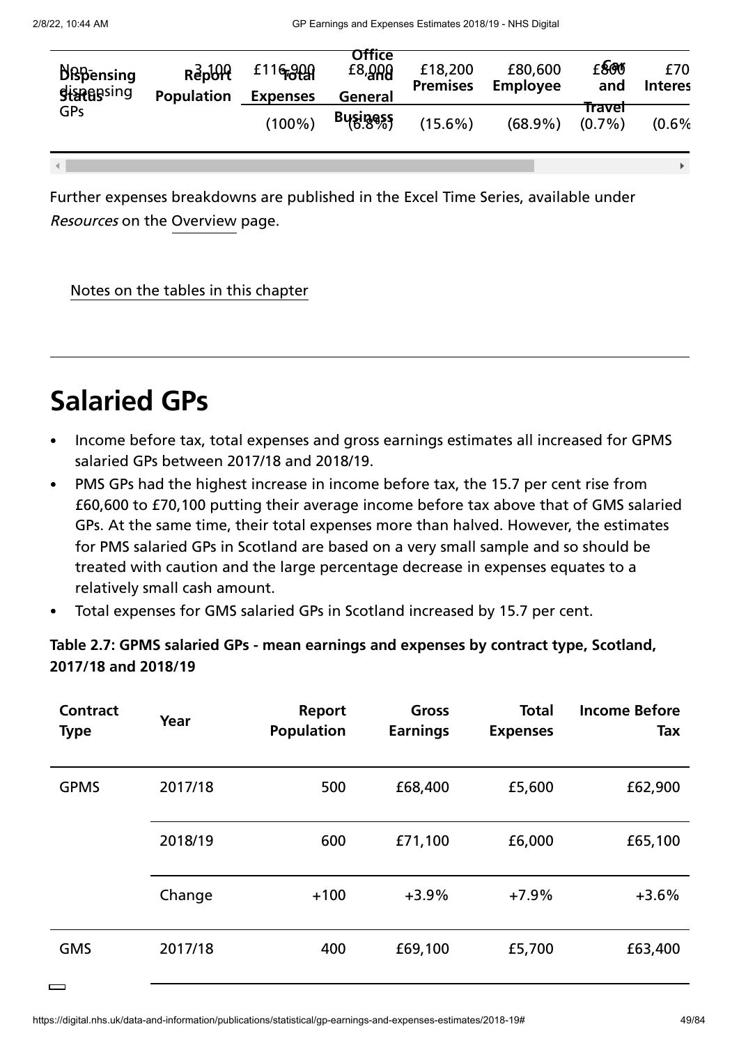| Dispensing Status | Report Population | Total Expenses | Office and General Business | Premises | Employee | Car and Travel | Interest |
|---|---|---|---|---|---|---|---|
| Non-dispensing GPs | 3,100 | £116,900 (100%) | £8,000 (6.8%) | £18,200 (15.6%) | £80,600 (68.9%) | £800 (0.7%) | £70 (0.6% |

Further expenses breakdowns are published in the Excel Time Series, available under *Resources* on the Overview page.

Notes on the tables in this chapter

## Salaried GPs

- Income before tax, total expenses and gross earnings estimates all increased for GPMS salaried GPs between 2017/18 and 2018/19.
- PMS GPs had the highest increase in income before tax, the 15.7 per cent rise from £60,600 to £70,100 putting their average income before tax above that of GMS salaried GPs. At the same time, their total expenses more than halved. However, the estimates for PMS salaried GPs in Scotland are based on a very small sample and so should be treated with caution and the large percentage decrease in expenses equates to a relatively small cash amount.
- Total expenses for GMS salaried GPs in Scotland increased by 15.7 per cent.

**Table 2.7: GPMS salaried GPs - mean earnings and expenses by contract type, Scotland, 2017/18 and 2018/19**

| Contract Type | Year | Report Population | Gross Earnings | Total Expenses | Income Before Tax |
|---|---|---|---|---|---|
| GPMS | 2017/18 | 500 | £68,400 | £5,600 | £62,900 |
| | 2018/19 | 600 | £71,100 | £6,000 | £65,100 |
| | Change | +100 | +3.9% | +7.9% | +3.6% |
| GMS | 2017/18 | 400 | £69,100 | £5,700 | £63,400 |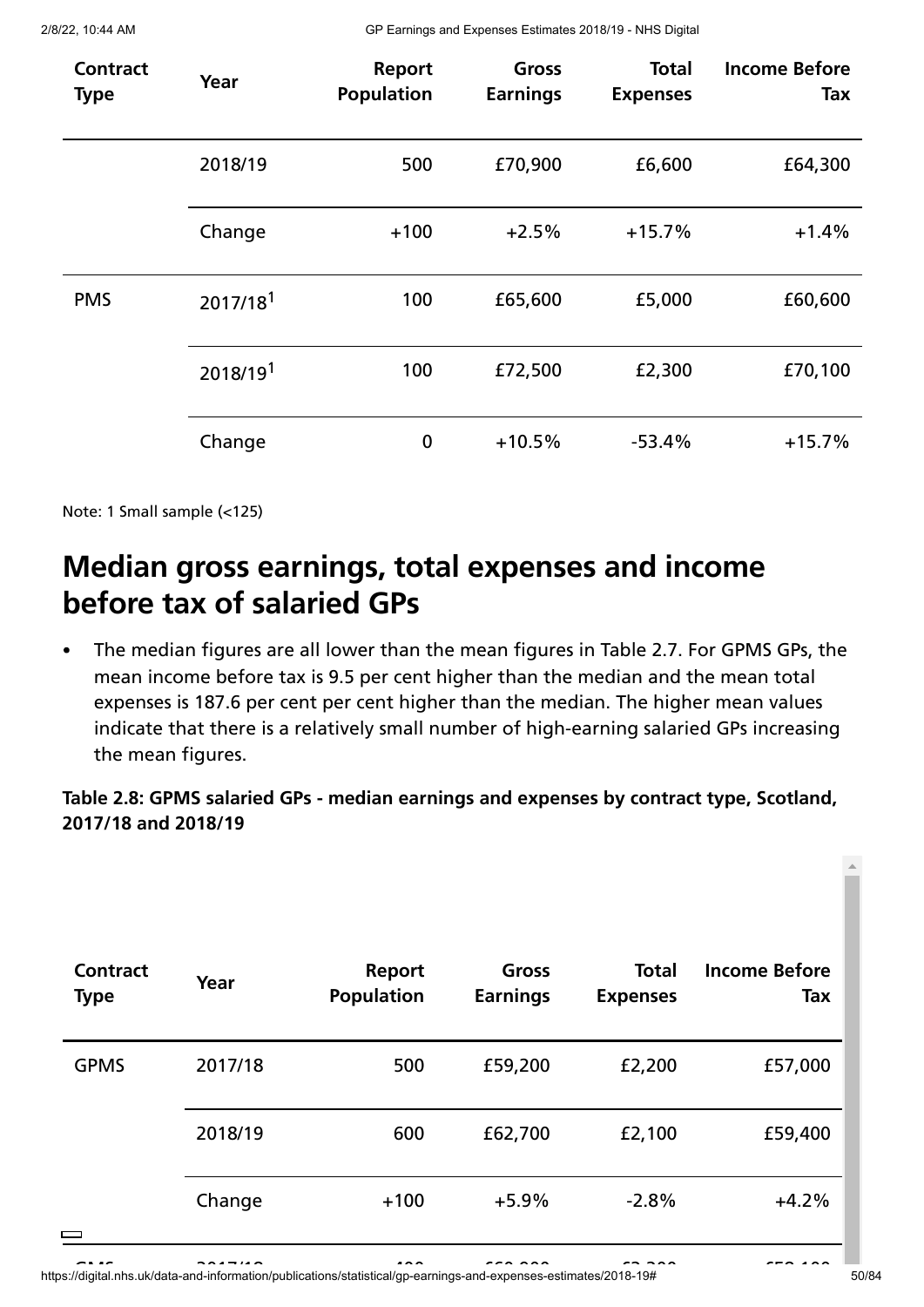| Contract Type | Year | Report Population | Gross Earnings | Total Expenses | Income Before Tax |
|---|---|---|---|---|---|
| | 2018/19 | 500 | £70,900 | £6,600 | £64,300 |
| | Change | +100 | +2.5% | +15.7% | +1.4% |
| PMS | 2017/18[1] | 100 | £65,600 | £5,000 | £60,600 |
| | 2018/19[1] | 100 | £72,500 | £2,300 | £70,100 |
| | Change | 0 | +10.5% | -53.4% | +15.7% |

Note: 1 Small sample (<125)

## Median gross earnings, total expenses and income before tax of salaried GPs

- The median figures are all lower than the mean figures in Table 2.7. For GPMS GPs, the mean income before tax is 9.5 per cent higher than the median and the mean total expenses is 187.6 per cent per cent higher than the median. The higher mean values indicate that there is a relatively small number of high-earning salaried GPs increasing the mean figures.

**Table 2.8: GPMS salaried GPs - median earnings and expenses by contract type, Scotland, 2017/18 and 2018/19**

| Contract Type | Year | Report Population | Gross Earnings | Total Expenses | Income Before Tax |
|---|---|---|---|---|---|
| GPMS | 2017/18 | 500 | £59,200 | £2,200 | £57,000 |
| | 2018/19 | 600 | £62,700 | £2,100 | £59,400 |
| | Change | +100 | +5.9% | -2.8% | +4.2% |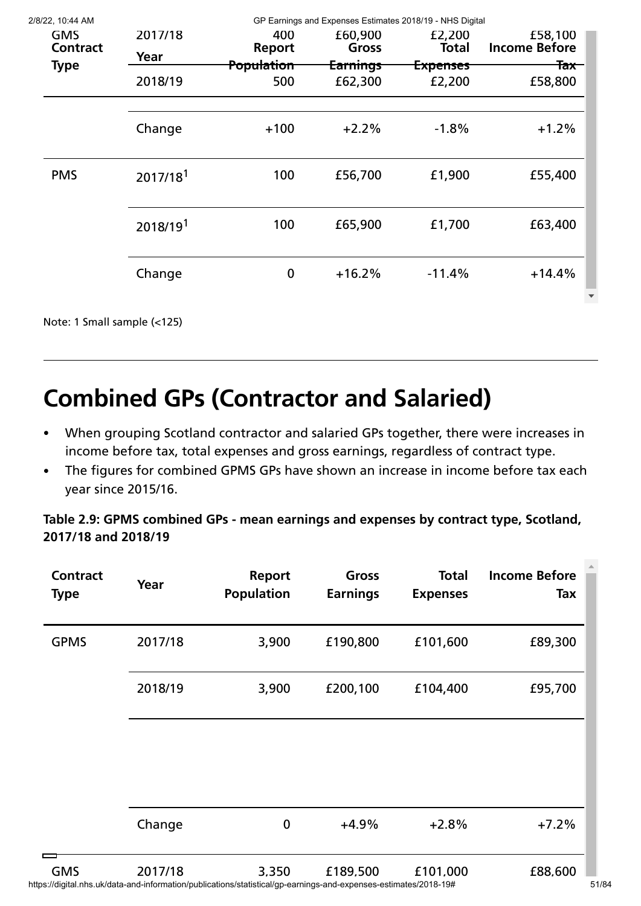| Contract Type | Year | Report Population | Gross Earnings | Total Expenses | Income Before Tax |
|---|---|---|---|---|---|
| GMS | 2017/18 | 400 | £60,900 | £2,200 | £58,100 |
| | 2018/19 | 500 | £62,300 | £2,200 | £58,800 |
| | Change | +100 | +2.2% | -1.8% | +1.2% |
| PMS | 2017/18[1] | 100 | £56,700 | £1,900 | £55,400 |
| | 2018/19[1] | 100 | £65,900 | £1,700 | £63,400 |
| | Change | 0 | +16.2% | -11.4% | +14.4% |

Note: 1 Small sample (<125)

## Combined GPs (Contractor and Salaried)

- When grouping Scotland contractor and salaried GPs together, there were increases in income before tax, total expenses and gross earnings, regardless of contract type.
- The figures for combined GPMS GPs have shown an increase in income before tax each year since 2015/16.

**Table 2.9: GPMS combined GPs - mean earnings and expenses by contract type, Scotland, 2017/18 and 2018/19**

| Contract Type | Year | Report Population | Gross Earnings | Total Expenses | Income Before Tax |
|---|---|---|---|---|---|
| GPMS | 2017/18 | 3,900 | £190,800 | £101,600 | £89,300 |
| | 2018/19 | 3,900 | £200,100 | £104,400 | £95,700 |
| | Change | 0 | +4.9% | +2.8% | +7.2% |
| GMS | 2017/18 | 3,350 | £189,500 | £101,000 | £88,600 |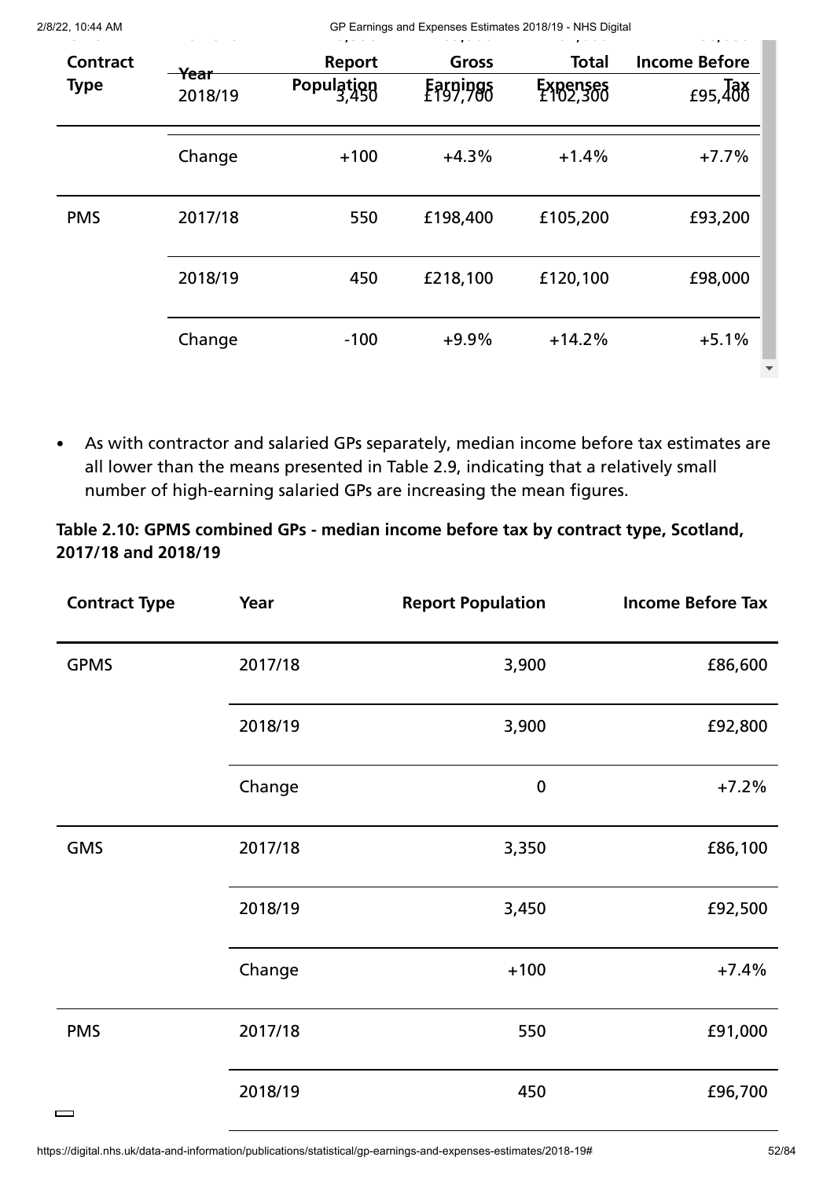| Contract Type | Year | Report Population | Gross Earnings | Total Expenses | Income Before Tax |
|---|---|---|---|---|---|
| | 2018/19 | 3,450 | £197,700 | £102,300 | £95,400 |
| | Change | +100 | +4.3% | +1.4% | +7.7% |
| PMS | 2017/18 | 550 | £198,400 | £105,200 | £93,200 |
| | 2018/19 | 450 | £218,100 | £120,100 | £98,000 |
| | Change | -100 | +9.9% | +14.2% | +5.1% |

- As with contractor and salaried GPs separately, median income before tax estimates are all lower than the means presented in Table 2.9, indicating that a relatively small number of high-earning salaried GPs are increasing the mean figures.

**Table 2.10: GPMS combined GPs - median income before tax by contract type, Scotland, 2017/18 and 2018/19**

| Contract Type | Year | Report Population | Income Before Tax |
|---|---|---|---|
| GPMS | 2017/18 | 3,900 | £86,600 |
| | 2018/19 | 3,900 | £92,800 |
| | Change | 0 | +7.2% |
| GMS | 2017/18 | 3,350 | £86,100 |
| | 2018/19 | 3,450 | £92,500 |
| | Change | +100 | +7.4% |
| PMS | 2017/18 | 550 | £91,000 |
| | 2018/19 | 450 | £96,700 |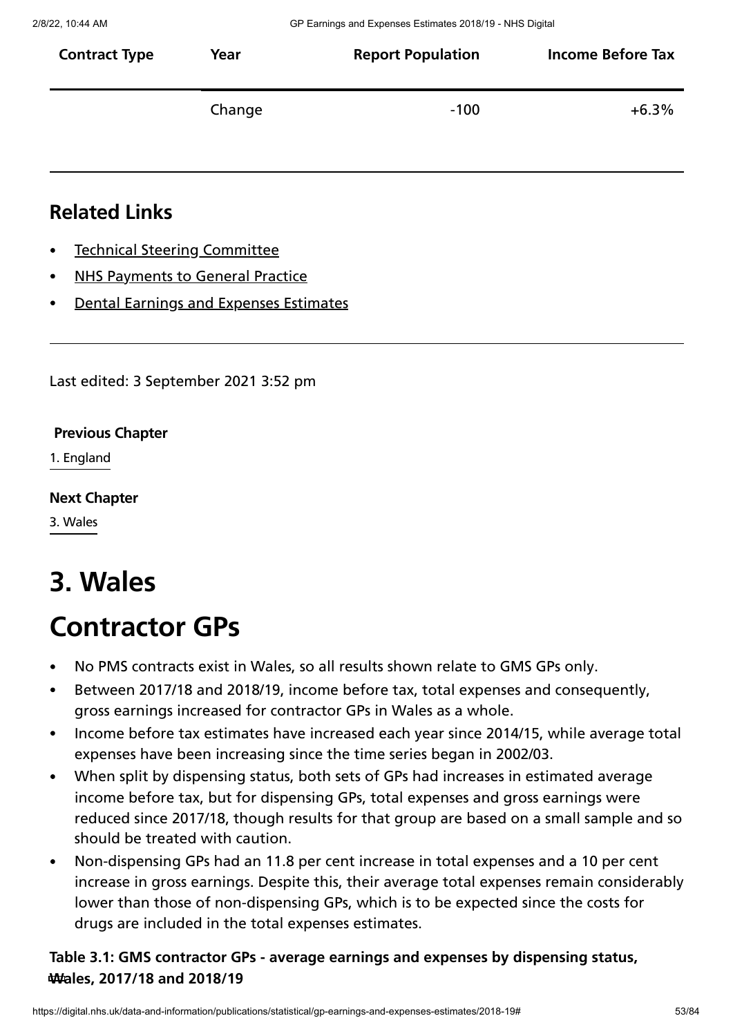| Contract Type | Year | Report Population | Income Before Tax |
|---|---|---|---|
| | Change | -100 | +6.3% |

## Related Links

- Technical Steering Committee
- NHS Payments to General Practice
- Dental Earnings and Expenses Estimates

Last edited: 3 September 2021 3:52 pm

**Previous Chapter**

1. England

**Next Chapter**

3. Wales

# 3. Wales

# Contractor GPs

- No PMS contracts exist in Wales, so all results shown relate to GMS GPs only.
- Between 2017/18 and 2018/19, income before tax, total expenses and consequently, gross earnings increased for contractor GPs in Wales as a whole.
- Income before tax estimates have increased each year since 2014/15, while average total expenses have been increasing since the time series began in 2002/03.
- When split by dispensing status, both sets of GPs had increases in estimated average income before tax, but for dispensing GPs, total expenses and gross earnings were reduced since 2017/18, though results for that group are based on a small sample and so should be treated with caution.
- Non-dispensing GPs had an 11.8 per cent increase in total expenses and a 10 per cent increase in gross earnings. Despite this, their average total expenses remain considerably lower than those of non-dispensing GPs, which is to be expected since the costs for drugs are included in the total expenses estimates.

**Table 3.1: GMS contractor GPs - average earnings and expenses by dispensing status, Wales, 2017/18 and 2018/19**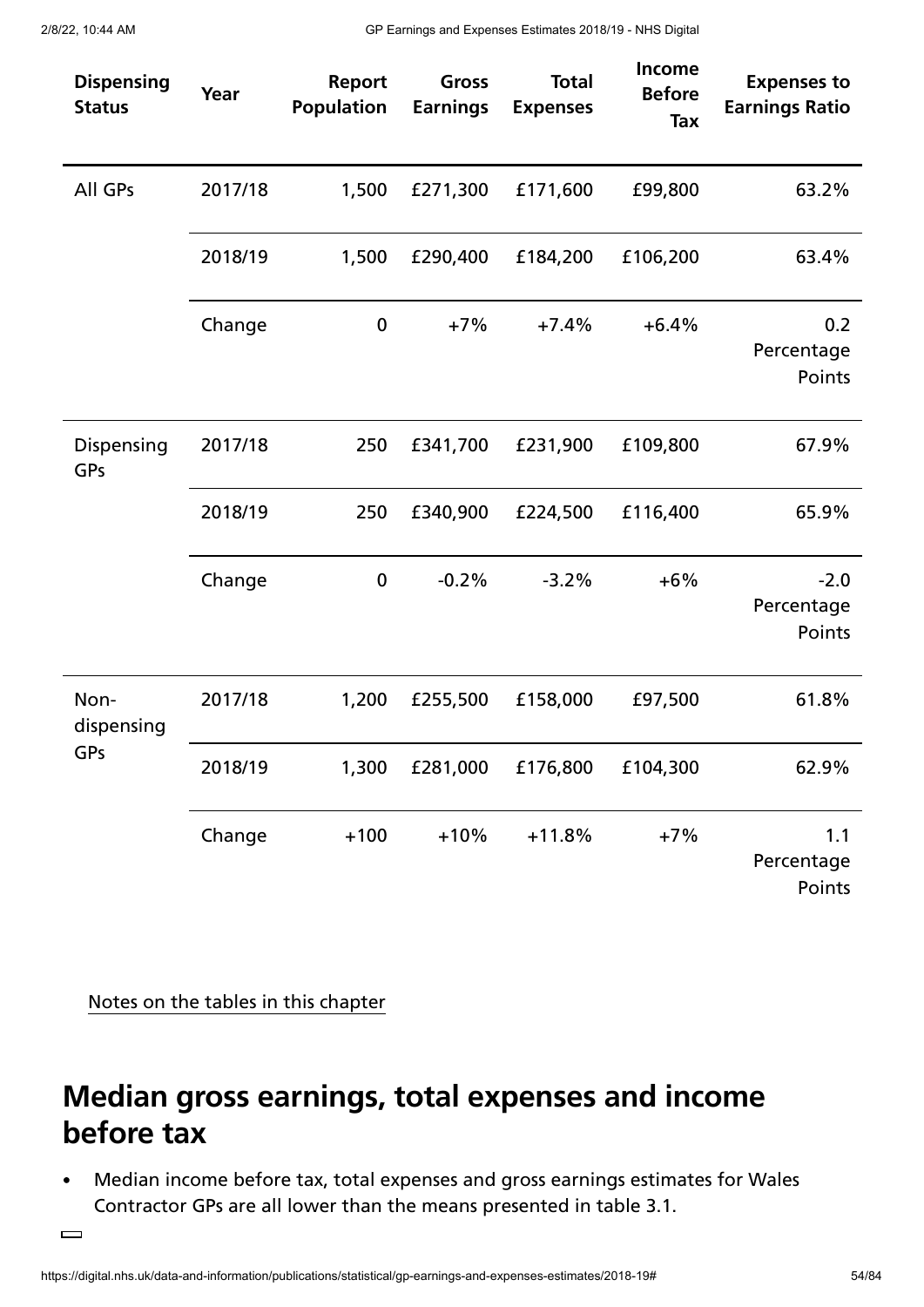| Dispensing Status | Year | Report Population | Gross Earnings | Total Expenses | Income Before Tax | Expenses to Earnings Ratio |
|---|---|---|---|---|---|---|
| All GPs | 2017/18 | 1,500 | £271,300 | £171,600 | £99,800 | 63.2% |
| | 2018/19 | 1,500 | £290,400 | £184,200 | £106,200 | 63.4% |
| | Change | 0 | +7% | +7.4% | +6.4% | 0.2 Percentage Points |
| Dispensing GPs | 2017/18 | 250 | £341,700 | £231,900 | £109,800 | 67.9% |
| | 2018/19 | 250 | £340,900 | £224,500 | £116,400 | 65.9% |
| | Change | 0 | -0.2% | -3.2% | +6% | -2.0 Percentage Points |
| Non-dispensing GPs | 2017/18 | 1,200 | £255,500 | £158,000 | £97,500 | 61.8% |
| | 2018/19 | 1,300 | £281,000 | £176,800 | £104,300 | 62.9% |
| | Change | +100 | +10% | +11.8% | +7% | 1.1 Percentage Points |

Notes on the tables in this chapter

## Median gross earnings, total expenses and income before tax

- Median income before tax, total expenses and gross earnings estimates for Wales Contractor GPs are all lower than the means presented in table 3.1.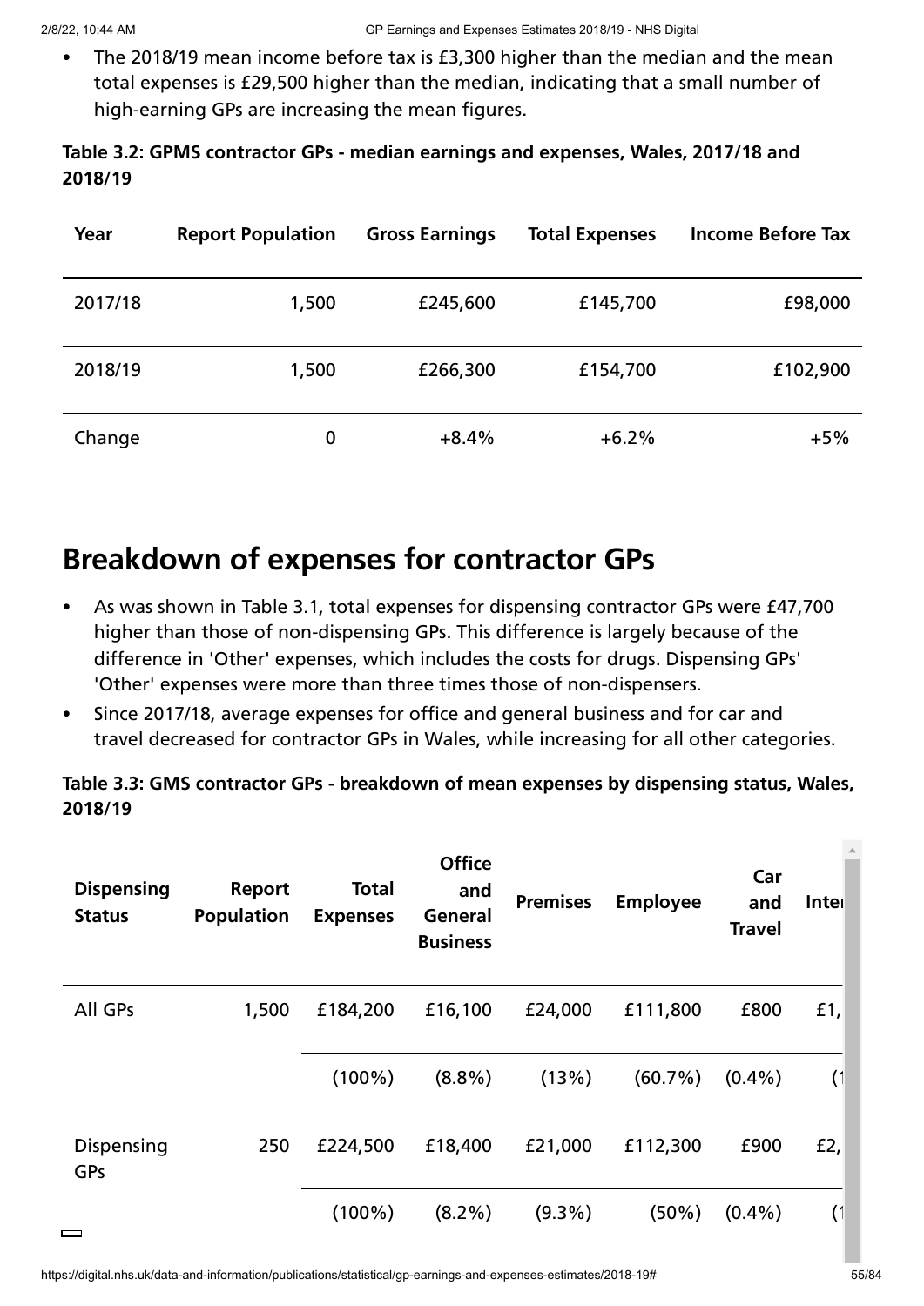- The 2018/19 mean income before tax is £3,300 higher than the median and the mean total expenses is £29,500 higher than the median, indicating that a small number of high-earning GPs are increasing the mean figures.

**Table 3.2: GPMS contractor GPs - median earnings and expenses, Wales, 2017/18 and 2018/19**

| Year | Report Population | Gross Earnings | Total Expenses | Income Before Tax |
|---|---|---|---|---|
| 2017/18 | 1,500 | £245,600 | £145,700 | £98,000 |
| 2018/19 | 1,500 | £266,300 | £154,700 | £102,900 |
| Change | 0 | +8.4% | +6.2% | +5% |

## Breakdown of expenses for contractor GPs

- As was shown in Table 3.1, total expenses for dispensing contractor GPs were £47,700 higher than those of non-dispensing GPs. This difference is largely because of the difference in 'Other' expenses, which includes the costs for drugs. Dispensing GPs' 'Other' expenses were more than three times those of non-dispensers.
- Since 2017/18, average expenses for office and general business and for car and travel decreased for contractor GPs in Wales, while increasing for all other categories.

**Table 3.3: GMS contractor GPs - breakdown of mean expenses by dispensing status, Wales, 2018/19**

| Dispensing Status | Report Population | Total Expenses | Office and General Business | Premises | Employee | Car and Travel | Inte |
|---|---|---|---|---|---|---|---|
| All GPs | 1,500 | £184,200 | £16,100 | £24,000 | £111,800 | £800 | £1, |
| | | (100%) | (8.8%) | (13%) | (60.7%) | (0.4%) | (1 |
| Dispensing GPs | 250 | £224,500 | £18,400 | £21,000 | £112,300 | £900 | £2, |
| | | (100%) | (8.2%) | (9.3%) | (50%) | (0.4%) | (1 |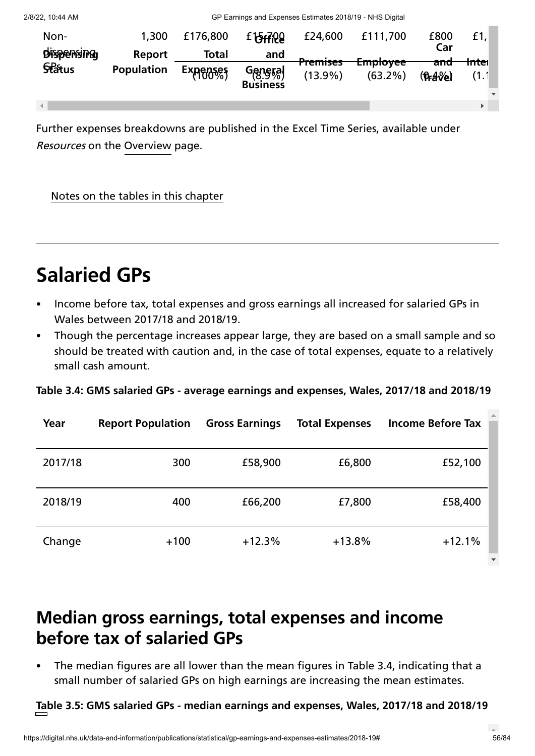| Dispensing Status | Report Population | Total Expenses | Office and General Business | Premises | Employee | Car and Travel | Inter |
|---|---|---|---|---|---|---|---|
| Non-dispensing GPs | 1,300 | £176,800 (100%) | £15,700 (8.9%) | £24,600 (13.9%) | £111,700 (63.2%) | £800 (0.4%) | £1, (1.1 |

Further expenses breakdowns are published in the Excel Time Series, available under *Resources* on the Overview page.

Notes on the tables in this chapter

# Salaried GPs

- Income before tax, total expenses and gross earnings all increased for salaried GPs in Wales between 2017/18 and 2018/19.
- Though the percentage increases appear large, they are based on a small sample and so should be treated with caution and, in the case of total expenses, equate to a relatively small cash amount.

**Table 3.4: GMS salaried GPs - average earnings and expenses, Wales, 2017/18 and 2018/19**

| Year | Report Population | Gross Earnings | Total Expenses | Income Before Tax |
|---|---|---|---|---|
| 2017/18 | 300 | £58,900 | £6,800 | £52,100 |
| 2018/19 | 400 | £66,200 | £7,800 | £58,400 |
| Change | +100 | +12.3% | +13.8% | +12.1% |

## Median gross earnings, total expenses and income before tax of salaried GPs

- The median figures are all lower than the mean figures in Table 3.4, indicating that a small number of salaried GPs on high earnings are increasing the mean estimates.

**Table 3.5: GMS salaried GPs - median earnings and expenses, Wales, 2017/18 and 2018/19**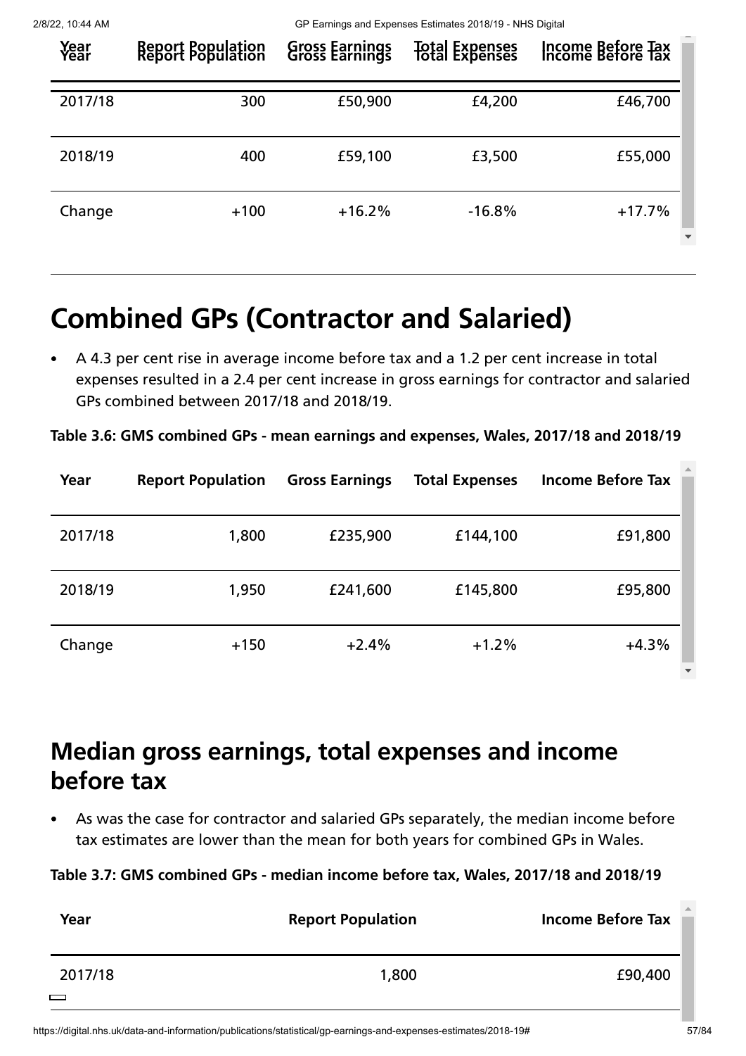| Year | Report Population | Gross Earnings | Total Expenses | Income Before Tax |
|---|---|---|---|---|
| 2017/18 | 300 | £50,900 | £4,200 | £46,700 |
| 2018/19 | 400 | £59,100 | £3,500 | £55,000 |
| Change | +100 | +16.2% | -16.8% | +17.7% |

# Combined GPs (Contractor and Salaried)

- A 4.3 per cent rise in average income before tax and a 1.2 per cent increase in total expenses resulted in a 2.4 per cent increase in gross earnings for contractor and salaried GPs combined between 2017/18 and 2018/19.

**Table 3.6: GMS combined GPs - mean earnings and expenses, Wales, 2017/18 and 2018/19**

| Year | Report Population | Gross Earnings | Total Expenses | Income Before Tax |
|---|---|---|---|---|
| 2017/18 | 1,800 | £235,900 | £144,100 | £91,800 |
| 2018/19 | 1,950 | £241,600 | £145,800 | £95,800 |
| Change | +150 | +2.4% | +1.2% | +4.3% |

## Median gross earnings, total expenses and income before tax

- As was the case for contractor and salaried GPs separately, the median income before tax estimates are lower than the mean for both years for combined GPs in Wales.

**Table 3.7: GMS combined GPs - median income before tax, Wales, 2017/18 and 2018/19**

| Year | Report Population | Income Before Tax |
|---|---|---|
| 2017/18 | 1,800 | £90,400 |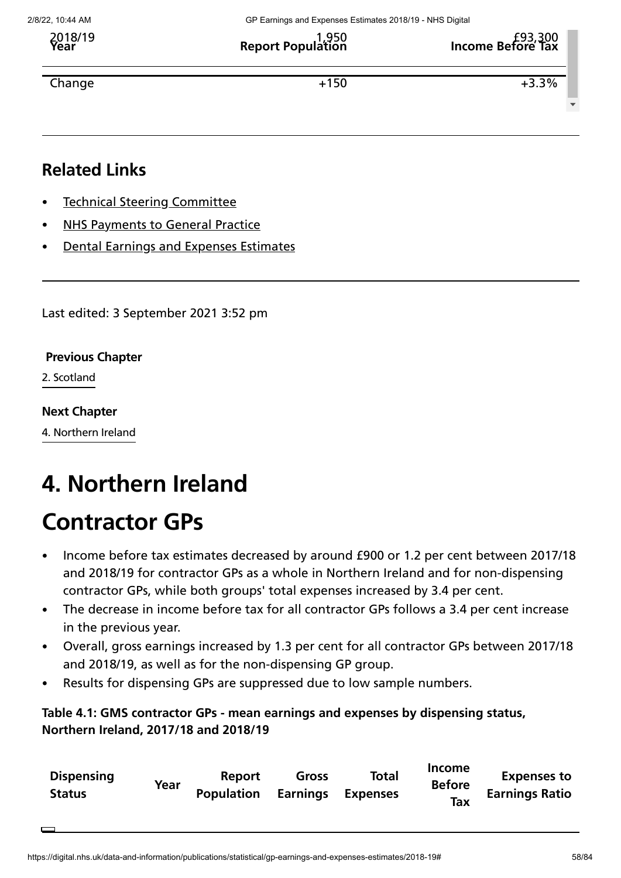| Year | Report Population | Income Before Tax |
|---|---|---|
| 2018/19 | 1,950 | £93,300 |
| Change | +150 | +3.3% |

## Related Links

- Technical Steering Committee
- NHS Payments to General Practice
- Dental Earnings and Expenses Estimates

Last edited: 3 September 2021 3:52 pm

**Previous Chapter**

2. Scotland

**Next Chapter**

4. Northern Ireland

# 4. Northern Ireland

# Contractor GPs

- Income before tax estimates decreased by around £900 or 1.2 per cent between 2017/18 and 2018/19 for contractor GPs as a whole in Northern Ireland and for non-dispensing contractor GPs, while both groups' total expenses increased by 3.4 per cent.
- The decrease in income before tax for all contractor GPs follows a 3.4 per cent increase in the previous year.
- Overall, gross earnings increased by 1.3 per cent for all contractor GPs between 2017/18 and 2018/19, as well as for the non-dispensing GP group.
- Results for dispensing GPs are suppressed due to low sample numbers.

**Table 4.1: GMS contractor GPs - mean earnings and expenses by dispensing status, Northern Ireland, 2017/18 and 2018/19**

| Dispensing Status | Year | Report Population | Gross Earnings | Total Expenses | Income Before Tax | Expenses to Earnings Ratio |
|---|---|---|---|---|---|---|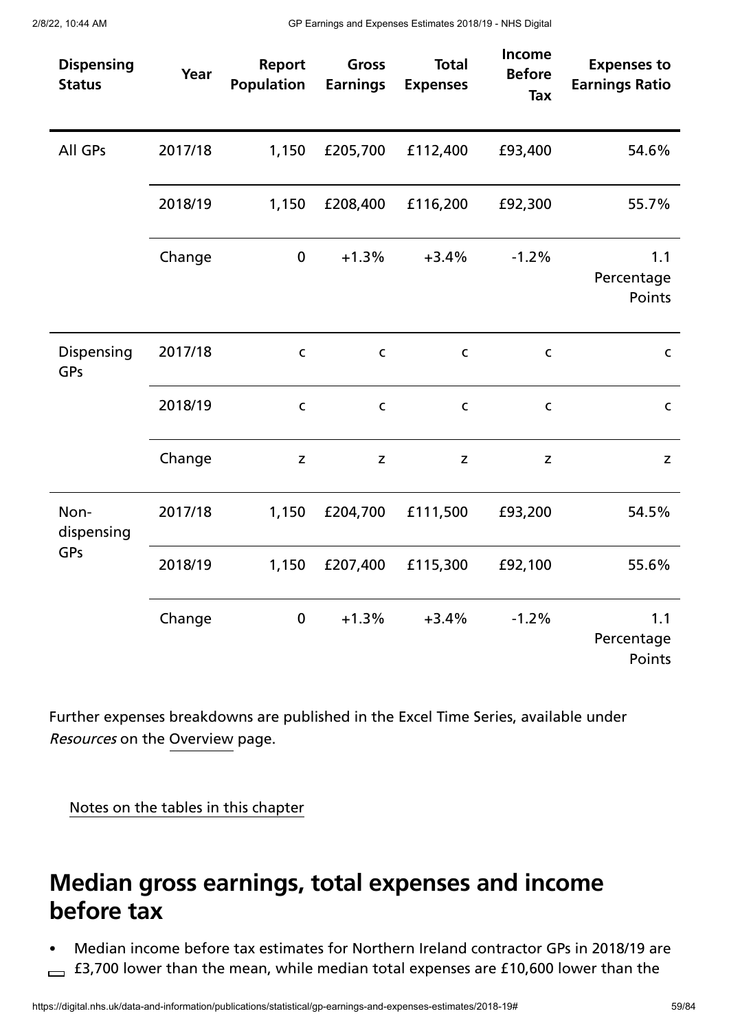| Dispensing Status | Year | Report Population | Gross Earnings | Total Expenses | Income Before Tax | Expenses to Earnings Ratio |
|---|---|---|---|---|---|---|
| All GPs | 2017/18 | 1,150 | £205,700 | £112,400 | £93,400 | 54.6% |
| | 2018/19 | 1,150 | £208,400 | £116,200 | £92,300 | 55.7% |
| | Change | 0 | +1.3% | +3.4% | -1.2% | 1.1 Percentage Points |
| Dispensing GPs | 2017/18 | c | c | c | c | c |
| | 2018/19 | c | c | c | c | c |
| | Change | z | z | z | z | z |
| Non-dispensing GPs | 2017/18 | 1,150 | £204,700 | £111,500 | £93,200 | 54.5% |
| | 2018/19 | 1,150 | £207,400 | £115,300 | £92,100 | 55.6% |
| | Change | 0 | +1.3% | +3.4% | -1.2% | 1.1 Percentage Points |

Further expenses breakdowns are published in the Excel Time Series, available under *Resources* on the Overview page.

Notes on the tables in this chapter

## Median gross earnings, total expenses and income before tax

- Median income before tax estimates for Northern Ireland contractor GPs in 2018/19 are £3,700 lower than the mean, while median total expenses are £10,600 lower than the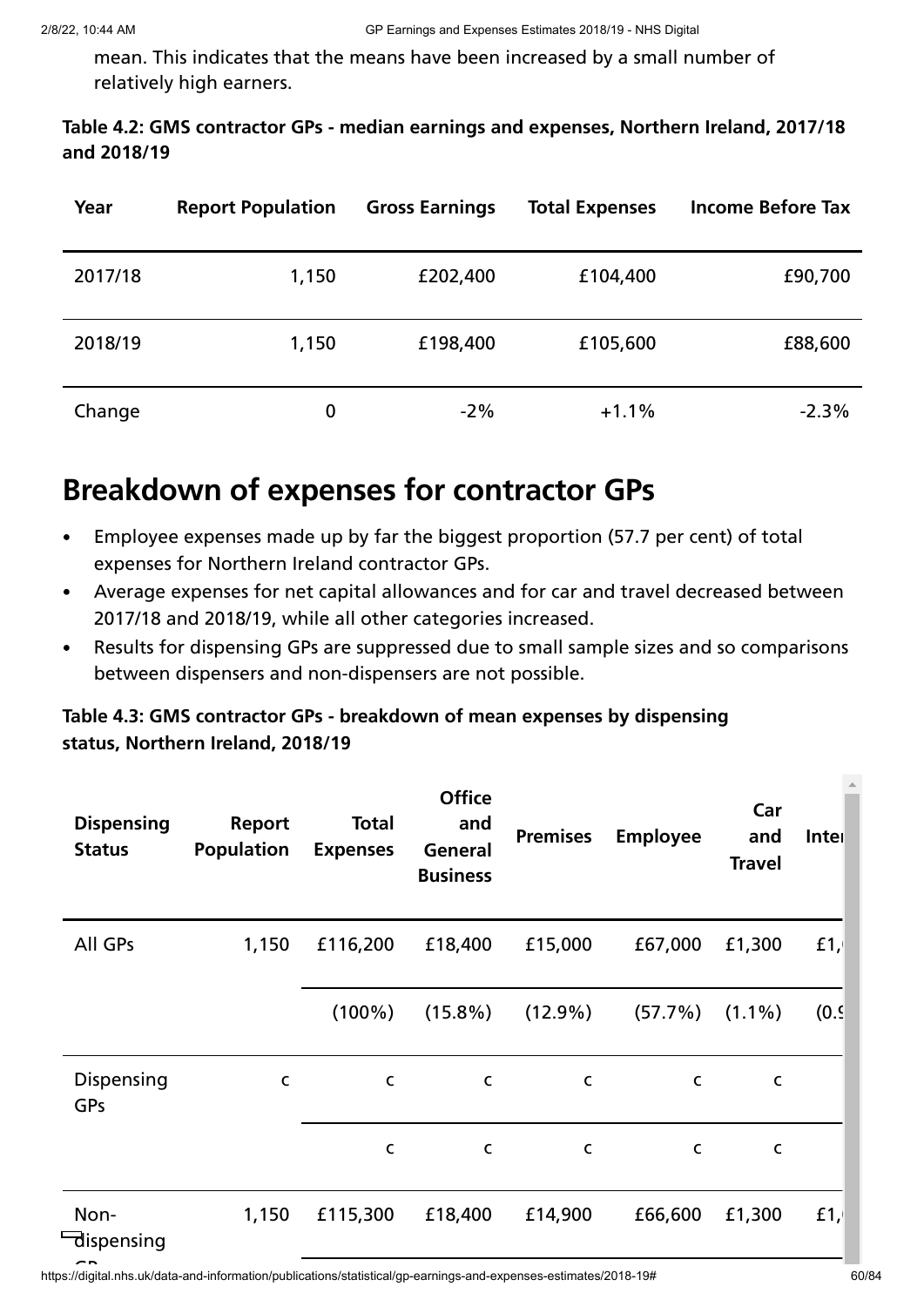mean. This indicates that the means have been increased by a small number of relatively high earners.

**Table 4.2: GMS contractor GPs - median earnings and expenses, Northern Ireland, 2017/18 and 2018/19**

| Year | Report Population | Gross Earnings | Total Expenses | Income Before Tax |
|---|---|---|---|---|
| 2017/18 | 1,150 | £202,400 | £104,400 | £90,700 |
| 2018/19 | 1,150 | £198,400 | £105,600 | £88,600 |
| Change | 0 | -2% | +1.1% | -2.3% |

## Breakdown of expenses for contractor GPs

- Employee expenses made up by far the biggest proportion (57.7 per cent) of total expenses for Northern Ireland contractor GPs.
- Average expenses for net capital allowances and for car and travel decreased between 2017/18 and 2018/19, while all other categories increased.
- Results for dispensing GPs are suppressed due to small sample sizes and so comparisons between dispensers and non-dispensers are not possible.

**Table 4.3: GMS contractor GPs - breakdown of mean expenses by dispensing status, Northern Ireland, 2018/19**

| Dispensing Status | Report Population | Total Expenses | Office and General Business | Premises | Employee | Car and Travel | Inter |
|---|---|---|---|---|---|---|---|
| All GPs | 1,150 | £116,200 | £18,400 | £15,000 | £67,000 | £1,300 | £1, |
| | | (100%) | (15.8%) | (12.9%) | (57.7%) | (1.1%) | (0.9 |
| Dispensing GPs | c | c | c | c | c | c | |
| | | c | c | c | c | c | |
| Non-dispensing GPs | 1,150 | £115,300 | £18,400 | £14,900 | £66,600 | £1,300 | £1, |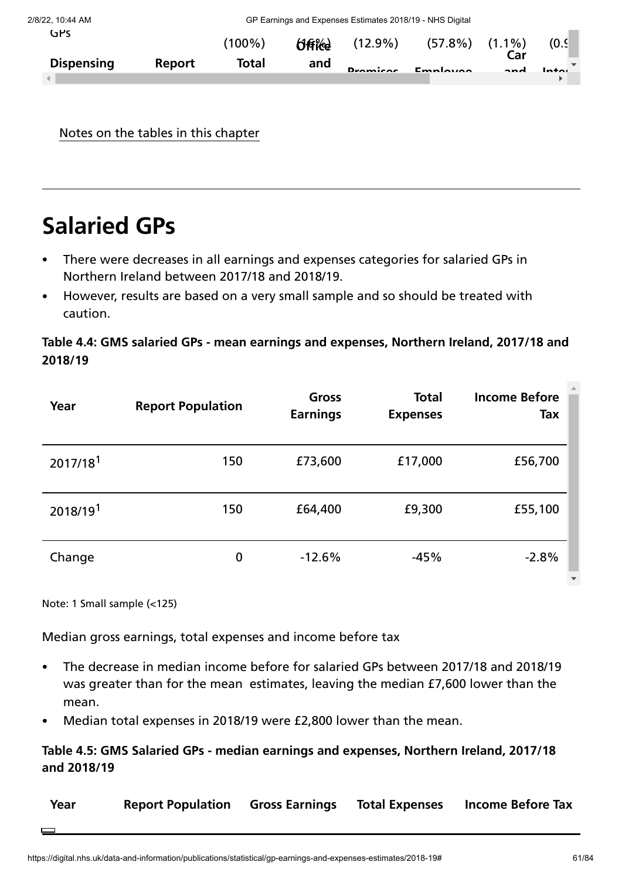| GPs | | (100%) | (16%) Office | (12.9%) | (57.8%) | (1.1%) Car | (0.9 |
|---|---|---|---|---|---|---|---|
| Dispensing | Report | Total | and | Premises | Employee | and | Inter |

Notes on the tables in this chapter

## Salaried GPs

- There were decreases in all earnings and expenses categories for salaried GPs in Northern Ireland between 2017/18 and 2018/19.
- However, results are based on a very small sample and so should be treated with caution.

**Table 4.4: GMS salaried GPs - mean earnings and expenses, Northern Ireland, 2017/18 and 2018/19**

| Year | Report Population | Gross Earnings | Total Expenses | Income Before Tax |
|---|---|---|---|---|
| 2017/18[1] | 150 | £73,600 | £17,000 | £56,700 |
| 2018/19[1] | 150 | £64,400 | £9,300 | £55,100 |
| Change | 0 | -12.6% | -45% | -2.8% |

Note: 1 Small sample (<125)

Median gross earnings, total expenses and income before tax

- The decrease in median income before for salaried GPs between 2017/18 and 2018/19 was greater than for the mean estimates, leaving the median £7,600 lower than the mean.
- Median total expenses in 2018/19 were £2,800 lower than the mean.

**Table 4.5: GMS Salaried GPs - median earnings and expenses, Northern Ireland, 2017/18 and 2018/19**

| Year | Report Population | Gross Earnings | Total Expenses | Income Before Tax |
|---|---|---|---|---|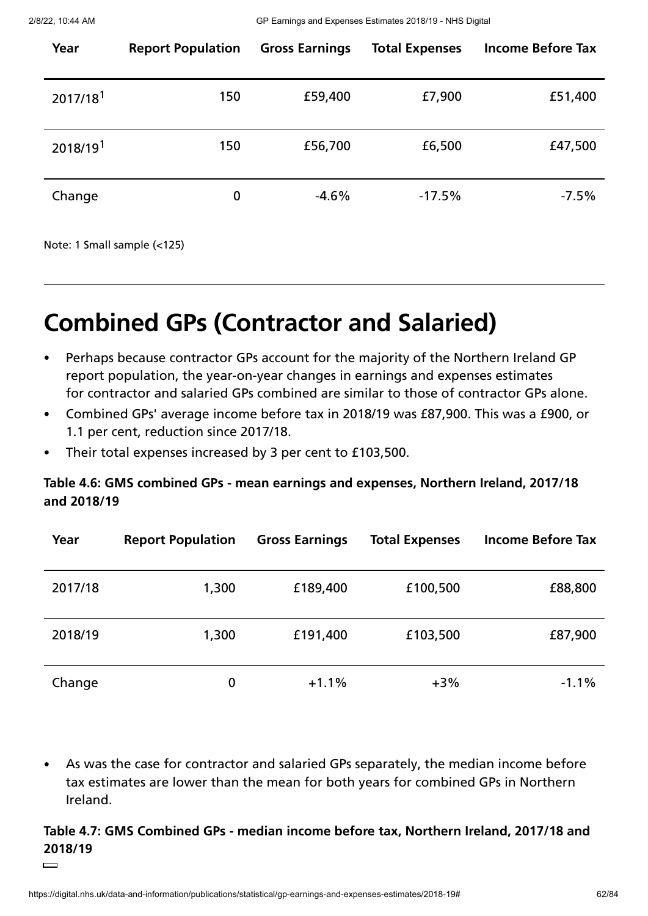| Year | Report Population | Gross Earnings | Total Expenses | Income Before Tax |
|---|---|---|---|---|
| 2017/18[1] | 150 | £59,400 | £7,900 | £51,400 |
| 2018/19[1] | 150 | £56,700 | £6,500 | £47,500 |
| Change | 0 | -4.6% | -17.5% | -7.5% |

Note: 1 Small sample (<125)

# Combined GPs (Contractor and Salaried)

- Perhaps because contractor GPs account for the majority of the Northern Ireland GP report population, the year-on-year changes in earnings and expenses estimates for contractor and salaried GPs combined are similar to those of contractor GPs alone.
- Combined GPs' average income before tax in 2018/19 was £87,900. This was a £900, or 1.1 per cent, reduction since 2017/18.
- Their total expenses increased by 3 per cent to £103,500.

**Table 4.6: GMS combined GPs - mean earnings and expenses, Northern Ireland, 2017/18 and 2018/19**

| Year | Report Population | Gross Earnings | Total Expenses | Income Before Tax |
|---|---|---|---|---|
| 2017/18 | 1,300 | £189,400 | £100,500 | £88,800 |
| 2018/19 | 1,300 | £191,400 | £103,500 | £87,900 |
| Change | 0 | +1.1% | +3% | -1.1% |

- As was the case for contractor and salaried GPs separately, the median income before tax estimates are lower than the mean for both years for combined GPs in Northern Ireland.

**Table 4.7: GMS Combined GPs - median income before tax, Northern Ireland, 2017/18 and 2018/19**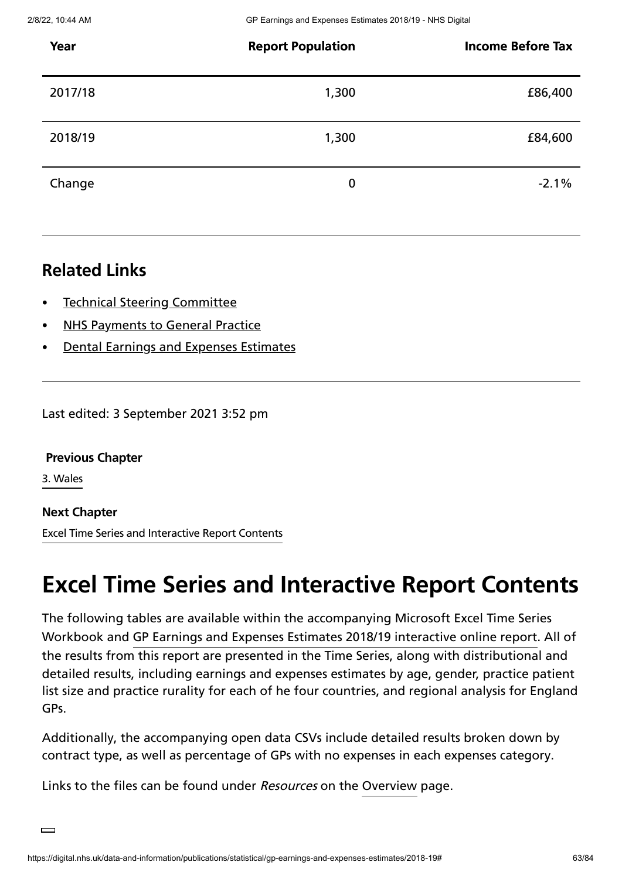| Year | Report Population | Income Before Tax |
| --- | --- | --- |
| 2017/18 | 1,300 | £86,400 |
| 2018/19 | 1,300 | £84,600 |
| Change | 0 | -2.1% |

## Related Links

- Technical Steering Committee
- NHS Payments to General Practice
- Dental Earnings and Expenses Estimates

Last edited: 3 September 2021 3:52 pm

**Previous Chapter**

3. Wales

**Next Chapter**

Excel Time Series and Interactive Report Contents

# Excel Time Series and Interactive Report Contents

The following tables are available within the accompanying Microsoft Excel Time Series Workbook and GP Earnings and Expenses Estimates 2018/19 interactive online report. All of the results from this report are presented in the Time Series, along with distributional and detailed results, including earnings and expenses estimates by age, gender, practice patient list size and practice rurality for each of he four countries, and regional analysis for England GPs.

Additionally, the accompanying open data CSVs include detailed results broken down by contract type, as well as percentage of GPs with no expenses in each expenses category.

Links to the files can be found under *Resources* on the Overview page.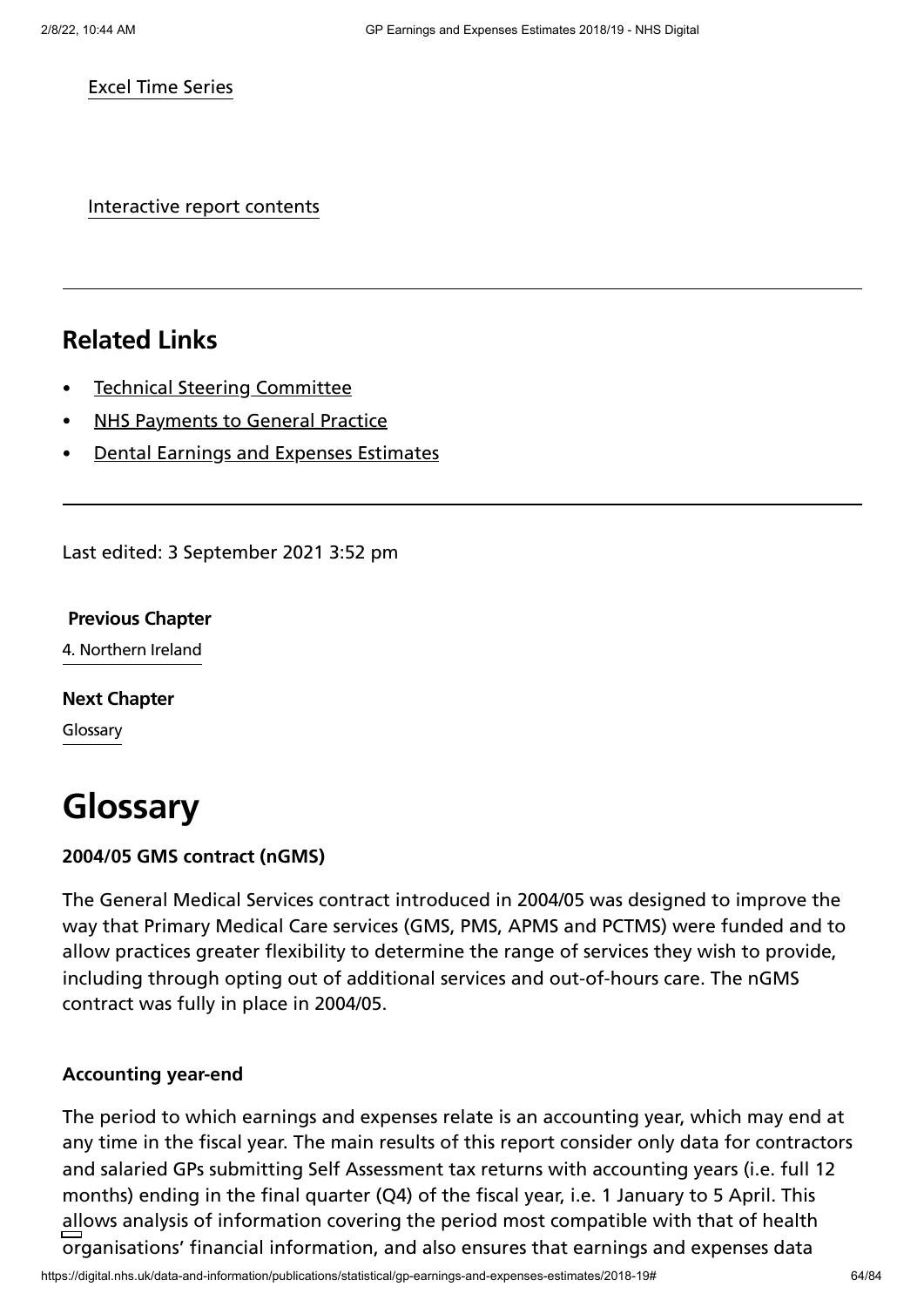Excel Time Series

Interactive report contents

---

## Related Links

- Technical Steering Committee
- NHS Payments to General Practice
- Dental Earnings and Expenses Estimates

---

Last edited: 3 September 2021 3:52 pm

**Previous Chapter**

4. Northern Ireland

**Next Chapter**

Glossary

# Glossary

**2004/05 GMS contract (nGMS)**

The General Medical Services contract introduced in 2004/05 was designed to improve the way that Primary Medical Care services (GMS, PMS, APMS and PCTMS) were funded and to allow practices greater flexibility to determine the range of services they wish to provide, including through opting out of additional services and out-of-hours care. The nGMS contract was fully in place in 2004/05.

**Accounting year-end**

The period to which earnings and expenses relate is an accounting year, which may end at any time in the fiscal year. The main results of this report consider only data for contractors and salaried GPs submitting Self Assessment tax returns with accounting years (i.e. full 12 months) ending in the final quarter (Q4) of the fiscal year, i.e. 1 January to 5 April. This allows analysis of information covering the period most compatible with that of health organisations' financial information, and also ensures that earnings and expenses data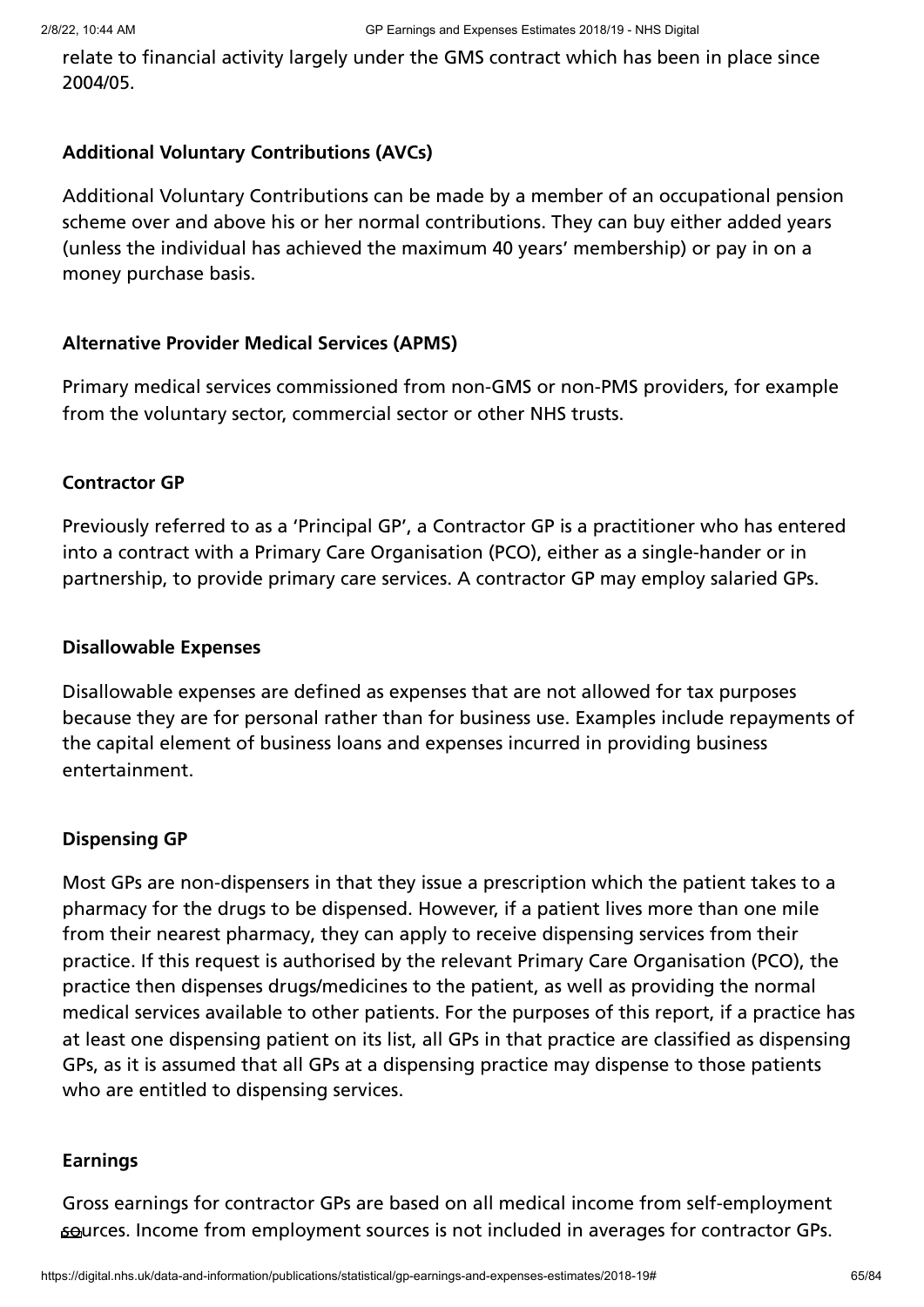relate to financial activity largely under the GMS contract which has been in place since 2004/05.

**Additional Voluntary Contributions (AVCs)**

Additional Voluntary Contributions can be made by a member of an occupational pension scheme over and above his or her normal contributions. They can buy either added years (unless the individual has achieved the maximum 40 years' membership) or pay in on a money purchase basis.

**Alternative Provider Medical Services (APMS)**

Primary medical services commissioned from non-GMS or non-PMS providers, for example from the voluntary sector, commercial sector or other NHS trusts.

**Contractor GP**

Previously referred to as a 'Principal GP', a Contractor GP is a practitioner who has entered into a contract with a Primary Care Organisation (PCO), either as a single-hander or in partnership, to provide primary care services. A contractor GP may employ salaried GPs.

**Disallowable Expenses**

Disallowable expenses are defined as expenses that are not allowed for tax purposes because they are for personal rather than for business use. Examples include repayments of the capital element of business loans and expenses incurred in providing business entertainment.

**Dispensing GP**

Most GPs are non-dispensers in that they issue a prescription which the patient takes to a pharmacy for the drugs to be dispensed. However, if a patient lives more than one mile from their nearest pharmacy, they can apply to receive dispensing services from their practice. If this request is authorised by the relevant Primary Care Organisation (PCO), the practice then dispenses drugs/medicines to the patient, as well as providing the normal medical services available to other patients. For the purposes of this report, if a practice has at least one dispensing patient on its list, all GPs in that practice are classified as dispensing GPs, as it is assumed that all GPs at a dispensing practice may dispense to those patients who are entitled to dispensing services.

**Earnings**

Gross earnings for contractor GPs are based on all medical income from self-employment sources. Income from employment sources is not included in averages for contractor GPs.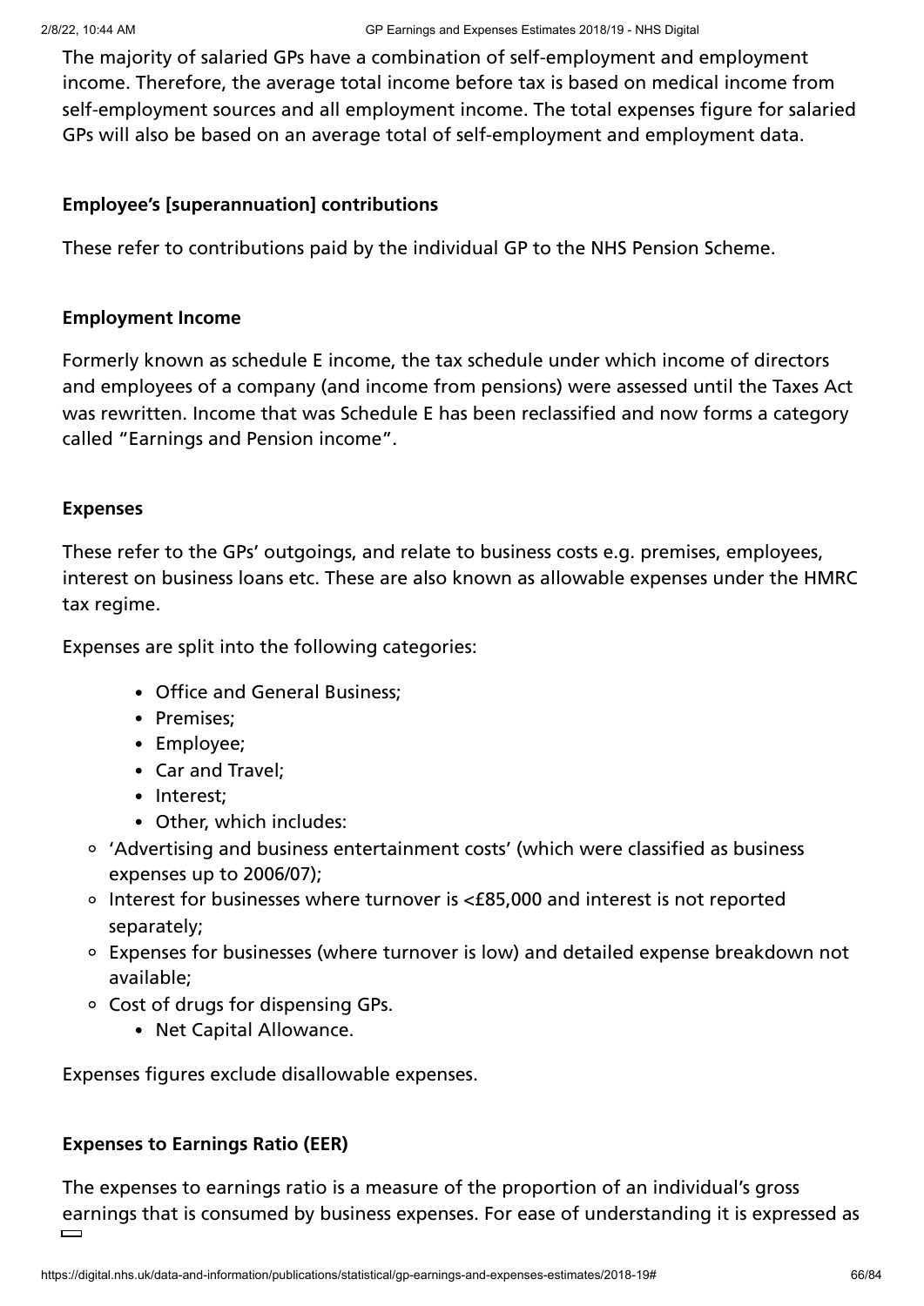The majority of salaried GPs have a combination of self-employment and employment income. Therefore, the average total income before tax is based on medical income from self-employment sources and all employment income. The total expenses figure for salaried GPs will also be based on an average total of self-employment and employment data.

**Employee's [superannuation] contributions**

These refer to contributions paid by the individual GP to the NHS Pension Scheme.

**Employment Income**

Formerly known as schedule E income, the tax schedule under which income of directors and employees of a company (and income from pensions) were assessed until the Taxes Act was rewritten. Income that was Schedule E has been reclassified and now forms a category called "Earnings and Pension income".

**Expenses**

These refer to the GPs' outgoings, and relate to business costs e.g. premises, employees, interest on business loans etc. These are also known as allowable expenses under the HMRC tax regime.

Expenses are split into the following categories:

- Office and General Business;
- Premises;
- Employee;
- Car and Travel;
- Interest;
- Other, which includes:
  - 'Advertising and business entertainment costs' (which were classified as business expenses up to 2006/07);
  - Interest for businesses where turnover is <£85,000 and interest is not reported separately;
  - Expenses for businesses (where turnover is low) and detailed expense breakdown not available;
  - Cost of drugs for dispensing GPs.
- Net Capital Allowance.

Expenses figures exclude disallowable expenses.

**Expenses to Earnings Ratio (EER)**

The expenses to earnings ratio is a measure of the proportion of an individual's gross earnings that is consumed by business expenses. For ease of understanding it is expressed as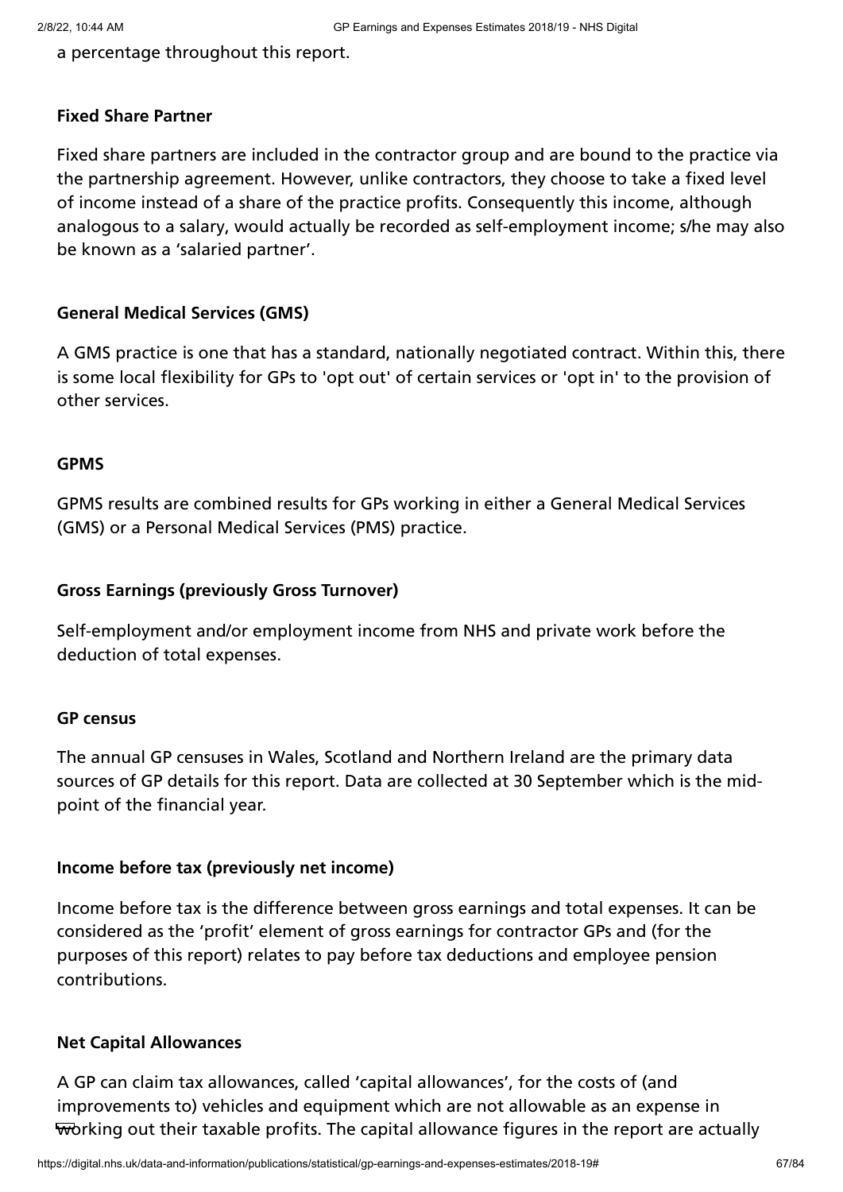a percentage throughout this report.

**Fixed Share Partner**

Fixed share partners are included in the contractor group and are bound to the practice via the partnership agreement. However, unlike contractors, they choose to take a fixed level of income instead of a share of the practice profits. Consequently this income, although analogous to a salary, would actually be recorded as self-employment income; s/he may also be known as a 'salaried partner'.

**General Medical Services (GMS)**

A GMS practice is one that has a standard, nationally negotiated contract. Within this, there is some local flexibility for GPs to 'opt out' of certain services or 'opt in' to the provision of other services.

**GPMS**

GPMS results are combined results for GPs working in either a General Medical Services (GMS) or a Personal Medical Services (PMS) practice.

**Gross Earnings (previously Gross Turnover)**

Self-employment and/or employment income from NHS and private work before the deduction of total expenses.

**GP census**

The annual GP censuses in Wales, Scotland and Northern Ireland are the primary data sources of GP details for this report. Data are collected at 30 September which is the mid-point of the financial year.

**Income before tax (previously net income)**

Income before tax is the difference between gross earnings and total expenses. It can be considered as the 'profit' element of gross earnings for contractor GPs and (for the purposes of this report) relates to pay before tax deductions and employee pension contributions.

**Net Capital Allowances**

A GP can claim tax allowances, called 'capital allowances', for the costs of (and improvements to) vehicles and equipment which are not allowable as an expense in working out their taxable profits. The capital allowance figures in the report are actually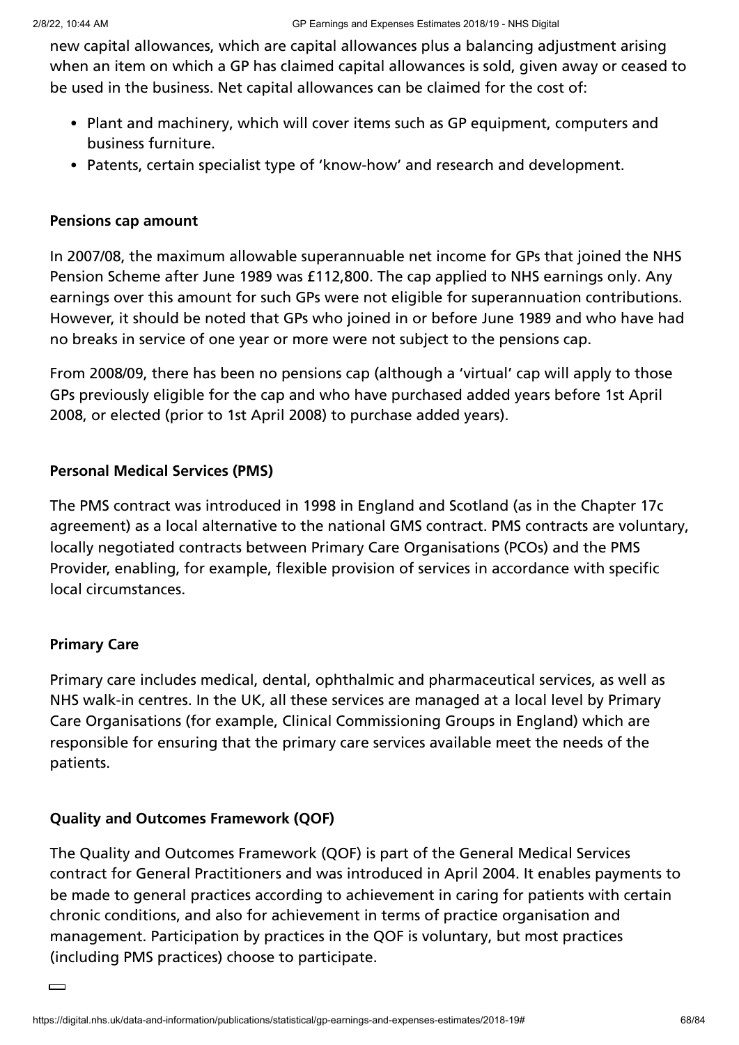new capital allowances, which are capital allowances plus a balancing adjustment arising when an item on which a GP has claimed capital allowances is sold, given away or ceased to be used in the business. Net capital allowances can be claimed for the cost of:

- Plant and machinery, which will cover items such as GP equipment, computers and business furniture.
- Patents, certain specialist type of 'know-how' and research and development.

**Pensions cap amount**

In 2007/08, the maximum allowable superannuable net income for GPs that joined the NHS Pension Scheme after June 1989 was £112,800. The cap applied to NHS earnings only. Any earnings over this amount for such GPs were not eligible for superannuation contributions. However, it should be noted that GPs who joined in or before June 1989 and who have had no breaks in service of one year or more were not subject to the pensions cap.

From 2008/09, there has been no pensions cap (although a 'virtual' cap will apply to those GPs previously eligible for the cap and who have purchased added years before 1st April 2008, or elected (prior to 1st April 2008) to purchase added years).

**Personal Medical Services (PMS)**

The PMS contract was introduced in 1998 in England and Scotland (as in the Chapter 17c agreement) as a local alternative to the national GMS contract. PMS contracts are voluntary, locally negotiated contracts between Primary Care Organisations (PCOs) and the PMS Provider, enabling, for example, flexible provision of services in accordance with specific local circumstances.

**Primary Care**

Primary care includes medical, dental, ophthalmic and pharmaceutical services, as well as NHS walk-in centres. In the UK, all these services are managed at a local level by Primary Care Organisations (for example, Clinical Commissioning Groups in England) which are responsible for ensuring that the primary care services available meet the needs of the patients.

**Quality and Outcomes Framework (QOF)**

The Quality and Outcomes Framework (QOF) is part of the General Medical Services contract for General Practitioners and was introduced in April 2004. It enables payments to be made to general practices according to achievement in caring for patients with certain chronic conditions, and also for achievement in terms of practice organisation and management. Participation by practices in the QOF is voluntary, but most practices (including PMS practices) choose to participate.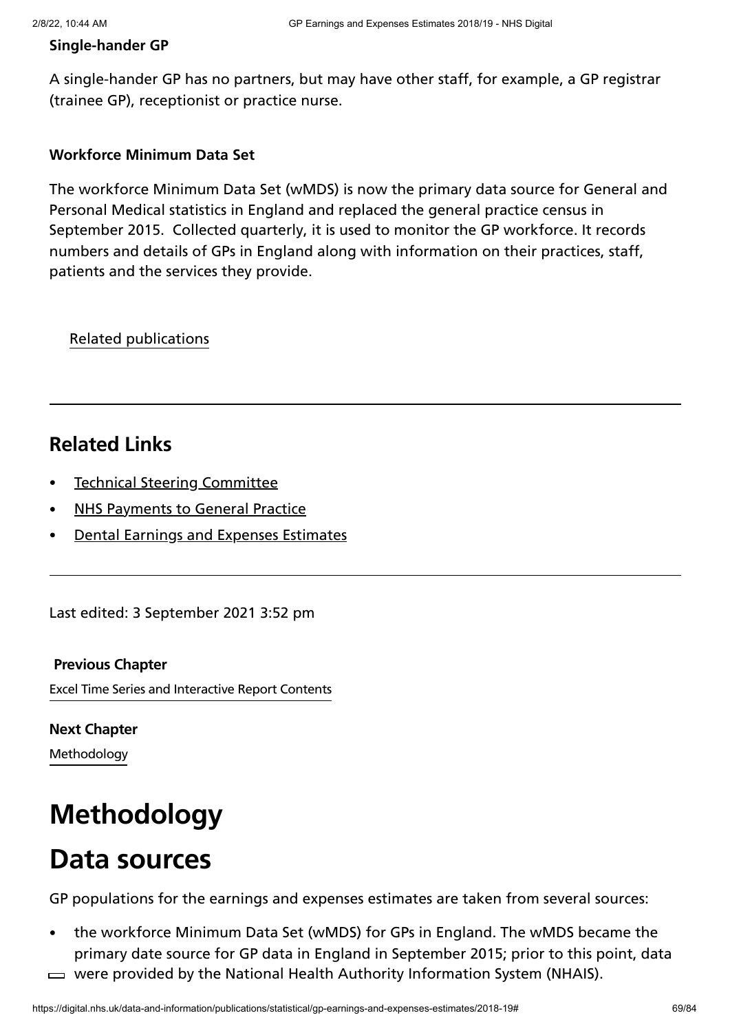**Single-hander GP**

A single-hander GP has no partners, but may have other staff, for example, a GP registrar (trainee GP), receptionist or practice nurse.

**Workforce Minimum Data Set**

The workforce Minimum Data Set (wMDS) is now the primary data source for General and Personal Medical statistics in England and replaced the general practice census in September 2015. Collected quarterly, it is used to monitor the GP workforce. It records numbers and details of GPs in England along with information on their practices, staff, patients and the services they provide.

Related publications

---

## Related Links

- Technical Steering Committee
- NHS Payments to General Practice
- Dental Earnings and Expenses Estimates

---

Last edited: 3 September 2021 3:52 pm

**Previous Chapter**

Excel Time Series and Interactive Report Contents

**Next Chapter**

Methodology

# Methodology

# Data sources

GP populations for the earnings and expenses estimates are taken from several sources:

- the workforce Minimum Data Set (wMDS) for GPs in England. The wMDS became the primary date source for GP data in England in September 2015; prior to this point, data were provided by the National Health Authority Information System (NHAIS).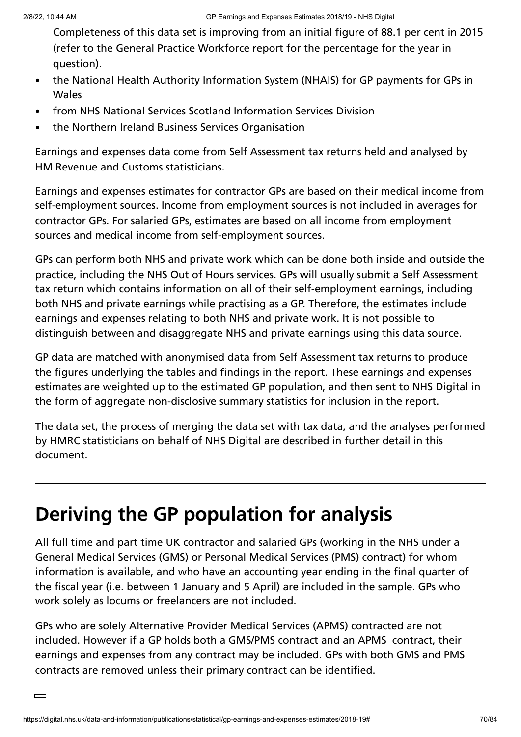Completeness of this data set is improving from an initial figure of 88.1 per cent in 2015 (refer to the General Practice Workforce report for the percentage for the year in question).

- the National Health Authority Information System (NHAIS) for GP payments for GPs in Wales
- from NHS National Services Scotland Information Services Division
- the Northern Ireland Business Services Organisation

Earnings and expenses data come from Self Assessment tax returns held and analysed by HM Revenue and Customs statisticians.

Earnings and expenses estimates for contractor GPs are based on their medical income from self-employment sources. Income from employment sources is not included in averages for contractor GPs. For salaried GPs, estimates are based on all income from employment sources and medical income from self-employment sources.

GPs can perform both NHS and private work which can be done both inside and outside the practice, including the NHS Out of Hours services. GPs will usually submit a Self Assessment tax return which contains information on all of their self-employment earnings, including both NHS and private earnings while practising as a GP. Therefore, the estimates include earnings and expenses relating to both NHS and private work. It is not possible to distinguish between and disaggregate NHS and private earnings using this data source.

GP data are matched with anonymised data from Self Assessment tax returns to produce the figures underlying the tables and findings in the report. These earnings and expenses estimates are weighted up to the estimated GP population, and then sent to NHS Digital in the form of aggregate non-disclosive summary statistics for inclusion in the report.

The data set, the process of merging the data set with tax data, and the analyses performed by HMRC statisticians on behalf of NHS Digital are described in further detail in this document.

# Deriving the GP population for analysis

All full time and part time UK contractor and salaried GPs (working in the NHS under a General Medical Services (GMS) or Personal Medical Services (PMS) contract) for whom information is available, and who have an accounting year ending in the final quarter of the fiscal year (i.e. between 1 January and 5 April) are included in the sample. GPs who work solely as locums or freelancers are not included.

GPs who are solely Alternative Provider Medical Services (APMS) contracted are not included. However if a GP holds both a GMS/PMS contract and an APMS contract, their earnings and expenses from any contract may be included. GPs with both GMS and PMS contracts are removed unless their primary contract can be identified.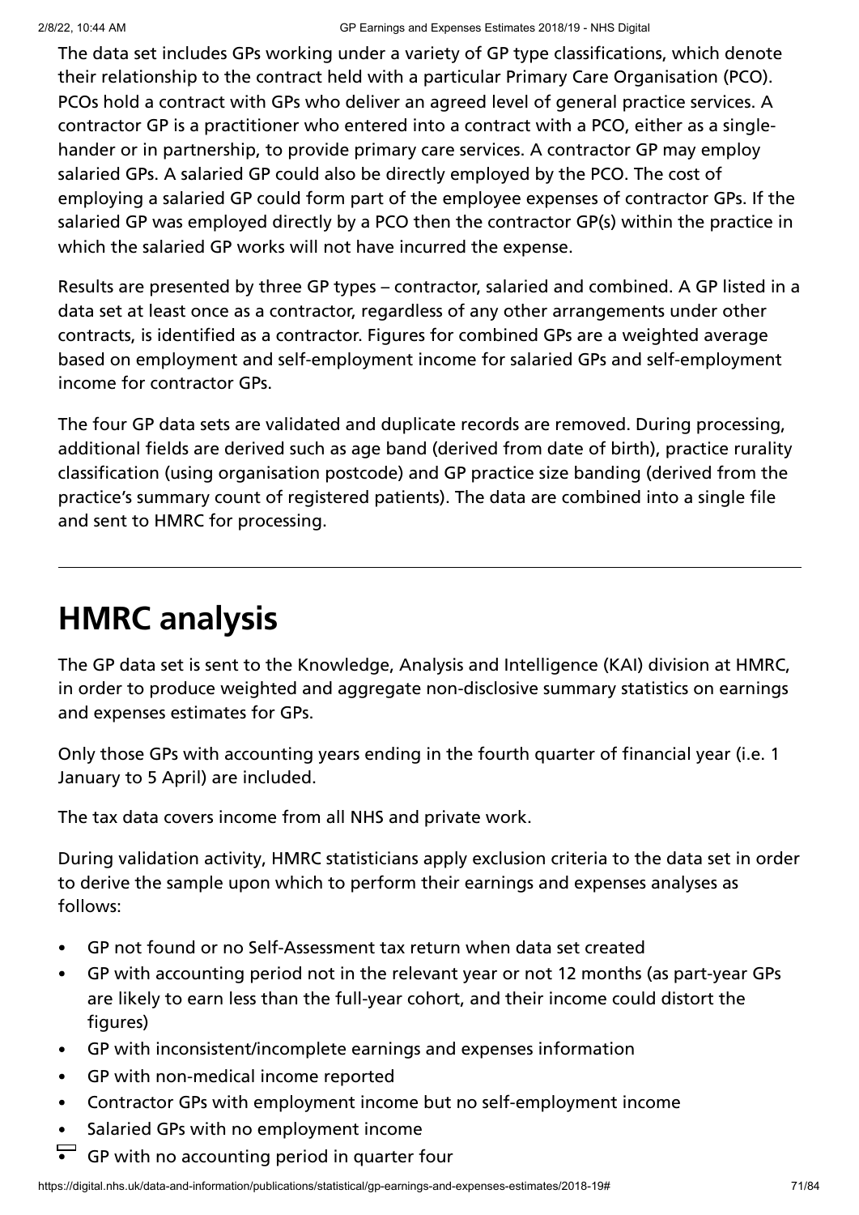The data set includes GPs working under a variety of GP type classifications, which denote their relationship to the contract held with a particular Primary Care Organisation (PCO). PCOs hold a contract with GPs who deliver an agreed level of general practice services. A contractor GP is a practitioner who entered into a contract with a PCO, either as a single-hander or in partnership, to provide primary care services. A contractor GP may employ salaried GPs. A salaried GP could also be directly employed by the PCO. The cost of employing a salaried GP could form part of the employee expenses of contractor GPs. If the salaried GP was employed directly by a PCO then the contractor GP(s) within the practice in which the salaried GP works will not have incurred the expense.

Results are presented by three GP types – contractor, salaried and combined. A GP listed in a data set at least once as a contractor, regardless of any other arrangements under other contracts, is identified as a contractor. Figures for combined GPs are a weighted average based on employment and self-employment income for salaried GPs and self-employment income for contractor GPs.

The four GP data sets are validated and duplicate records are removed. During processing, additional fields are derived such as age band (derived from date of birth), practice rurality classification (using organisation postcode) and GP practice size banding (derived from the practice's summary count of registered patients). The data are combined into a single file and sent to HMRC for processing.

---

# HMRC analysis

The GP data set is sent to the Knowledge, Analysis and Intelligence (KAI) division at HMRC, in order to produce weighted and aggregate non-disclosive summary statistics on earnings and expenses estimates for GPs.

Only those GPs with accounting years ending in the fourth quarter of financial year (i.e. 1 January to 5 April) are included.

The tax data covers income from all NHS and private work.

During validation activity, HMRC statisticians apply exclusion criteria to the data set in order to derive the sample upon which to perform their earnings and expenses analyses as follows:

- GP not found or no Self-Assessment tax return when data set created
- GP with accounting period not in the relevant year or not 12 months (as part-year GPs are likely to earn less than the full-year cohort, and their income could distort the figures)
- GP with inconsistent/incomplete earnings and expenses information
- GP with non-medical income reported
- Contractor GPs with employment income but no self-employment income
- Salaried GPs with no employment income
- GP with no accounting period in quarter four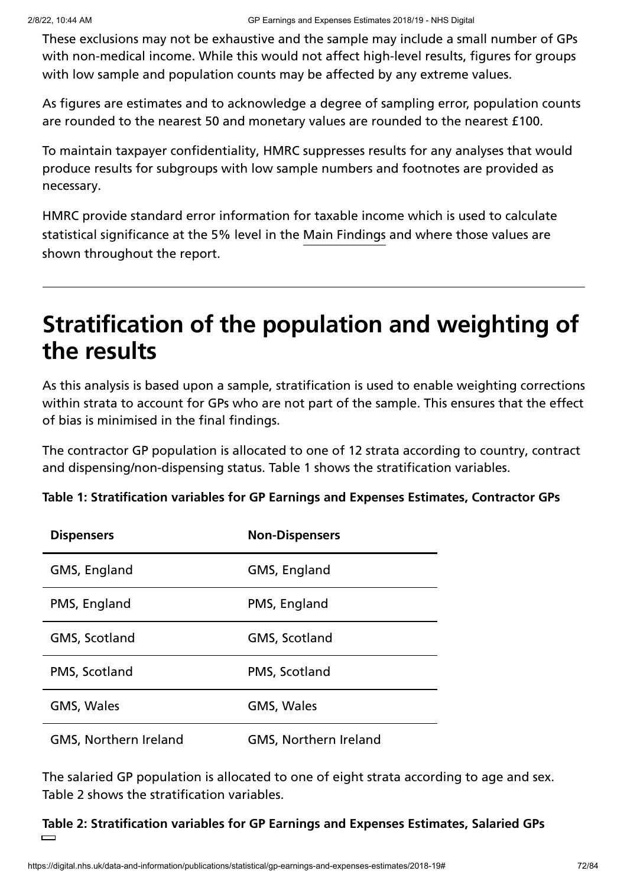These exclusions may not be exhaustive and the sample may include a small number of GPs with non-medical income. While this would not affect high-level results, figures for groups with low sample and population counts may be affected by any extreme values.

As figures are estimates and to acknowledge a degree of sampling error, population counts are rounded to the nearest 50 and monetary values are rounded to the nearest £100.

To maintain taxpayer confidentiality, HMRC suppresses results for any analyses that would produce results for subgroups with low sample numbers and footnotes are provided as necessary.

HMRC provide standard error information for taxable income which is used to calculate statistical significance at the 5% level in the Main Findings and where those values are shown throughout the report.

---

# Stratification of the population and weighting of the results

As this analysis is based upon a sample, stratification is used to enable weighting corrections within strata to account for GPs who are not part of the sample. This ensures that the effect of bias is minimised in the final findings.

The contractor GP population is allocated to one of 12 strata according to country, contract and dispensing/non-dispensing status. Table 1 shows the stratification variables.

**Table 1: Stratification variables for GP Earnings and Expenses Estimates, Contractor GPs**

| Dispensers | Non-Dispensers |
|---|---|
| GMS, England | GMS, England |
| PMS, England | PMS, England |
| GMS, Scotland | GMS, Scotland |
| PMS, Scotland | PMS, Scotland |
| GMS, Wales | GMS, Wales |
| GMS, Northern Ireland | GMS, Northern Ireland |

The salaried GP population is allocated to one of eight strata according to age and sex. Table 2 shows the stratification variables.

**Table 2: Stratification variables for GP Earnings and Expenses Estimates, Salaried GPs**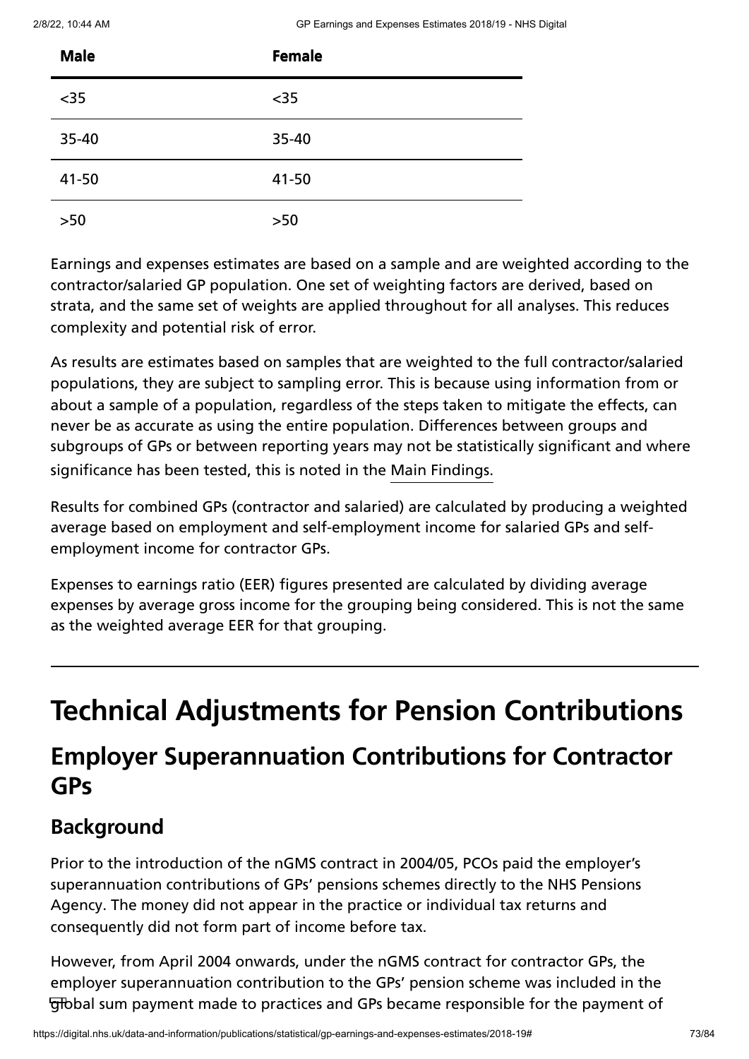| Male | Female |
|---|---|
| <35 | <35 |
| 35-40 | 35-40 |
| 41-50 | 41-50 |
| >50 | >50 |

Earnings and expenses estimates are based on a sample and are weighted according to the contractor/salaried GP population. One set of weighting factors are derived, based on strata, and the same set of weights are applied throughout for all analyses. This reduces complexity and potential risk of error.

As results are estimates based on samples that are weighted to the full contractor/salaried populations, they are subject to sampling error. This is because using information from or about a sample of a population, regardless of the steps taken to mitigate the effects, can never be as accurate as using the entire population. Differences between groups and subgroups of GPs or between reporting years may not be statistically significant and where significance has been tested, this is noted in the Main Findings.

Results for combined GPs (contractor and salaried) are calculated by producing a weighted average based on employment and self-employment income for salaried GPs and self-employment income for contractor GPs.

Expenses to earnings ratio (EER) figures presented are calculated by dividing average expenses by average gross income for the grouping being considered. This is not the same as the weighted average EER for that grouping.

# Technical Adjustments for Pension Contributions

## Employer Superannuation Contributions for Contractor GPs

### Background

Prior to the introduction of the nGMS contract in 2004/05, PCOs paid the employer's superannuation contributions of GPs' pensions schemes directly to the NHS Pensions Agency. The money did not appear in the practice or individual tax returns and consequently did not form part of income before tax.

However, from April 2004 onwards, under the nGMS contract for contractor GPs, the employer superannuation contribution to the GPs' pension scheme was included in the global sum payment made to practices and GPs became responsible for the payment of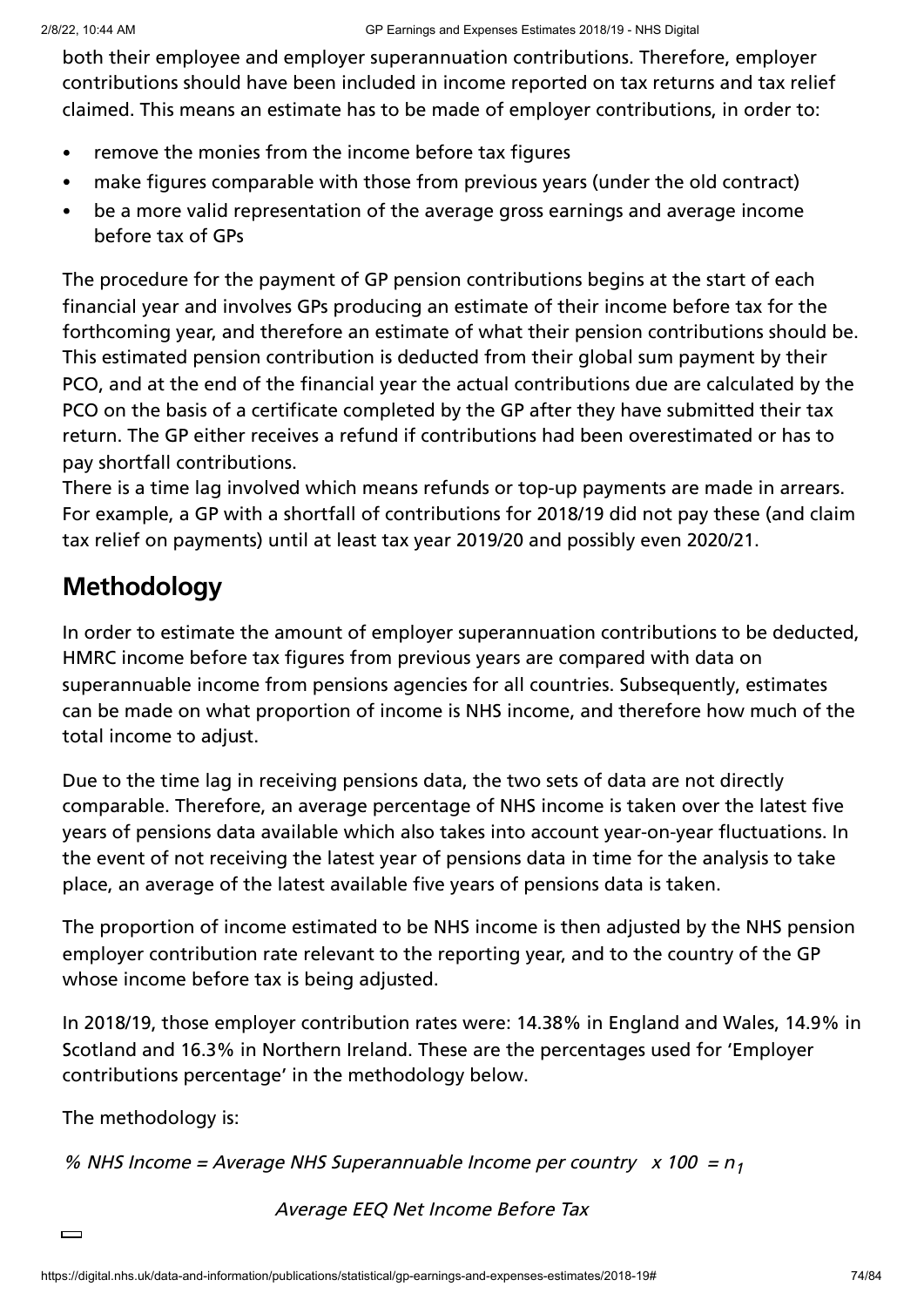both their employee and employer superannuation contributions. Therefore, employer contributions should have been included in income reported on tax returns and tax relief claimed. This means an estimate has to be made of employer contributions, in order to:

- remove the monies from the income before tax figures
- make figures comparable with those from previous years (under the old contract)
- be a more valid representation of the average gross earnings and average income before tax of GPs

The procedure for the payment of GP pension contributions begins at the start of each financial year and involves GPs producing an estimate of their income before tax for the forthcoming year, and therefore an estimate of what their pension contributions should be. This estimated pension contribution is deducted from their global sum payment by their PCO, and at the end of the financial year the actual contributions due are calculated by the PCO on the basis of a certificate completed by the GP after they have submitted their tax return. The GP either receives a refund if contributions had been overestimated or has to pay shortfall contributions.
There is a time lag involved which means refunds or top-up payments are made in arrears. For example, a GP with a shortfall of contributions for 2018/19 did not pay these (and claim tax relief on payments) until at least tax year 2019/20 and possibly even 2020/21.

## Methodology

In order to estimate the amount of employer superannuation contributions to be deducted, HMRC income before tax figures from previous years are compared with data on superannuable income from pensions agencies for all countries. Subsequently, estimates can be made on what proportion of income is NHS income, and therefore how much of the total income to adjust.

Due to the time lag in receiving pensions data, the two sets of data are not directly comparable. Therefore, an average percentage of NHS income is taken over the latest five years of pensions data available which also takes into account year-on-year fluctuations. In the event of not receiving the latest year of pensions data in time for the analysis to take place, an average of the latest available five years of pensions data is taken.

The proportion of income estimated to be NHS income is then adjusted by the NHS pension employer contribution rate relevant to the reporting year, and to the country of the GP whose income before tax is being adjusted.

In 2018/19, those employer contribution rates were: 14.38% in England and Wales, 14.9% in Scotland and 16.3% in Northern Ireland. These are the percentages used for 'Employer contributions percentage' in the methodology below.

The methodology is:

$$\text{\% NHS Income} = \frac{\text{Average NHS Superannuable Income per country}}{\text{Average EEQ Net Income Before Tax}} \times 100 = n_1$$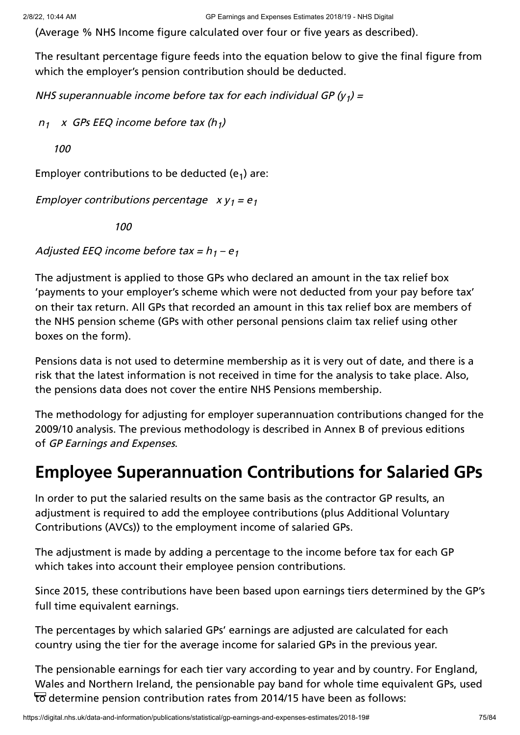(Average % NHS Income figure calculated over four or five years as described).

The resultant percentage figure feeds into the equation below to give the final figure from which the employer's pension contribution should be deducted.

*NHS superannuable income before tax for each individual GP ($y_1$) =*

$$\frac{n_1 \times \text{GPs EEQ income before tax } (h_1)}{100}$$

Employer contributions to be deducted ($e_1$) are:

$$\frac{\text{Employer contributions percentage}}{100} \times y_1 = e_1$$

*Adjusted EEQ income before tax = $h_1 - e_1$*

The adjustment is applied to those GPs who declared an amount in the tax relief box 'payments to your employer's scheme which were not deducted from your pay before tax' on their tax return. All GPs that recorded an amount in this tax relief box are members of the NHS pension scheme (GPs with other personal pensions claim tax relief using other boxes on the form).

Pensions data is not used to determine membership as it is very out of date, and there is a risk that the latest information is not received in time for the analysis to take place. Also, the pensions data does not cover the entire NHS Pensions membership.

The methodology for adjusting for employer superannuation contributions changed for the 2009/10 analysis. The previous methodology is described in Annex B of previous editions of *GP Earnings and Expenses*.

## Employee Superannuation Contributions for Salaried GPs

In order to put the salaried results on the same basis as the contractor GP results, an adjustment is required to add the employee contributions (plus Additional Voluntary Contributions (AVCs)) to the employment income of salaried GPs.

The adjustment is made by adding a percentage to the income before tax for each GP which takes into account their employee pension contributions.

Since 2015, these contributions have been based upon earnings tiers determined by the GP's full time equivalent earnings.

The percentages by which salaried GPs' earnings are adjusted are calculated for each country using the tier for the average income for salaried GPs in the previous year.

The pensionable earnings for each tier vary according to year and by country. For England, Wales and Northern Ireland, the pensionable pay band for whole time equivalent GPs, used to determine pension contribution rates from 2014/15 have been as follows: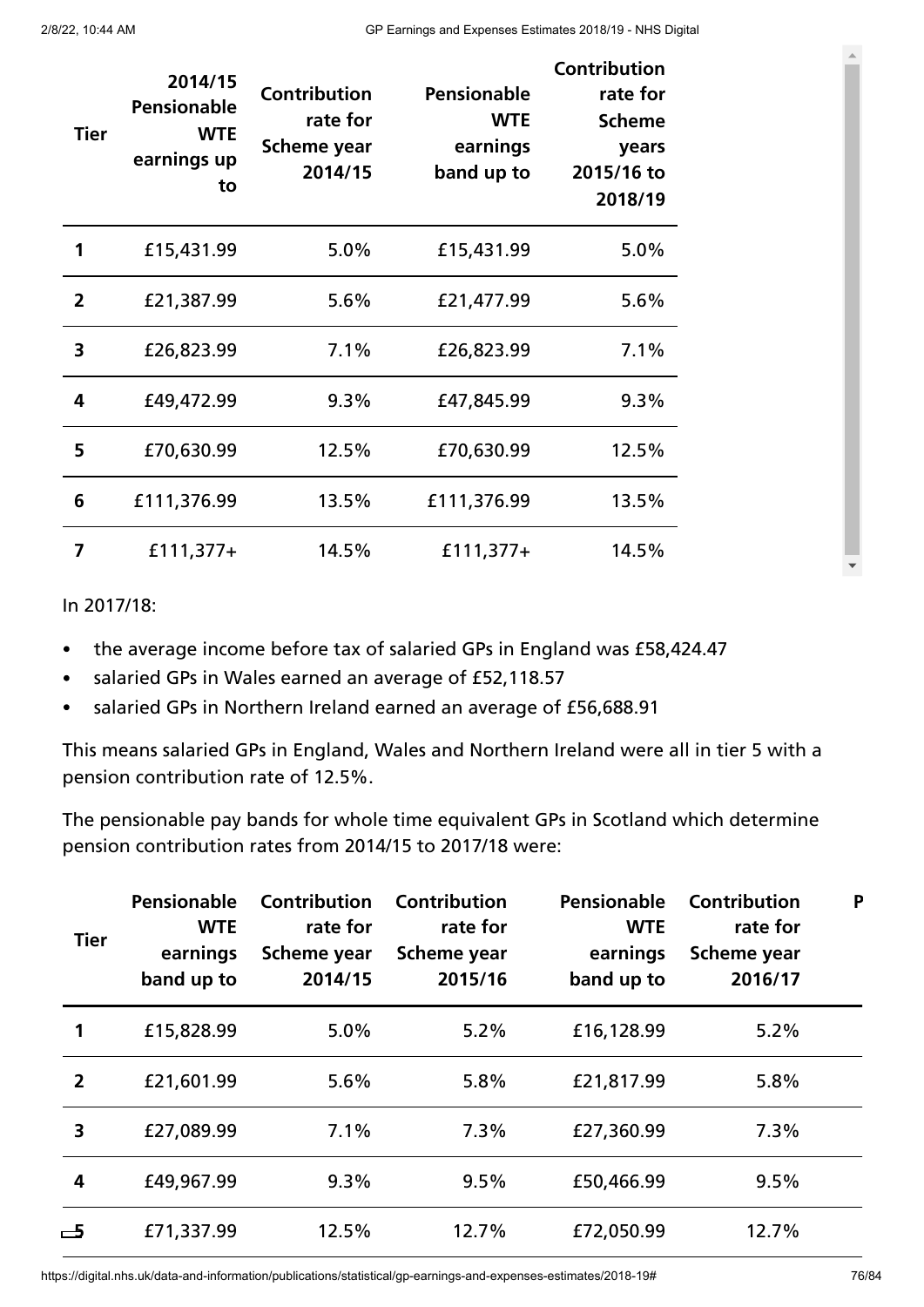| Tier | 2014/15 Pensionable WTE earnings up to | Contribution rate for Scheme year 2014/15 | Pensionable WTE earnings band up to | Contribution rate for Scheme years 2015/16 to 2018/19 |
|---|---|---|---|---|
| 1 | £15,431.99 | 5.0% | £15,431.99 | 5.0% |
| 2 | £21,387.99 | 5.6% | £21,477.99 | 5.6% |
| 3 | £26,823.99 | 7.1% | £26,823.99 | 7.1% |
| 4 | £49,472.99 | 9.3% | £47,845.99 | 9.3% |
| 5 | £70,630.99 | 12.5% | £70,630.99 | 12.5% |
| 6 | £111,376.99 | 13.5% | £111,376.99 | 13.5% |
| 7 | £111,377+ | 14.5% | £111,377+ | 14.5% |

In 2017/18:

- the average income before tax of salaried GPs in England was £58,424.47
- salaried GPs in Wales earned an average of £52,118.57
- salaried GPs in Northern Ireland earned an average of £56,688.91

This means salaried GPs in England, Wales and Northern Ireland were all in tier 5 with a pension contribution rate of 12.5%.

The pensionable pay bands for whole time equivalent GPs in Scotland which determine pension contribution rates from 2014/15 to 2017/18 were:

| Tier | Pensionable WTE earnings band up to | Contribution rate for Scheme year 2014/15 | Contribution rate for Scheme year 2015/16 | Pensionable WTE earnings band up to | Contribution rate for Scheme year 2016/17 | P |
|---|---|---|---|---|---|---|
| 1 | £15,828.99 | 5.0% | 5.2% | £16,128.99 | 5.2% | |
| 2 | £21,601.99 | 5.6% | 5.8% | £21,817.99 | 5.8% | |
| 3 | £27,089.99 | 7.1% | 7.3% | £27,360.99 | 7.3% | |
| 4 | £49,967.99 | 9.3% | 9.5% | £50,466.99 | 9.5% | |
| 5 | £71,337.99 | 12.5% | 12.7% | £72,050.99 | 12.7% | |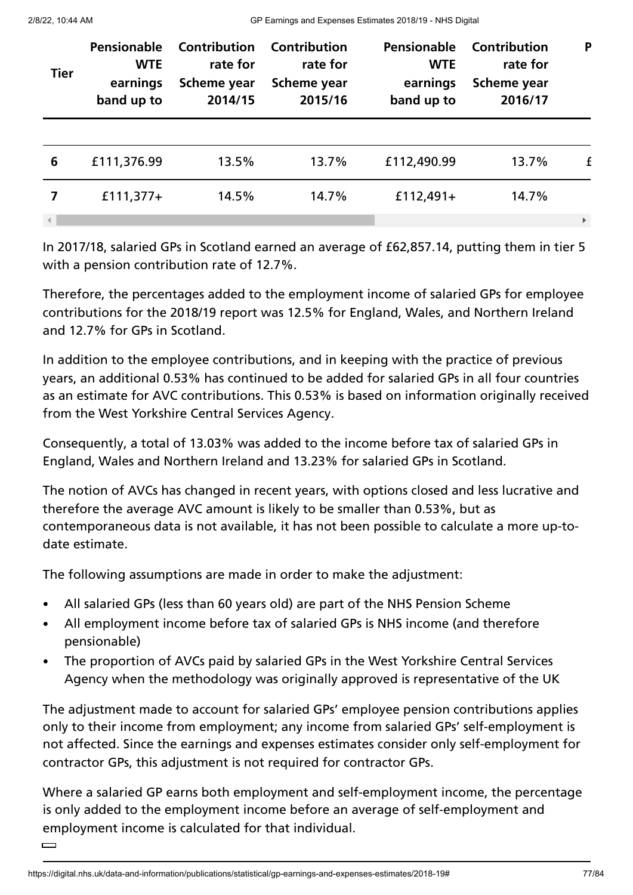| Tier | Pensionable WTE earnings band up to | Contribution rate for Scheme year 2014/15 | Contribution rate for Scheme year 2015/16 | Pensionable WTE earnings band up to | Contribution rate for Scheme year 2016/17 | P |
|---|---|---|---|---|---|---|
| 6 | £111,376.99 | 13.5% | 13.7% | £112,490.99 | 13.7% | £ |
| 7 | £111,377+ | 14.5% | 14.7% | £112,491+ | 14.7% | |

In 2017/18, salaried GPs in Scotland earned an average of £62,857.14, putting them in tier 5 with a pension contribution rate of 12.7%.

Therefore, the percentages added to the employment income of salaried GPs for employee contributions for the 2018/19 report was 12.5% for England, Wales, and Northern Ireland and 12.7% for GPs in Scotland.

In addition to the employee contributions, and in keeping with the practice of previous years, an additional 0.53% has continued to be added for salaried GPs in all four countries as an estimate for AVC contributions. This 0.53% is based on information originally received from the West Yorkshire Central Services Agency.

Consequently, a total of 13.03% was added to the income before tax of salaried GPs in England, Wales and Northern Ireland and 13.23% for salaried GPs in Scotland.

The notion of AVCs has changed in recent years, with options closed and less lucrative and therefore the average AVC amount is likely to be smaller than 0.53%, but as contemporaneous data is not available, it has not been possible to calculate a more up-to-date estimate.

The following assumptions are made in order to make the adjustment:

- All salaried GPs (less than 60 years old) are part of the NHS Pension Scheme
- All employment income before tax of salaried GPs is NHS income (and therefore pensionable)
- The proportion of AVCs paid by salaried GPs in the West Yorkshire Central Services Agency when the methodology was originally approved is representative of the UK

The adjustment made to account for salaried GPs' employee pension contributions applies only to their income from employment; any income from salaried GPs' self-employment is not affected. Since the earnings and expenses estimates consider only self-employment for contractor GPs, this adjustment is not required for contractor GPs.

Where a salaried GP earns both employment and self-employment income, the percentage is only added to the employment income before an average of self-employment and employment income is calculated for that individual.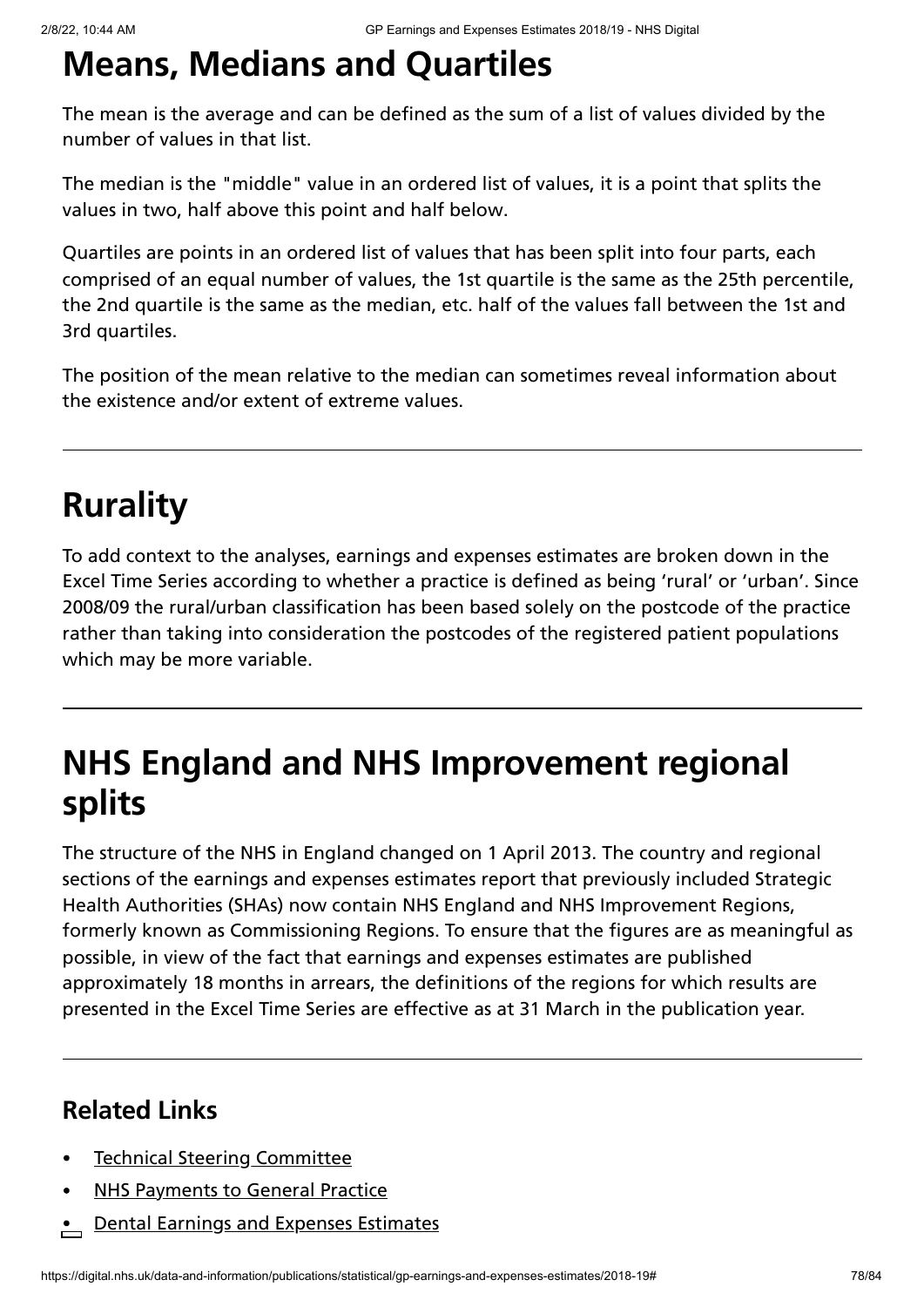# Means, Medians and Quartiles

The mean is the average and can be defined as the sum of a list of values divided by the number of values in that list.

The median is the "middle" value in an ordered list of values, it is a point that splits the values in two, half above this point and half below.

Quartiles are points in an ordered list of values that has been split into four parts, each comprised of an equal number of values, the 1st quartile is the same as the 25th percentile, the 2nd quartile is the same as the median, etc. half of the values fall between the 1st and 3rd quartiles.

The position of the mean relative to the median can sometimes reveal information about the existence and/or extent of extreme values.

---

# Rurality

To add context to the analyses, earnings and expenses estimates are broken down in the Excel Time Series according to whether a practice is defined as being 'rural' or 'urban'. Since 2008/09 the rural/urban classification has been based solely on the postcode of the practice rather than taking into consideration the postcodes of the registered patient populations which may be more variable.

---

# NHS England and NHS Improvement regional splits

The structure of the NHS in England changed on 1 April 2013. The country and regional sections of the earnings and expenses estimates report that previously included Strategic Health Authorities (SHAs) now contain NHS England and NHS Improvement Regions, formerly known as Commissioning Regions. To ensure that the figures are as meaningful as possible, in view of the fact that earnings and expenses estimates are published approximately 18 months in arrears, the definitions of the regions for which results are presented in the Excel Time Series are effective as at 31 March in the publication year.

---

## Related Links

- Technical Steering Committee
- NHS Payments to General Practice
- Dental Earnings and Expenses Estimates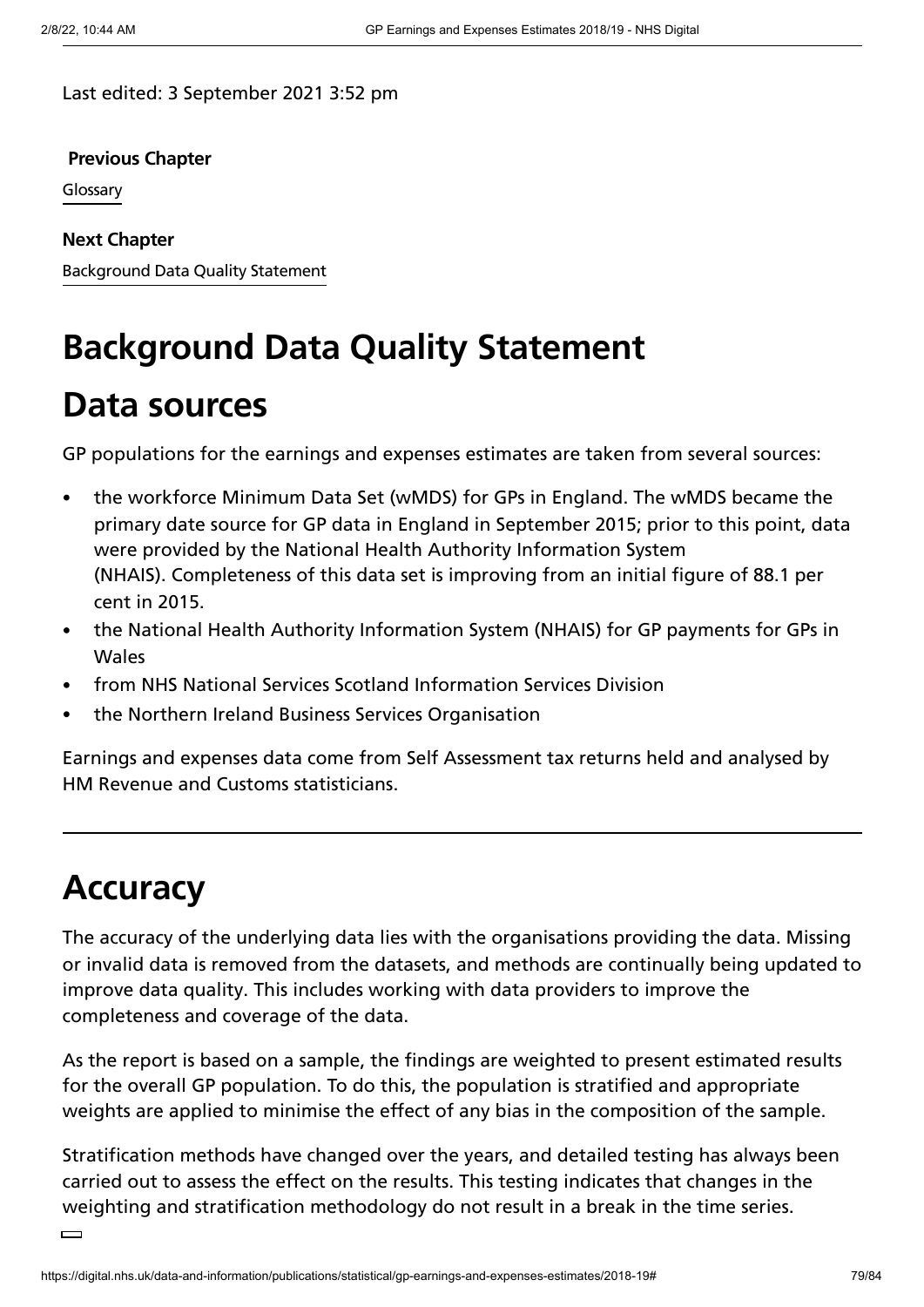Last edited: 3 September 2021 3:52 pm

**Previous Chapter**

Glossary

**Next Chapter**

Background Data Quality Statement

# Background Data Quality Statement

## Data sources

GP populations for the earnings and expenses estimates are taken from several sources:

- the workforce Minimum Data Set (wMDS) for GPs in England. The wMDS became the primary date source for GP data in England in September 2015; prior to this point, data were provided by the National Health Authority Information System (NHAIS). Completeness of this data set is improving from an initial figure of 88.1 per cent in 2015.
- the National Health Authority Information System (NHAIS) for GP payments for GPs in Wales
- from NHS National Services Scotland Information Services Division
- the Northern Ireland Business Services Organisation

Earnings and expenses data come from Self Assessment tax returns held and analysed by HM Revenue and Customs statisticians.

---

## Accuracy

The accuracy of the underlying data lies with the organisations providing the data. Missing or invalid data is removed from the datasets, and methods are continually being updated to improve data quality. This includes working with data providers to improve the completeness and coverage of the data.

As the report is based on a sample, the findings are weighted to present estimated results for the overall GP population. To do this, the population is stratified and appropriate weights are applied to minimise the effect of any bias in the composition of the sample.

Stratification methods have changed over the years, and detailed testing has always been carried out to assess the effect on the results. This testing indicates that changes in the weighting and stratification methodology do not result in a break in the time series.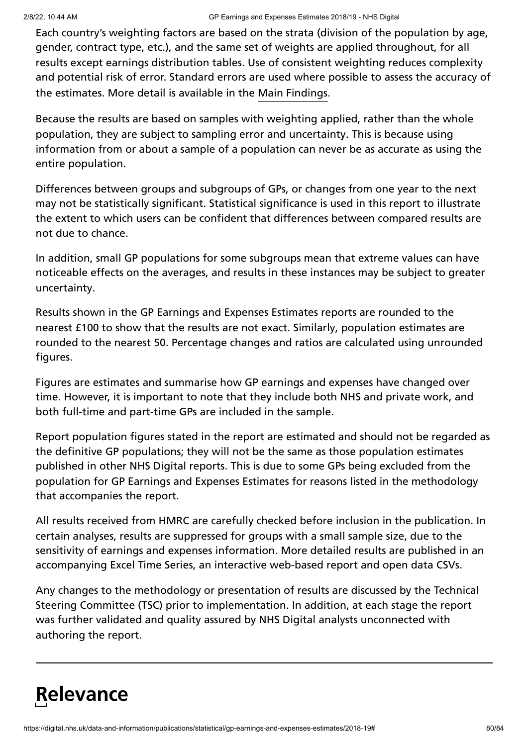Each country's weighting factors are based on the strata (division of the population by age, gender, contract type, etc.), and the same set of weights are applied throughout, for all results except earnings distribution tables. Use of consistent weighting reduces complexity and potential risk of error. Standard errors are used where possible to assess the accuracy of the estimates. More detail is available in the Main Findings.

Because the results are based on samples with weighting applied, rather than the whole population, they are subject to sampling error and uncertainty. This is because using information from or about a sample of a population can never be as accurate as using the entire population.

Differences between groups and subgroups of GPs, or changes from one year to the next may not be statistically significant. Statistical significance is used in this report to illustrate the extent to which users can be confident that differences between compared results are not due to chance.

In addition, small GP populations for some subgroups mean that extreme values can have noticeable effects on the averages, and results in these instances may be subject to greater uncertainty.

Results shown in the GP Earnings and Expenses Estimates reports are rounded to the nearest £100 to show that the results are not exact. Similarly, population estimates are rounded to the nearest 50. Percentage changes and ratios are calculated using unrounded figures.

Figures are estimates and summarise how GP earnings and expenses have changed over time. However, it is important to note that they include both NHS and private work, and both full-time and part-time GPs are included in the sample.

Report population figures stated in the report are estimated and should not be regarded as the definitive GP populations; they will not be the same as those population estimates published in other NHS Digital reports. This is due to some GPs being excluded from the population for GP Earnings and Expenses Estimates for reasons listed in the methodology that accompanies the report.

All results received from HMRC are carefully checked before inclusion in the publication. In certain analyses, results are suppressed for groups with a small sample size, due to the sensitivity of earnings and expenses information. More detailed results are published in an accompanying Excel Time Series, an interactive web-based report and open data CSVs.

Any changes to the methodology or presentation of results are discussed by the Technical Steering Committee (TSC) prior to implementation. In addition, at each stage the report was further validated and quality assured by NHS Digital analysts unconnected with authoring the report.

---

# Relevance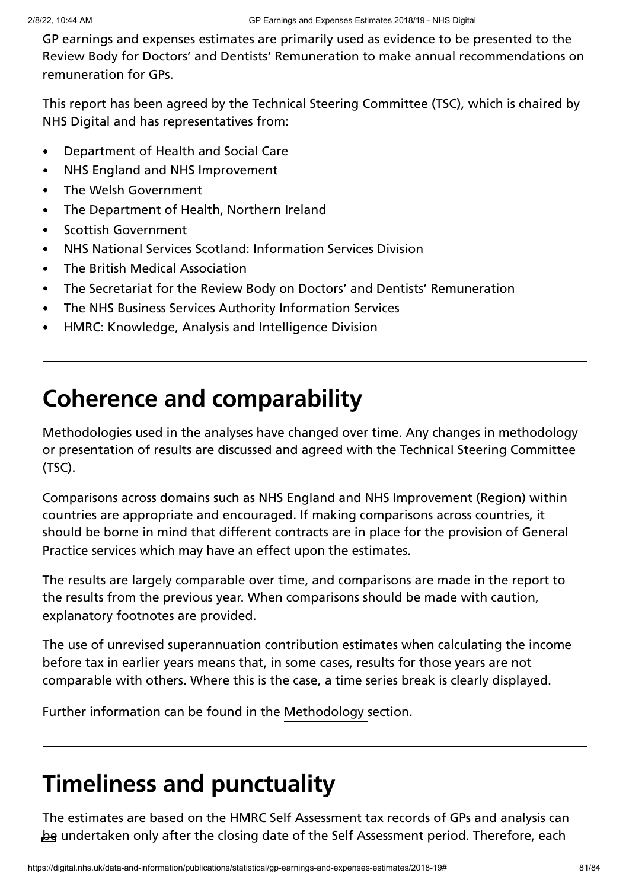GP earnings and expenses estimates are primarily used as evidence to be presented to the Review Body for Doctors' and Dentists' Remuneration to make annual recommendations on remuneration for GPs.

This report has been agreed by the Technical Steering Committee (TSC), which is chaired by NHS Digital and has representatives from:

- Department of Health and Social Care
- NHS England and NHS Improvement
- The Welsh Government
- The Department of Health, Northern Ireland
- Scottish Government
- NHS National Services Scotland: Information Services Division
- The British Medical Association
- The Secretariat for the Review Body on Doctors' and Dentists' Remuneration
- The NHS Business Services Authority Information Services
- HMRC: Knowledge, Analysis and Intelligence Division

## Coherence and comparability

Methodologies used in the analyses have changed over time. Any changes in methodology or presentation of results are discussed and agreed with the Technical Steering Committee (TSC).

Comparisons across domains such as NHS England and NHS Improvement (Region) within countries are appropriate and encouraged. If making comparisons across countries, it should be borne in mind that different contracts are in place for the provision of General Practice services which may have an effect upon the estimates.

The results are largely comparable over time, and comparisons are made in the report to the results from the previous year. When comparisons should be made with caution, explanatory footnotes are provided.

The use of unrevised superannuation contribution estimates when calculating the income before tax in earlier years means that, in some cases, results for those years are not comparable with others. Where this is the case, a time series break is clearly displayed.

Further information can be found in the Methodology section.

## Timeliness and punctuality

The estimates are based on the HMRC Self Assessment tax records of GPs and analysis can be undertaken only after the closing date of the Self Assessment period. Therefore, each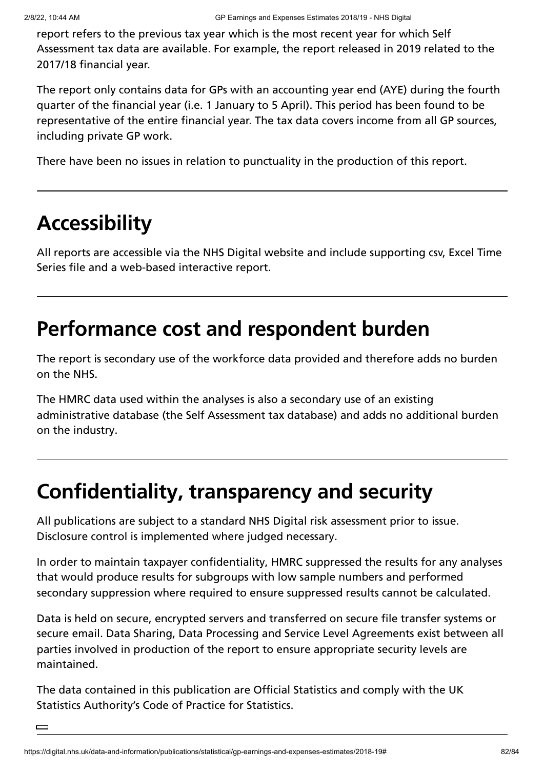report refers to the previous tax year which is the most recent year for which Self Assessment tax data are available. For example, the report released in 2019 related to the 2017/18 financial year.

The report only contains data for GPs with an accounting year end (AYE) during the fourth quarter of the financial year (i.e. 1 January to 5 April). This period has been found to be representative of the entire financial year. The tax data covers income from all GP sources, including private GP work.

There have been no issues in relation to punctuality in the production of this report.

## Accessibility

All reports are accessible via the NHS Digital website and include supporting csv, Excel Time Series file and a web-based interactive report.

## Performance cost and respondent burden

The report is secondary use of the workforce data provided and therefore adds no burden on the NHS.

The HMRC data used within the analyses is also a secondary use of an existing administrative database (the Self Assessment tax database) and adds no additional burden on the industry.

## Confidentiality, transparency and security

All publications are subject to a standard NHS Digital risk assessment prior to issue. Disclosure control is implemented where judged necessary.

In order to maintain taxpayer confidentiality, HMRC suppressed the results for any analyses that would produce results for subgroups with low sample numbers and performed secondary suppression where required to ensure suppressed results cannot be calculated.

Data is held on secure, encrypted servers and transferred on secure file transfer systems or secure email. Data Sharing, Data Processing and Service Level Agreements exist between all parties involved in production of the report to ensure appropriate security levels are maintained.

The data contained in this publication are Official Statistics and comply with the UK Statistics Authority's Code of Practice for Statistics.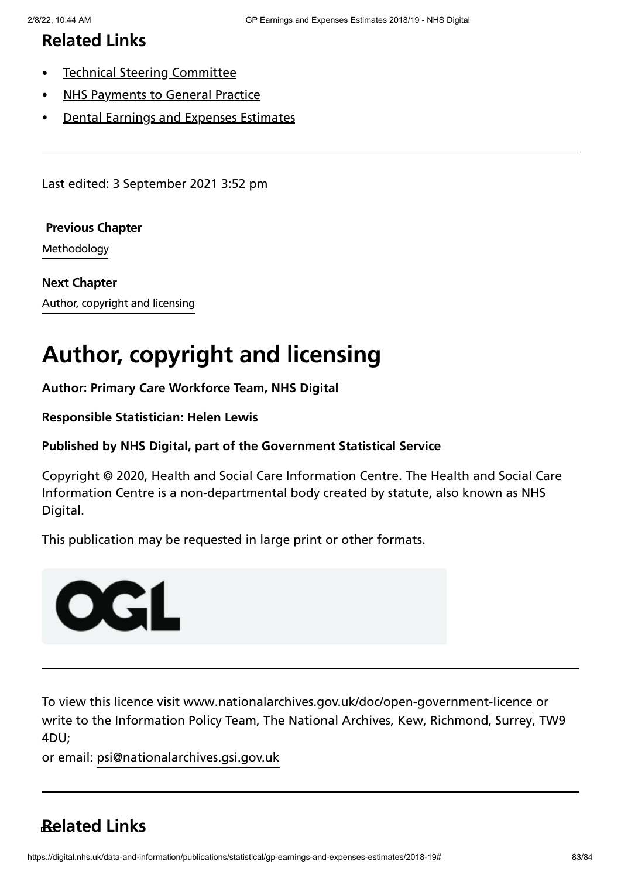## Related Links

- Technical Steering Committee
- NHS Payments to General Practice
- Dental Earnings and Expenses Estimates

---

Last edited: 3 September 2021 3:52 pm

**Previous Chapter**

Methodology

**Next Chapter**

Author, copyright and licensing

# Author, copyright and licensing

**Author: Primary Care Workforce Team, NHS Digital**

**Responsible Statistician: Helen Lewis**

**Published by NHS Digital, part of the Government Statistical Service**

Copyright © 2020, Health and Social Care Information Centre. The Health and Social Care Information Centre is a non-departmental body created by statute, also known as NHS Digital.

This publication may be requested in large print or other formats.

OGL

---

To view this licence visit www.nationalarchives.gov.uk/doc/open-government-licence or write to the Information Policy Team, The National Archives, Kew, Richmond, Surrey, TW9 4DU;
or email: psi@nationalarchives.gsi.gov.uk

---

## Related Links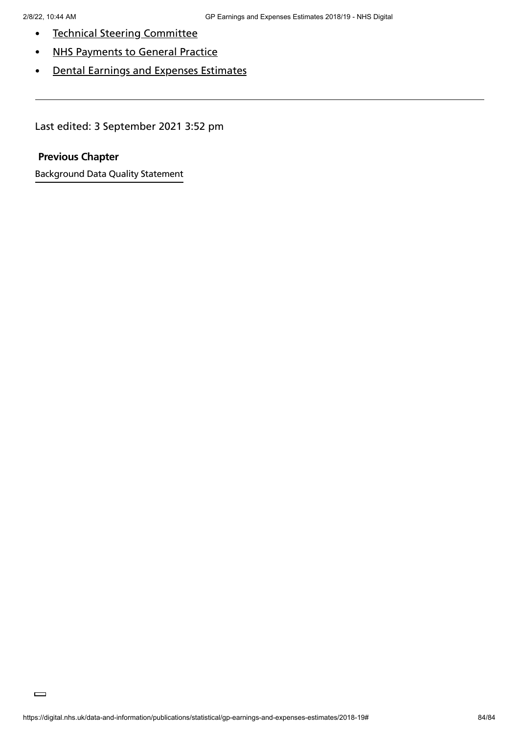- Technical Steering Committee
- NHS Payments to General Practice
- Dental Earnings and Expenses Estimates

---

Last edited: 3 September 2021 3:52 pm

**Previous Chapter**

Background Data Quality Statement